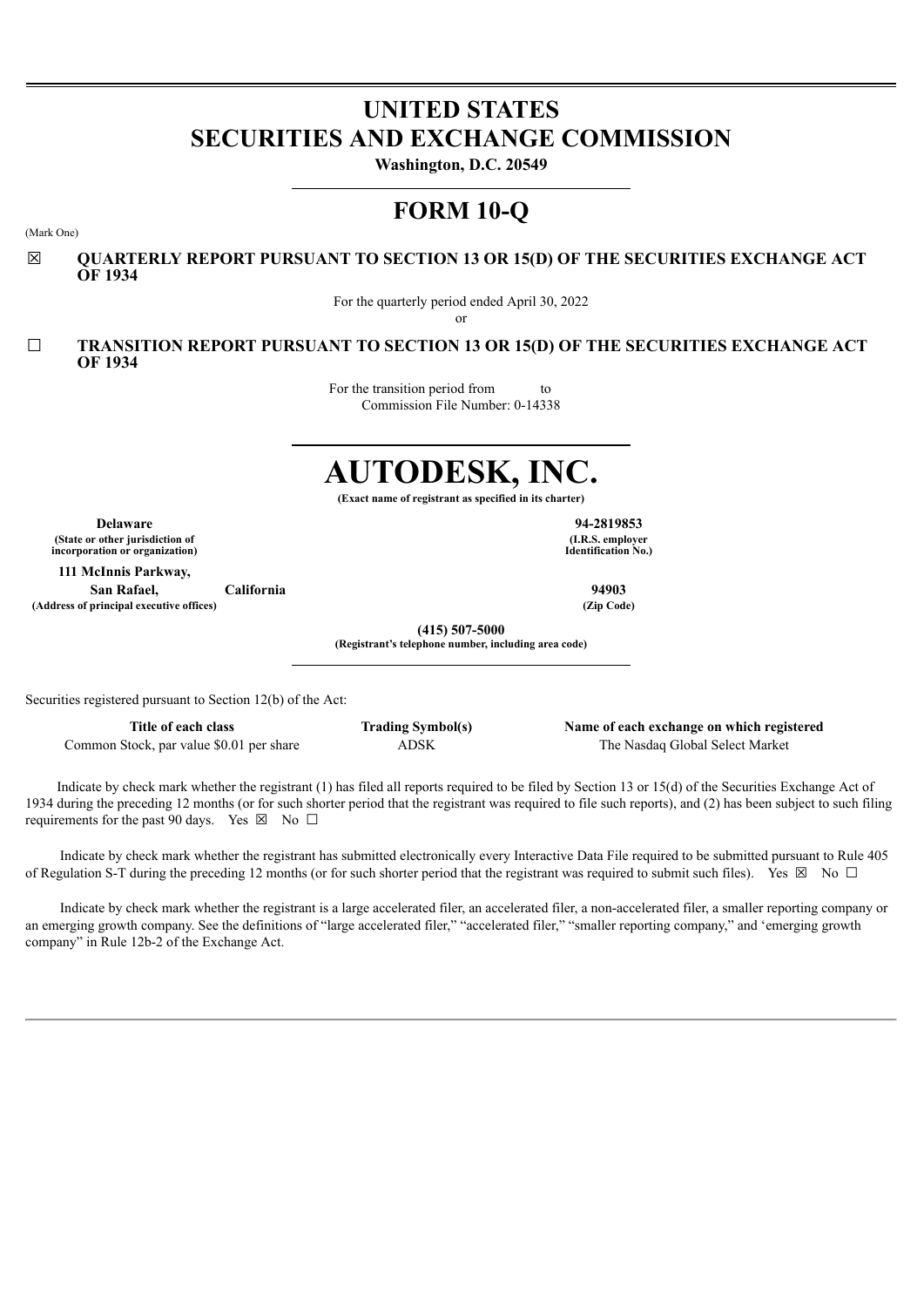# UNITED STATES SECURITIES AND EXCHANGE COMMISSION

**Washington, D.C. 20549**

# FORM 10-Q

(Mark One)

☒ **QUARTERLY REPORT PURSUANT TO SECTION 13 OR 15(D) OF THE SECURITIES EXCHANGE ACT OF 1934**

For the quarterly period ended April 30, 2022

or

☐ **TRANSITION REPORT PURSUANT TO SECTION 13 OR 15(D) OF THE SECURITIES EXCHANGE ACT OF 1934**

For the transition period from to

Commission File Number: 0-14338

# AUTODESK, INC.

**(Exact name of registrant as specified in its charter)**

| | |
|---|---|
| **Delaware** | **94-2819853** |
| **(State or other jurisdiction of incorporation or organization)** | **(I.R.S. employer Identification No.)** |
| **111 McInnis Parkway, San Rafael, California** | **94903** |
| **(Address of principal executive offices)** | **(Zip Code)** |

**(415) 507-5000**

**(Registrant's telephone number, including area code)**

Securities registered pursuant to Section 12(b) of the Act:

| Title of each class | Trading Symbol(s) | Name of each exchange on which registered |
|---|---|---|
| Common Stock, par value $0.01 per share | ADSK | The Nasdaq Global Select Market |

Indicate by check mark whether the registrant (1) has filed all reports required to be filed by Section 13 or 15(d) of the Securities Exchange Act of 1934 during the preceding 12 months (or for such shorter period that the registrant was required to file such reports), and (2) has been subject to such filing requirements for the past 90 days. Yes ☒ No ☐

Indicate by check mark whether the registrant has submitted electronically every Interactive Data File required to be submitted pursuant to Rule 405 of Regulation S-T during the preceding 12 months (or for such shorter period that the registrant was required to submit such files). Yes ☒ No ☐

Indicate by check mark whether the registrant is a large accelerated filer, an accelerated filer, a non-accelerated filer, a smaller reporting company or an emerging growth company. See the definitions of "large accelerated filer," "accelerated filer," "smaller reporting company," and 'emerging growth company" in Rule 12b-2 of the Exchange Act.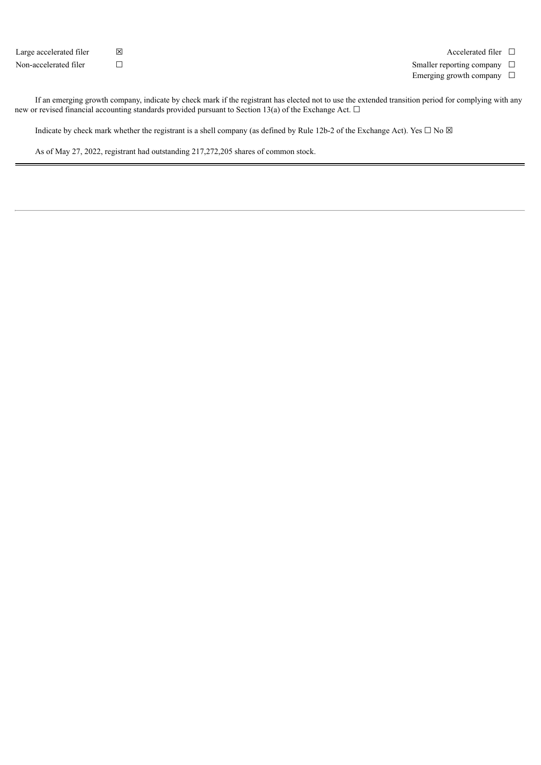| | | | |
|---|---|---|---|
| Large accelerated filer | ☒ | Accelerated filer | ☐ |
| Non-accelerated filer | ☐ | Smaller reporting company | ☐ |
| | | Emerging growth company | ☐ |

If an emerging growth company, indicate by check mark if the registrant has elected not to use the extended transition period for complying with any new or revised financial accounting standards provided pursuant to Section 13(a) of the Exchange Act. ☐

Indicate by check mark whether the registrant is a shell company (as defined by Rule 12b-2 of the Exchange Act). Yes ☐ No ☒

As of May 27, 2022, registrant had outstanding 217,272,205 shares of common stock.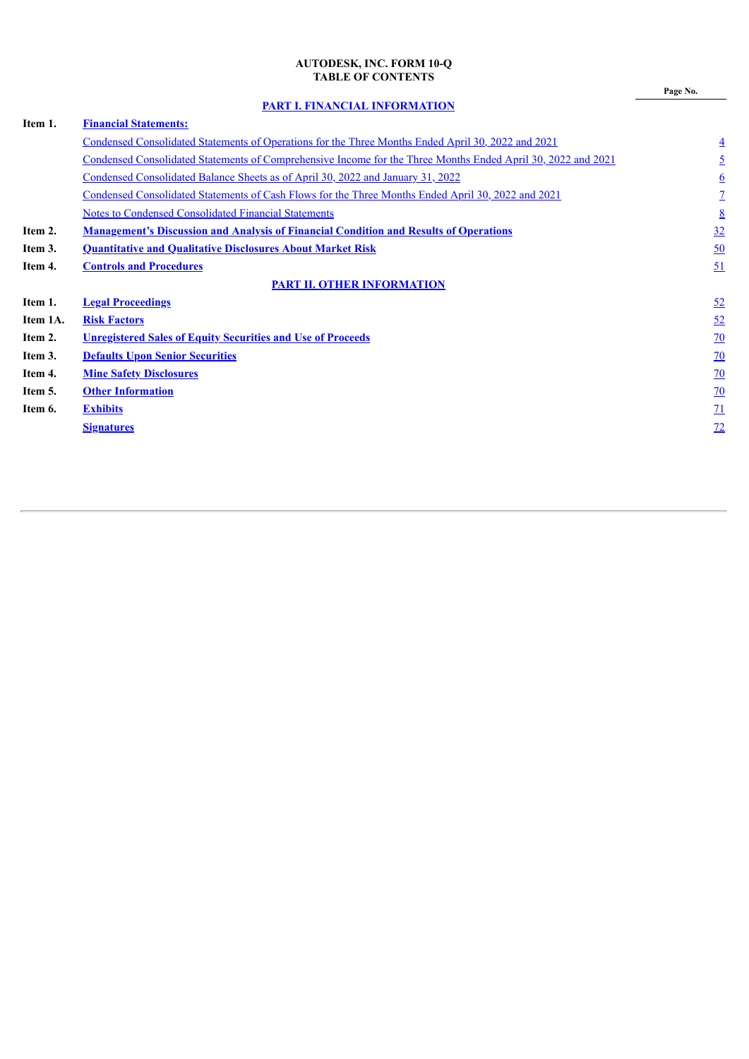**AUTODESK, INC. FORM 10-Q**
**TABLE OF CONTENTS**

| | | Page No. |
|---|---|---|
| | **PART I. FINANCIAL INFORMATION** | |
| **Item 1.** | **Financial Statements:** | |
| | Condensed Consolidated Statements of Operations for the Three Months Ended April 30, 2022 and 2021 | 4 |
| | Condensed Consolidated Statements of Comprehensive Income for the Three Months Ended April 30, 2022 and 2021 | 5 |
| | Condensed Consolidated Balance Sheets as of April 30, 2022 and January 31, 2022 | 6 |
| | Condensed Consolidated Statements of Cash Flows for the Three Months Ended April 30, 2022 and 2021 | 7 |
| | Notes to Condensed Consolidated Financial Statements | 8 |
| **Item 2.** | **Management's Discussion and Analysis of Financial Condition and Results of Operations** | 32 |
| **Item 3.** | **Quantitative and Qualitative Disclosures About Market Risk** | 50 |
| **Item 4.** | **Controls and Procedures** | 51 |
| | **PART II. OTHER INFORMATION** | |
| **Item 1.** | **Legal Proceedings** | 52 |
| **Item 1A.** | **Risk Factors** | 52 |
| **Item 2.** | **Unregistered Sales of Equity Securities and Use of Proceeds** | 70 |
| **Item 3.** | **Defaults Upon Senior Securities** | 70 |
| **Item 4.** | **Mine Safety Disclosures** | 70 |
| **Item 5.** | **Other Information** | 70 |
| **Item 6.** | **Exhibits** | 71 |
| | **Signatures** | 72 |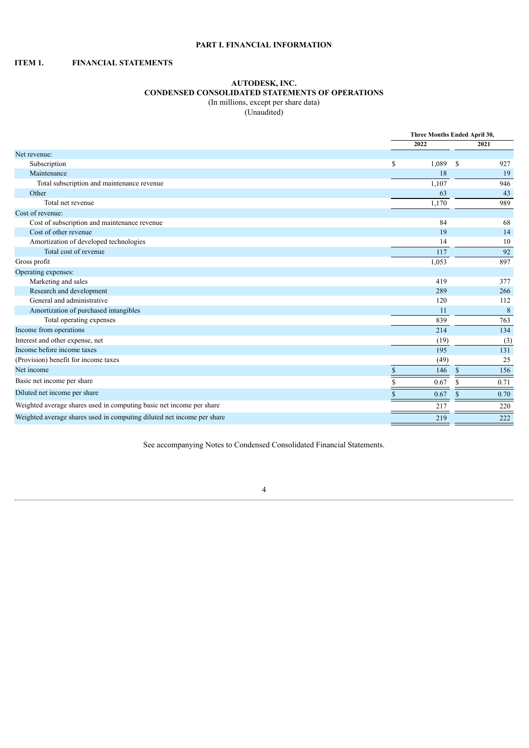# PART I. FINANCIAL INFORMATION

## ITEM 1. FINANCIAL STATEMENTS

### AUTODESK, INC.
### CONDENSED CONSOLIDATED STATEMENTS OF OPERATIONS
(In millions, except per share data)
(Unaudited)

| | Three Months Ended April 30, | |
|---|---|---|
| | 2022 | 2021 |
| Net revenue: | | |
| Subscription | $ 1,089 | $ 927 |
| Maintenance | 18 | 19 |
| Total subscription and maintenance revenue | 1,107 | 946 |
| Other | 63 | 43 |
| Total net revenue | 1,170 | 989 |
| Cost of revenue: | | |
| Cost of subscription and maintenance revenue | 84 | 68 |
| Cost of other revenue | 19 | 14 |
| Amortization of developed technologies | 14 | 10 |
| Total cost of revenue | 117 | 92 |
| Gross profit | 1,053 | 897 |
| Operating expenses: | | |
| Marketing and sales | 419 | 377 |
| Research and development | 289 | 266 |
| General and administrative | 120 | 112 |
| Amortization of purchased intangibles | 11 | 8 |
| Total operating expenses | 839 | 763 |
| Income from operations | 214 | 134 |
| Interest and other expense, net | (19) | (3) |
| Income before income taxes | 195 | 131 |
| (Provision) benefit for income taxes | (49) | 25 |
| Net income | $ 146 | $ 156 |
| Basic net income per share | $ 0.67 | $ 0.71 |
| Diluted net income per share | $ 0.67 | $ 0.70 |
| Weighted average shares used in computing basic net income per share | 217 | 220 |
| Weighted average shares used in computing diluted net income per share | 219 | 222 |

See accompanying Notes to Condensed Consolidated Financial Statements.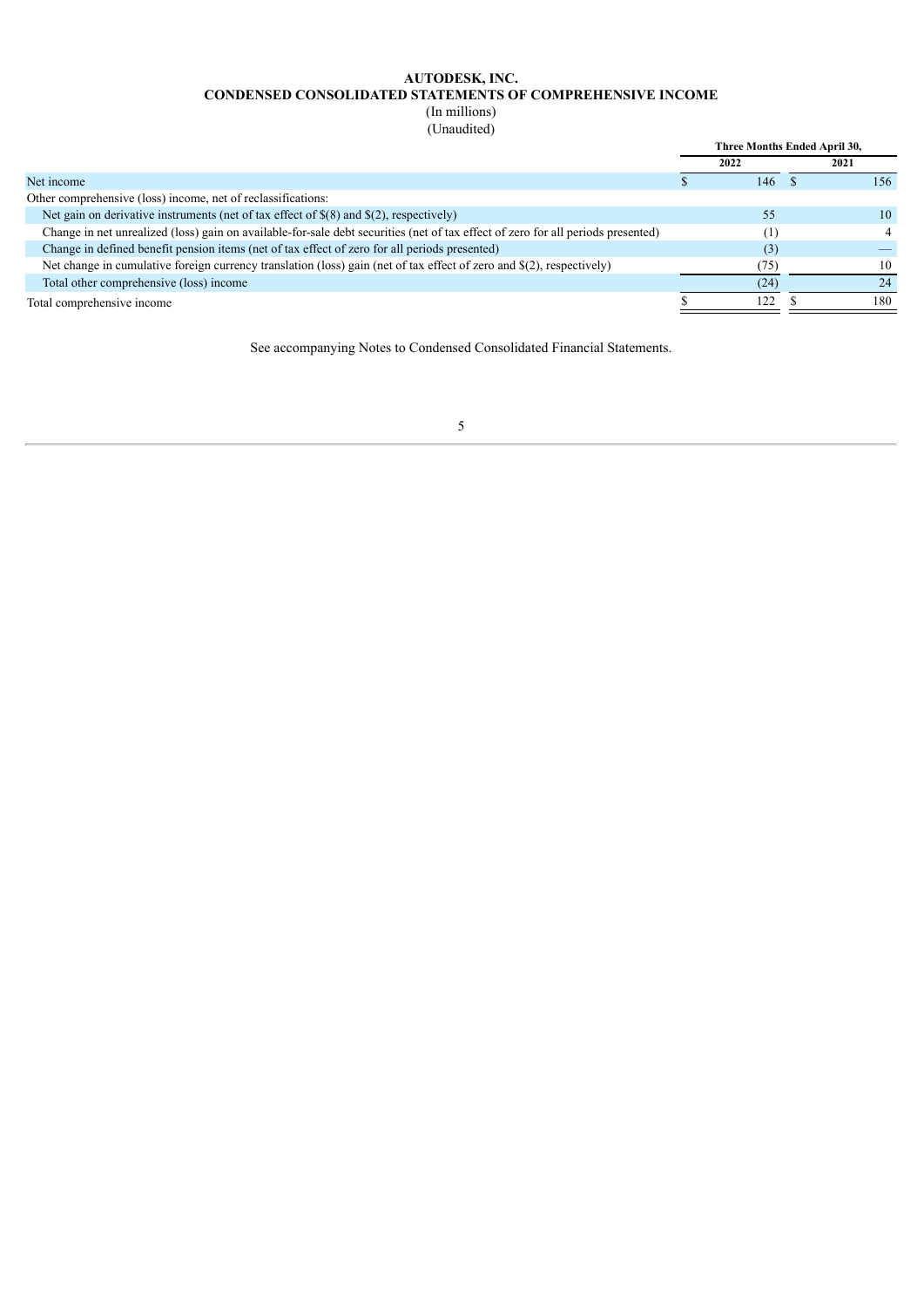# AUTODESK, INC.
## CONDENSED CONSOLIDATED STATEMENTS OF COMPREHENSIVE INCOME
(In millions)
(Unaudited)

| | Three Months Ended April 30, | |
|---|---|---|
| | 2022 | 2021 |
| Net income | $ 146 | $ 156 |
| Other comprehensive (loss) income, net of reclassifications: | | |
| Net gain on derivative instruments (net of tax effect of $(8) and $(2), respectively) | 55 | 10 |
| Change in net unrealized (loss) gain on available-for-sale debt securities (net of tax effect of zero for all periods presented) | (1) | 4 |
| Change in defined benefit pension items (net of tax effect of zero for all periods presented) | (3) | — |
| Net change in cumulative foreign currency translation (loss) gain (net of tax effect of zero and $(2), respectively) | (75) | 10 |
| Total other comprehensive (loss) income | (24) | 24 |
| Total comprehensive income | $ 122 | $ 180 |

See accompanying Notes to Condensed Consolidated Financial Statements.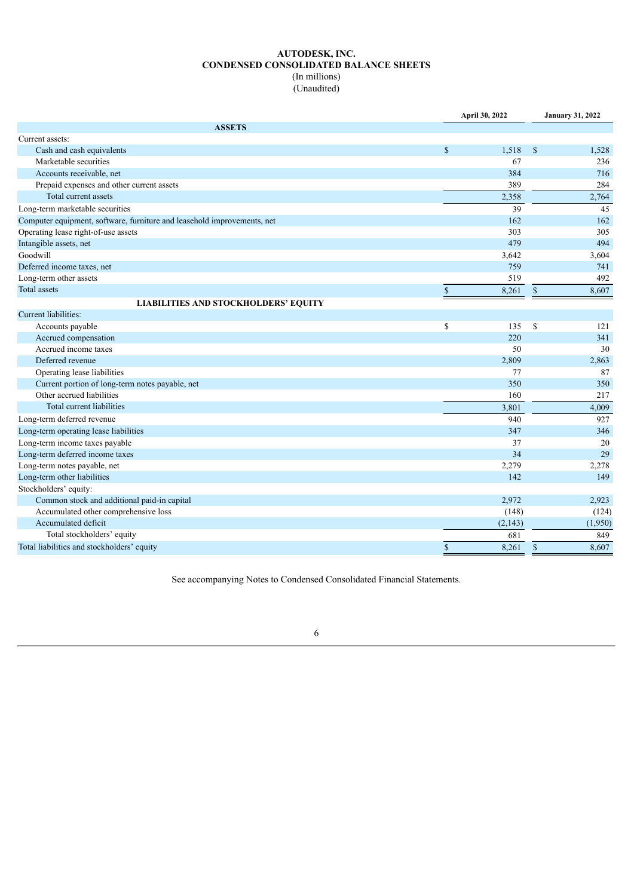# AUTODESK, INC.
## CONDENSED CONSOLIDATED BALANCE SHEETS
(In millions)
(Unaudited)

| | April 30, 2022 | January 31, 2022 |
|---|---|---|
| **ASSETS** | | |
| Current assets: | | |
| Cash and cash equivalents | $ 1,518 | $ 1,528 |
| Marketable securities | 67 | 236 |
| Accounts receivable, net | 384 | 716 |
| Prepaid expenses and other current assets | 389 | 284 |
| Total current assets | 2,358 | 2,764 |
| Long-term marketable securities | 39 | 45 |
| Computer equipment, software, furniture and leasehold improvements, net | 162 | 162 |
| Operating lease right-of-use assets | 303 | 305 |
| Intangible assets, net | 479 | 494 |
| Goodwill | 3,642 | 3,604 |
| Deferred income taxes, net | 759 | 741 |
| Long-term other assets | 519 | 492 |
| Total assets | $ 8,261 | $ 8,607 |
| **LIABILITIES AND STOCKHOLDERS' EQUITY** | | |
| Current liabilities: | | |
| Accounts payable | $ 135 | $ 121 |
| Accrued compensation | 220 | 341 |
| Accrued income taxes | 50 | 30 |
| Deferred revenue | 2,809 | 2,863 |
| Operating lease liabilities | 77 | 87 |
| Current portion of long-term notes payable, net | 350 | 350 |
| Other accrued liabilities | 160 | 217 |
| Total current liabilities | 3,801 | 4,009 |
| Long-term deferred revenue | 940 | 927 |
| Long-term operating lease liabilities | 347 | 346 |
| Long-term income taxes payable | 37 | 20 |
| Long-term deferred income taxes | 34 | 29 |
| Long-term notes payable, net | 2,279 | 2,278 |
| Long-term other liabilities | 142 | 149 |
| Stockholders' equity: | | |
| Common stock and additional paid-in capital | 2,972 | 2,923 |
| Accumulated other comprehensive loss | (148) | (124) |
| Accumulated deficit | (2,143) | (1,950) |
| Total stockholders' equity | 681 | 849 |
| Total liabilities and stockholders' equity | $ 8,261 | $ 8,607 |

See accompanying Notes to Condensed Consolidated Financial Statements.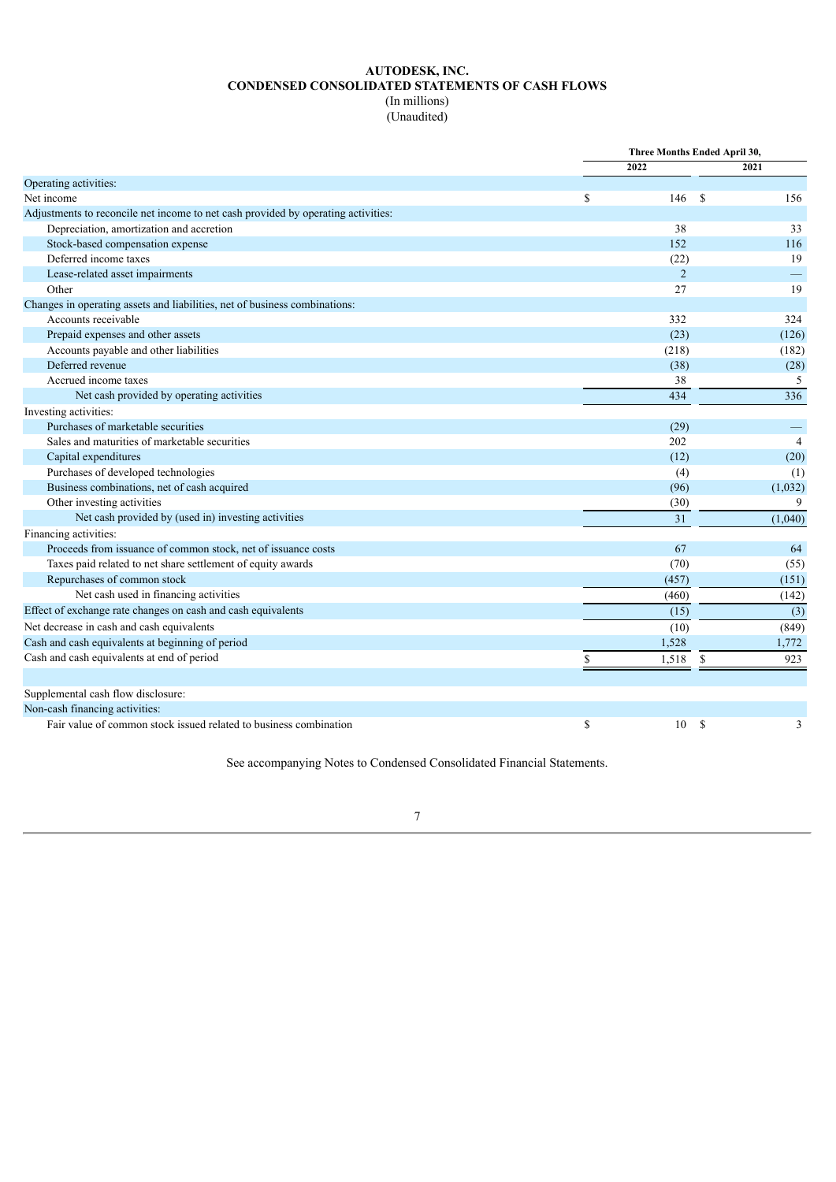# AUTODESK, INC.
## CONDENSED CONSOLIDATED STATEMENTS OF CASH FLOWS
(In millions)
(Unaudited)

| | Three Months Ended April 30, | |
|---|---|---|
| | 2022 | 2021 |
| Operating activities: | | |
| Net income | $ 146 | $ 156 |
| Adjustments to reconcile net income to net cash provided by operating activities: | | |
| Depreciation, amortization and accretion | 38 | 33 |
| Stock-based compensation expense | 152 | 116 |
| Deferred income taxes | (22) | 19 |
| Lease-related asset impairments | 2 | — |
| Other | 27 | 19 |
| Changes in operating assets and liabilities, net of business combinations: | | |
| Accounts receivable | 332 | 324 |
| Prepaid expenses and other assets | (23) | (126) |
| Accounts payable and other liabilities | (218) | (182) |
| Deferred revenue | (38) | (28) |
| Accrued income taxes | 38 | 5 |
| Net cash provided by operating activities | 434 | 336 |
| Investing activities: | | |
| Purchases of marketable securities | (29) | — |
| Sales and maturities of marketable securities | 202 | 4 |
| Capital expenditures | (12) | (20) |
| Purchases of developed technologies | (4) | (1) |
| Business combinations, net of cash acquired | (96) | (1,032) |
| Other investing activities | (30) | 9 |
| Net cash provided by (used in) investing activities | 31 | (1,040) |
| Financing activities: | | |
| Proceeds from issuance of common stock, net of issuance costs | 67 | 64 |
| Taxes paid related to net share settlement of equity awards | (70) | (55) |
| Repurchases of common stock | (457) | (151) |
| Net cash used in financing activities | (460) | (142) |
| Effect of exchange rate changes on cash and cash equivalents | (15) | (3) |
| Net decrease in cash and cash equivalents | (10) | (849) |
| Cash and cash equivalents at beginning of period | 1,528 | 1,772 |
| Cash and cash equivalents at end of period | $ 1,518 | $ 923 |
| | | |
| Supplemental cash flow disclosure: | | |
| Non-cash financing activities: | | |
| Fair value of common stock issued related to business combination | $ 10 | $ 3 |

See accompanying Notes to Condensed Consolidated Financial Statements.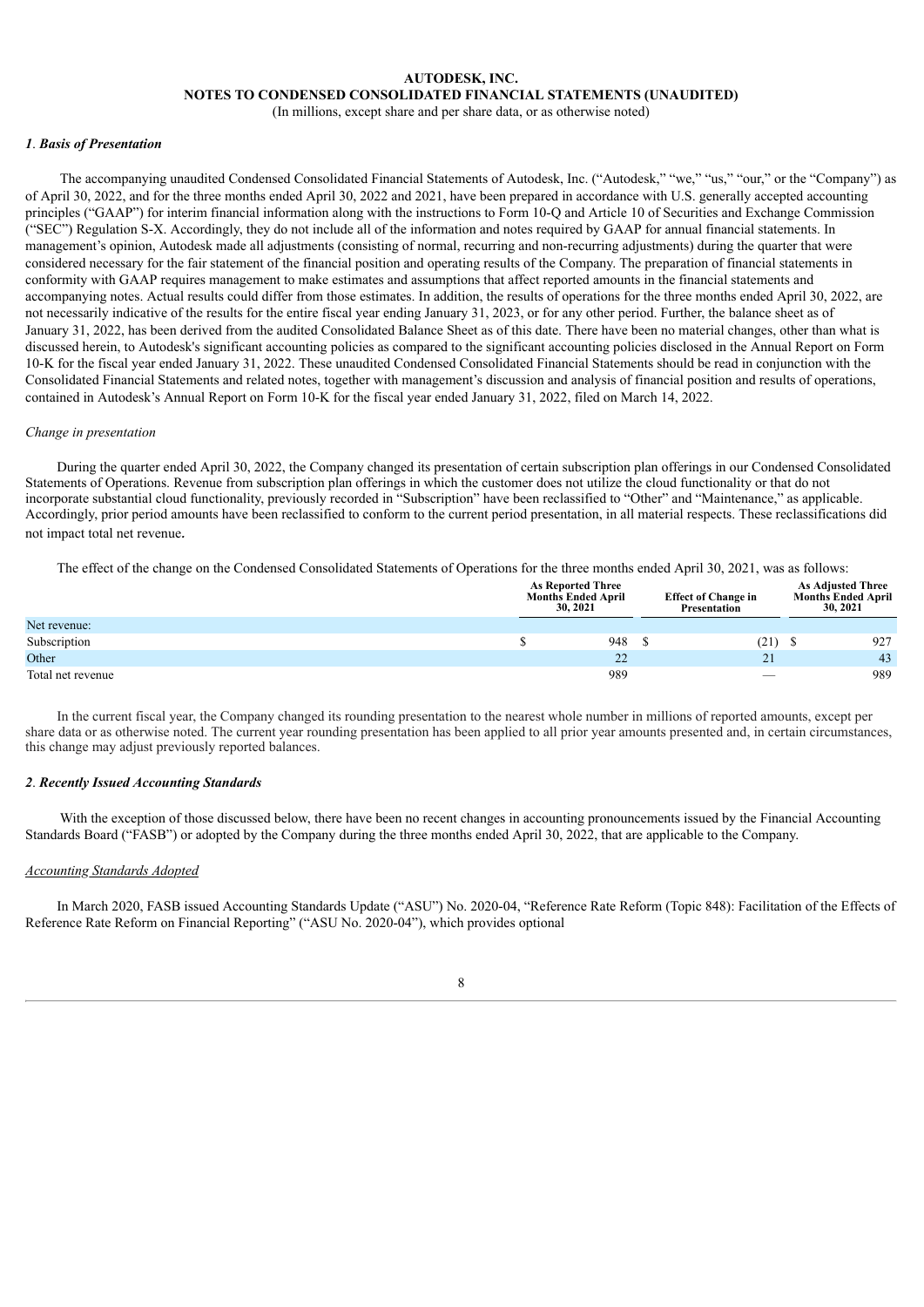**AUTODESK, INC.**
**NOTES TO CONDENSED CONSOLIDATED FINANCIAL STATEMENTS (UNAUDITED)**
(In millions, except share and per share data, or as otherwise noted)

***1. Basis of Presentation***

The accompanying unaudited Condensed Consolidated Financial Statements of Autodesk, Inc. ("Autodesk," "we," "us," "our," or the "Company") as of April 30, 2022, and for the three months ended April 30, 2022 and 2021, have been prepared in accordance with U.S. generally accepted accounting principles ("GAAP") for interim financial information along with the instructions to Form 10-Q and Article 10 of Securities and Exchange Commission ("SEC") Regulation S-X. Accordingly, they do not include all of the information and notes required by GAAP for annual financial statements. In management's opinion, Autodesk made all adjustments (consisting of normal, recurring and non-recurring adjustments) during the quarter that were considered necessary for the fair statement of the financial position and operating results of the Company. The preparation of financial statements in conformity with GAAP requires management to make estimates and assumptions that affect reported amounts in the financial statements and accompanying notes. Actual results could differ from those estimates. In addition, the results of operations for the three months ended April 30, 2022, are not necessarily indicative of the results for the entire fiscal year ending January 31, 2023, or for any other period. Further, the balance sheet as of January 31, 2022, has been derived from the audited Consolidated Balance Sheet as of this date. There have been no material changes, other than what is discussed herein, to Autodesk's significant accounting policies as compared to the significant accounting policies disclosed in the Annual Report on Form 10-K for the fiscal year ended January 31, 2022. These unaudited Condensed Consolidated Financial Statements should be read in conjunction with the Consolidated Financial Statements and related notes, together with management's discussion and analysis of financial position and results of operations, contained in Autodesk's Annual Report on Form 10-K for the fiscal year ended January 31, 2022, filed on March 14, 2022.

*Change in presentation*

During the quarter ended April 30, 2022, the Company changed its presentation of certain subscription plan offerings in our Condensed Consolidated Statements of Operations. Revenue from subscription plan offerings in which the customer does not utilize the cloud functionality or that do not incorporate substantial cloud functionality, previously recorded in "Subscription" have been reclassified to "Other" and "Maintenance," as applicable. Accordingly, prior period amounts have been reclassified to conform to the current period presentation, in all material respects. These reclassifications did not impact total net revenue.

The effect of the change on the Condensed Consolidated Statements of Operations for the three months ended April 30, 2021, was as follows:

| | As Reported Three Months Ended April 30, 2021 | Effect of Change in Presentation | As Adjusted Three Months Ended April 30, 2021 |
|---|---|---|---|
| Net revenue: | | | |
| Subscription | $ 948 | $ (21) | $ 927 |
| Other | 22 | 21 | 43 |
| Total net revenue | 989 | — | 989 |

In the current fiscal year, the Company changed its rounding presentation to the nearest whole number in millions of reported amounts, except per share data or as otherwise noted. The current year rounding presentation has been applied to all prior year amounts presented and, in certain circumstances, this change may adjust previously reported balances.

***2. Recently Issued Accounting Standards***

With the exception of those discussed below, there have been no recent changes in accounting pronouncements issued by the Financial Accounting Standards Board ("FASB") or adopted by the Company during the three months ended April 30, 2022, that are applicable to the Company.

*Accounting Standards Adopted*

In March 2020, FASB issued Accounting Standards Update ("ASU") No. 2020-04, "Reference Rate Reform (Topic 848): Facilitation of the Effects of Reference Rate Reform on Financial Reporting" ("ASU No. 2020-04"), which provides optional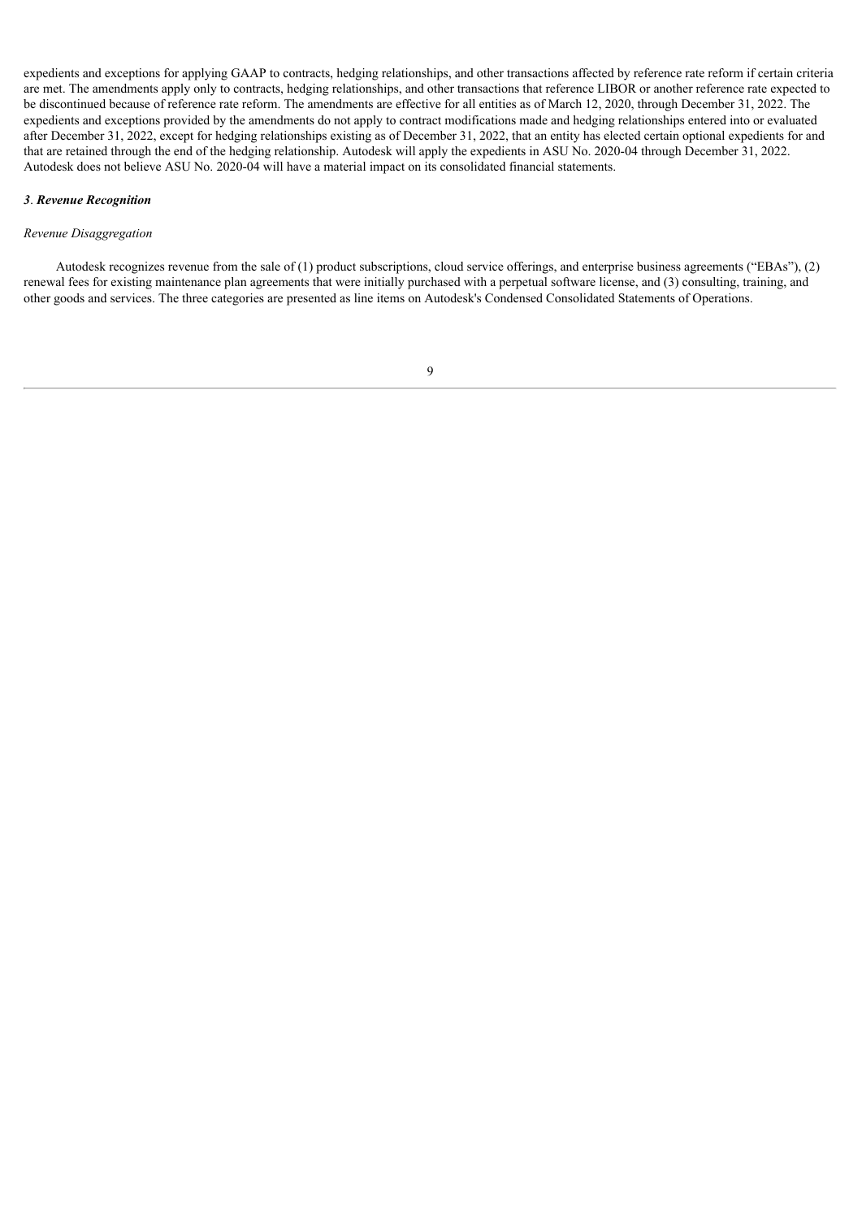expedients and exceptions for applying GAAP to contracts, hedging relationships, and other transactions affected by reference rate reform if certain criteria are met. The amendments apply only to contracts, hedging relationships, and other transactions that reference LIBOR or another reference rate expected to be discontinued because of reference rate reform. The amendments are effective for all entities as of March 12, 2020, through December 31, 2022. The expedients and exceptions provided by the amendments do not apply to contract modifications made and hedging relationships entered into or evaluated after December 31, 2022, except for hedging relationships existing as of December 31, 2022, that an entity has elected certain optional expedients for and that are retained through the end of the hedging relationship. Autodesk will apply the expedients in ASU No. 2020-04 through December 31, 2022. Autodesk does not believe ASU No. 2020-04 will have a material impact on its consolidated financial statements.

### *3*. ***Revenue Recognition***

*Revenue Disaggregation*

Autodesk recognizes revenue from the sale of (1) product subscriptions, cloud service offerings, and enterprise business agreements ("EBAs"), (2) renewal fees for existing maintenance plan agreements that were initially purchased with a perpetual software license, and (3) consulting, training, and other goods and services. The three categories are presented as line items on Autodesk's Condensed Consolidated Statements of Operations.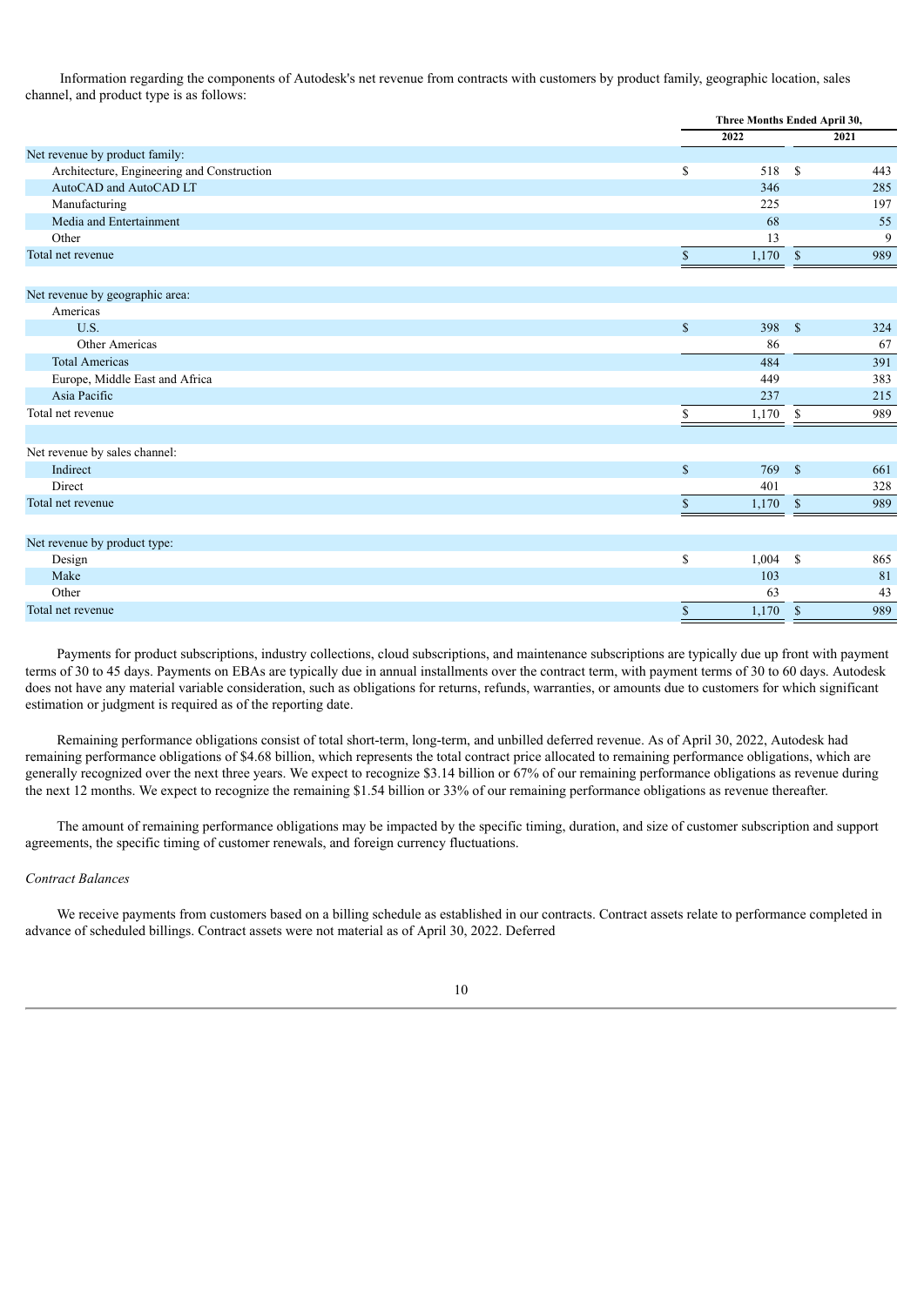Information regarding the components of Autodesk's net revenue from contracts with customers by product family, geographic location, sales channel, and product type is as follows:

| | Three Months Ended April 30, | |
|---|---|---|
| | 2022 | 2021 |
| Net revenue by product family: | | |
| Architecture, Engineering and Construction | $ 518 | $ 443 |
| AutoCAD and AutoCAD LT | 346 | 285 |
| Manufacturing | 225 | 197 |
| Media and Entertainment | 68 | 55 |
| Other | 13 | 9 |
| Total net revenue | $ 1,170 | $ 989 |
| | | |
| Net revenue by geographic area: | | |
| Americas | | |
| U.S. | $ 398 | $ 324 |
| Other Americas | 86 | 67 |
| Total Americas | 484 | 391 |
| Europe, Middle East and Africa | 449 | 383 |
| Asia Pacific | 237 | 215 |
| Total net revenue | $ 1,170 | $ 989 |
| | | |
| Net revenue by sales channel: | | |
| Indirect | $ 769 | $ 661 |
| Direct | 401 | 328 |
| Total net revenue | $ 1,170 | $ 989 |
| | | |
| Net revenue by product type: | | |
| Design | $ 1,004 | $ 865 |
| Make | 103 | 81 |
| Other | 63 | 43 |
| Total net revenue | $ 1,170 | $ 989 |

Payments for product subscriptions, industry collections, cloud subscriptions, and maintenance subscriptions are typically due up front with payment terms of 30 to 45 days. Payments on EBAs are typically due in annual installments over the contract term, with payment terms of 30 to 60 days. Autodesk does not have any material variable consideration, such as obligations for returns, refunds, warranties, or amounts due to customers for which significant estimation or judgment is required as of the reporting date.

Remaining performance obligations consist of total short-term, long-term, and unbilled deferred revenue. As of April 30, 2022, Autodesk had remaining performance obligations of $4.68 billion, which represents the total contract price allocated to remaining performance obligations, which are generally recognized over the next three years. We expect to recognize $3.14 billion or 67% of our remaining performance obligations as revenue during the next 12 months. We expect to recognize the remaining $1.54 billion or 33% of our remaining performance obligations as revenue thereafter.

The amount of remaining performance obligations may be impacted by the specific timing, duration, and size of customer subscription and support agreements, the specific timing of customer renewals, and foreign currency fluctuations.

*Contract Balances*

We receive payments from customers based on a billing schedule as established in our contracts. Contract assets relate to performance completed in advance of scheduled billings. Contract assets were not material as of April 30, 2022. Deferred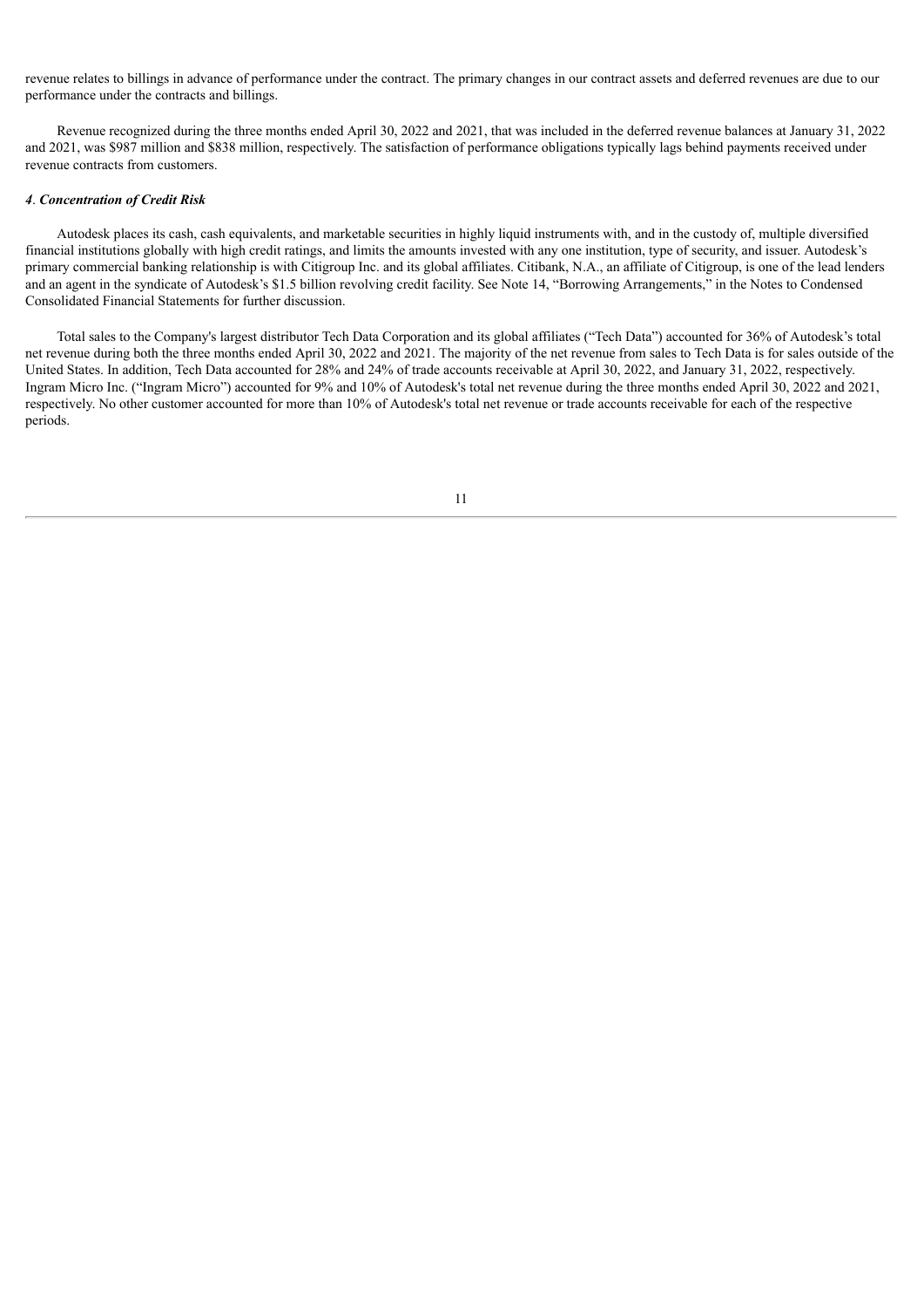revenue relates to billings in advance of performance under the contract. The primary changes in our contract assets and deferred revenues are due to our performance under the contracts and billings.

Revenue recognized during the three months ended April 30, 2022 and 2021, that was included in the deferred revenue balances at January 31, 2022 and 2021, was $987 million and $838 million, respectively. The satisfaction of performance obligations typically lags behind payments received under revenue contracts from customers.

### *4. Concentration of Credit Risk*

Autodesk places its cash, cash equivalents, and marketable securities in highly liquid instruments with, and in the custody of, multiple diversified financial institutions globally with high credit ratings, and limits the amounts invested with any one institution, type of security, and issuer. Autodesk's primary commercial banking relationship is with Citigroup Inc. and its global affiliates. Citibank, N.A., an affiliate of Citigroup, is one of the lead lenders and an agent in the syndicate of Autodesk's $1.5 billion revolving credit facility. See Note 14, "Borrowing Arrangements," in the Notes to Condensed Consolidated Financial Statements for further discussion.

Total sales to the Company's largest distributor Tech Data Corporation and its global affiliates ("Tech Data") accounted for 36% of Autodesk's total net revenue during both the three months ended April 30, 2022 and 2021. The majority of the net revenue from sales to Tech Data is for sales outside of the United States. In addition, Tech Data accounted for 28% and 24% of trade accounts receivable at April 30, 2022, and January 31, 2022, respectively. Ingram Micro Inc. ("Ingram Micro") accounted for 9% and 10% of Autodesk's total net revenue during the three months ended April 30, 2022 and 2021, respectively. No other customer accounted for more than 10% of Autodesk's total net revenue or trade accounts receivable for each of the respective periods.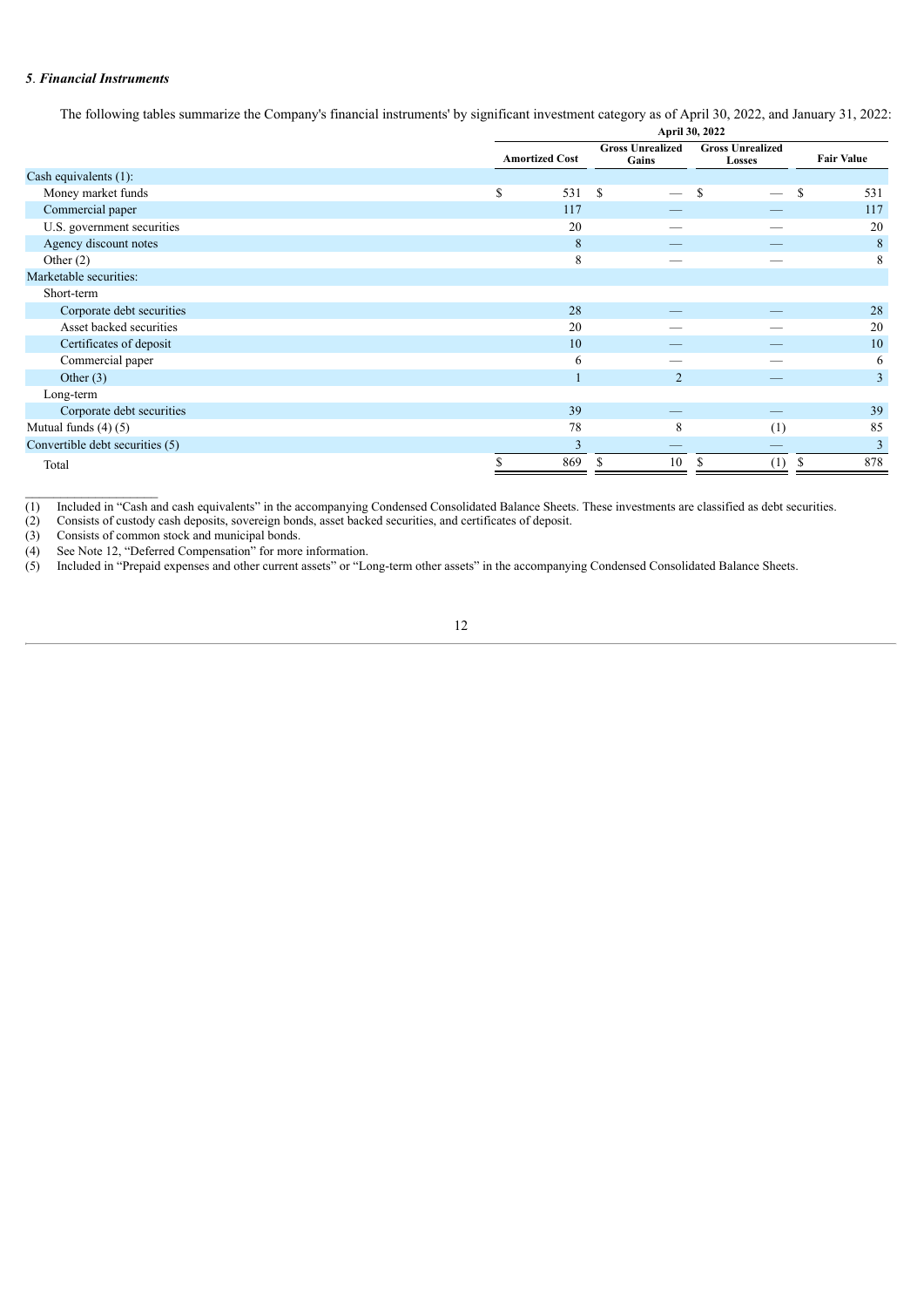*5*. ***Financial Instruments***

The following tables summarize the Company's financial instruments' by significant investment category as of April 30, 2022, and January 31, 2022:

| | April 30, 2022 | | | |
|---|---|---|---|---|
| | Amortized Cost | Gross Unrealized Gains | Gross Unrealized Losses | Fair Value |
| Cash equivalents (1): | | | | |
| Money market funds | $ 531 | $ — | $ — | $ 531 |
| Commercial paper | 117 | — | — | 117 |
| U.S. government securities | 20 | — | — | 20 |
| Agency discount notes | 8 | — | — | 8 |
| Other (2) | 8 | — | — | 8 |
| Marketable securities: | | | | |
| Short-term | | | | |
| Corporate debt securities | 28 | — | — | 28 |
| Asset backed securities | 20 | — | — | 20 |
| Certificates of deposit | 10 | — | — | 10 |
| Commercial paper | 6 | — | — | 6 |
| Other (3) | 1 | 2 | — | 3 |
| Long-term | | | | |
| Corporate debt securities | 39 | — | — | 39 |
| Mutual funds (4) (5) | 78 | 8 | (1) | 85 |
| Convertible debt securities (5) | 3 | — | — | 3 |
| Total | $ 869 | $ 10 | $ (1) | $ 878 |

(1) Included in "Cash and cash equivalents" in the accompanying Condensed Consolidated Balance Sheets. These investments are classified as debt securities.
(2) Consists of custody cash deposits, sovereign bonds, asset backed securities, and certificates of deposit.
(3) Consists of common stock and municipal bonds.
(4) See Note 12, "Deferred Compensation" for more information.
(5) Included in "Prepaid expenses and other current assets" or "Long-term other assets" in the accompanying Condensed Consolidated Balance Sheets.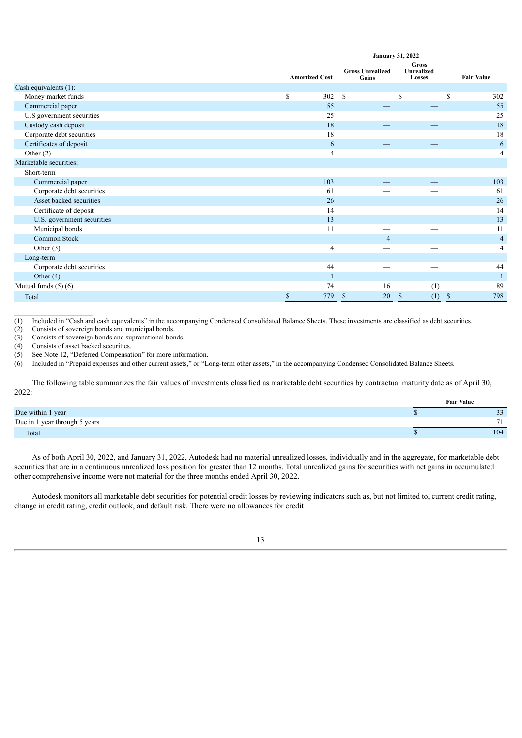| | January 31, 2022 | | | |
|---|---|---|---|---|
| | Amortized Cost | Gross Unrealized Gains | Gross Unrealized Losses | Fair Value |
| Cash equivalents (1): | | | | |
| Money market funds | $ 302 | $ — | $ — | $ 302 |
| Commercial paper | 55 | — | — | 55 |
| U.S government securities | 25 | — | — | 25 |
| Custody cash deposit | 18 | — | — | 18 |
| Corporate debt securities | 18 | — | — | 18 |
| Certificates of deposit | 6 | — | — | 6 |
| Other (2) | 4 | — | — | 4 |
| Marketable securities: | | | | |
| Short-term | | | | |
| Commercial paper | 103 | — | — | 103 |
| Corporate debt securities | 61 | — | — | 61 |
| Asset backed securities | 26 | — | — | 26 |
| Certificate of deposit | 14 | — | — | 14 |
| U.S. government securities | 13 | — | — | 13 |
| Municipal bonds | 11 | — | — | 11 |
| Common Stock | — | 4 | — | 4 |
| Other (3) | 4 | — | — | 4 |
| Long-term | | | | |
| Corporate debt securities | 44 | — | — | 44 |
| Other (4) | 1 | — | — | 1 |
| Mutual funds (5) (6) | 74 | 16 | (1) | 89 |
| Total | $ 779 | $ 20 | $ (1) | $ 798 |

(1) Included in "Cash and cash equivalents" in the accompanying Condensed Consolidated Balance Sheets. These investments are classified as debt securities.
(2) Consists of sovereign bonds and municipal bonds.
(3) Consists of sovereign bonds and supranational bonds.
(4) Consists of asset backed securities.
(5) See Note 12, "Deferred Compensation" for more information.
(6) Included in "Prepaid expenses and other current assets," or "Long-term other assets," in the accompanying Condensed Consolidated Balance Sheets.

The following table summarizes the fair values of investments classified as marketable debt securities by contractual maturity date as of April 30, 2022:

| | Fair Value |
|---|---|
| Due within 1 year | $ 33 |
| Due in 1 year through 5 years | 71 |
| Total | $ 104 |

As of both April 30, 2022, and January 31, 2022, Autodesk had no material unrealized losses, individually and in the aggregate, for marketable debt securities that are in a continuous unrealized loss position for greater than 12 months. Total unrealized gains for securities with net gains in accumulated other comprehensive income were not material for the three months ended April 30, 2022.

Autodesk monitors all marketable debt securities for potential credit losses by reviewing indicators such as, but not limited to, current credit rating, change in credit rating, credit outlook, and default risk. There were no allowances for credit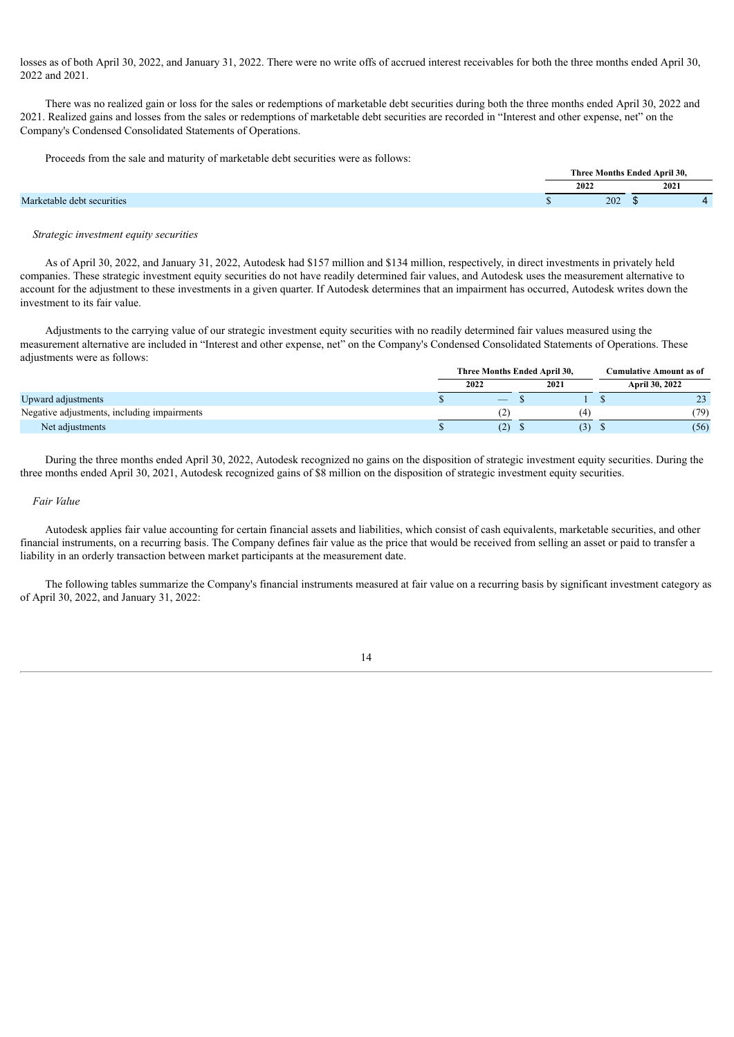losses as of both April 30, 2022, and January 31, 2022. There were no write offs of accrued interest receivables for both the three months ended April 30, 2022 and 2021.

There was no realized gain or loss for the sales or redemptions of marketable debt securities during both the three months ended April 30, 2022 and 2021. Realized gains and losses from the sales or redemptions of marketable debt securities are recorded in "Interest and other expense, net" on the Company's Condensed Consolidated Statements of Operations.

Proceeds from the sale and maturity of marketable debt securities were as follows:

| | Three Months Ended April 30, | |
|---|---|---|
| | 2022 | 2021 |
| Marketable debt securities | $ 202 | $ 4 |

*Strategic investment equity securities*

As of April 30, 2022, and January 31, 2022, Autodesk had $157 million and $134 million, respectively, in direct investments in privately held companies. These strategic investment equity securities do not have readily determined fair values, and Autodesk uses the measurement alternative to account for the adjustment to these investments in a given quarter. If Autodesk determines that an impairment has occurred, Autodesk writes down the investment to its fair value.

Adjustments to the carrying value of our strategic investment equity securities with no readily determined fair values measured using the measurement alternative are included in "Interest and other expense, net" on the Company's Condensed Consolidated Statements of Operations. These adjustments were as follows:

| | Three Months Ended April 30, | | Cumulative Amount as of |
|---|---|---|---|
| | 2022 | 2021 | April 30, 2022 |
| Upward adjustments | $ — | $ 1 | $ 23 |
| Negative adjustments, including impairments | (2) | (4) | (79) |
| Net adjustments | $ (2) | $ (3) | $ (56) |

During the three months ended April 30, 2022, Autodesk recognized no gains on the disposition of strategic investment equity securities. During the three months ended April 30, 2021, Autodesk recognized gains of $8 million on the disposition of strategic investment equity securities.

*Fair Value*

Autodesk applies fair value accounting for certain financial assets and liabilities, which consist of cash equivalents, marketable securities, and other financial instruments, on a recurring basis. The Company defines fair value as the price that would be received from selling an asset or paid to transfer a liability in an orderly transaction between market participants at the measurement date.

The following tables summarize the Company's financial instruments measured at fair value on a recurring basis by significant investment category as of April 30, 2022, and January 31, 2022: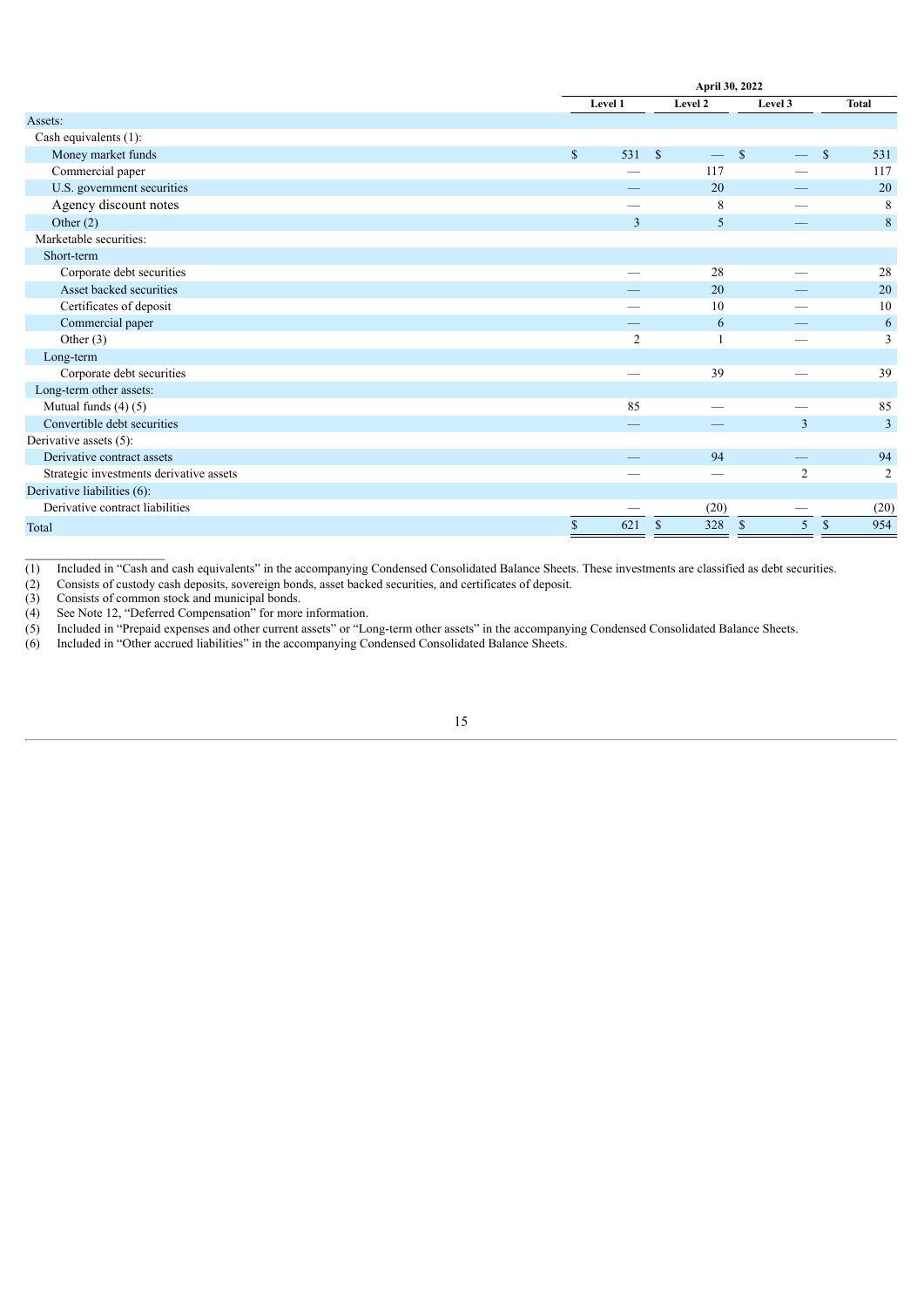| | April 30, 2022 | | | |
|---|---|---|---|---|
| | Level 1 | Level 2 | Level 3 | Total |
| Assets: | | | | |
| Cash equivalents (1): | | | | |
| Money market funds | $ 531 | $ — | $ — | $ 531 |
| Commercial paper | — | 117 | — | 117 |
| U.S. government securities | — | 20 | — | 20 |
| Agency discount notes | — | 8 | — | 8 |
| Other (2) | 3 | 5 | — | 8 |
| Marketable securities: | | | | |
| Short-term | | | | |
| Corporate debt securities | — | 28 | — | 28 |
| Asset backed securities | — | 20 | — | 20 |
| Certificates of deposit | — | 10 | — | 10 |
| Commercial paper | — | 6 | — | 6 |
| Other (3) | 2 | 1 | — | 3 |
| Long-term | | | | |
| Corporate debt securities | — | 39 | — | 39 |
| Long-term other assets: | | | | |
| Mutual funds (4) (5) | 85 | — | — | 85 |
| Convertible debt securities | — | — | 3 | 3 |
| Derivative assets (5): | | | | |
| Derivative contract assets | — | 94 | — | 94 |
| Strategic investments derivative assets | — | — | 2 | 2 |
| Derivative liabilities (6): | | | | |
| Derivative contract liabilities | — | (20) | — | (20) |
| Total | $ 621 | $ 328 | $ 5 | $ 954 |

(1) Included in "Cash and cash equivalents" in the accompanying Condensed Consolidated Balance Sheets. These investments are classified as debt securities.
(2) Consists of custody cash deposits, sovereign bonds, asset backed securities, and certificates of deposit.
(3) Consists of common stock and municipal bonds.
(4) See Note 12, "Deferred Compensation" for more information.
(5) Included in "Prepaid expenses and other current assets" or "Long-term other assets" in the accompanying Condensed Consolidated Balance Sheets.
(6) Included in "Other accrued liabilities" in the accompanying Condensed Consolidated Balance Sheets.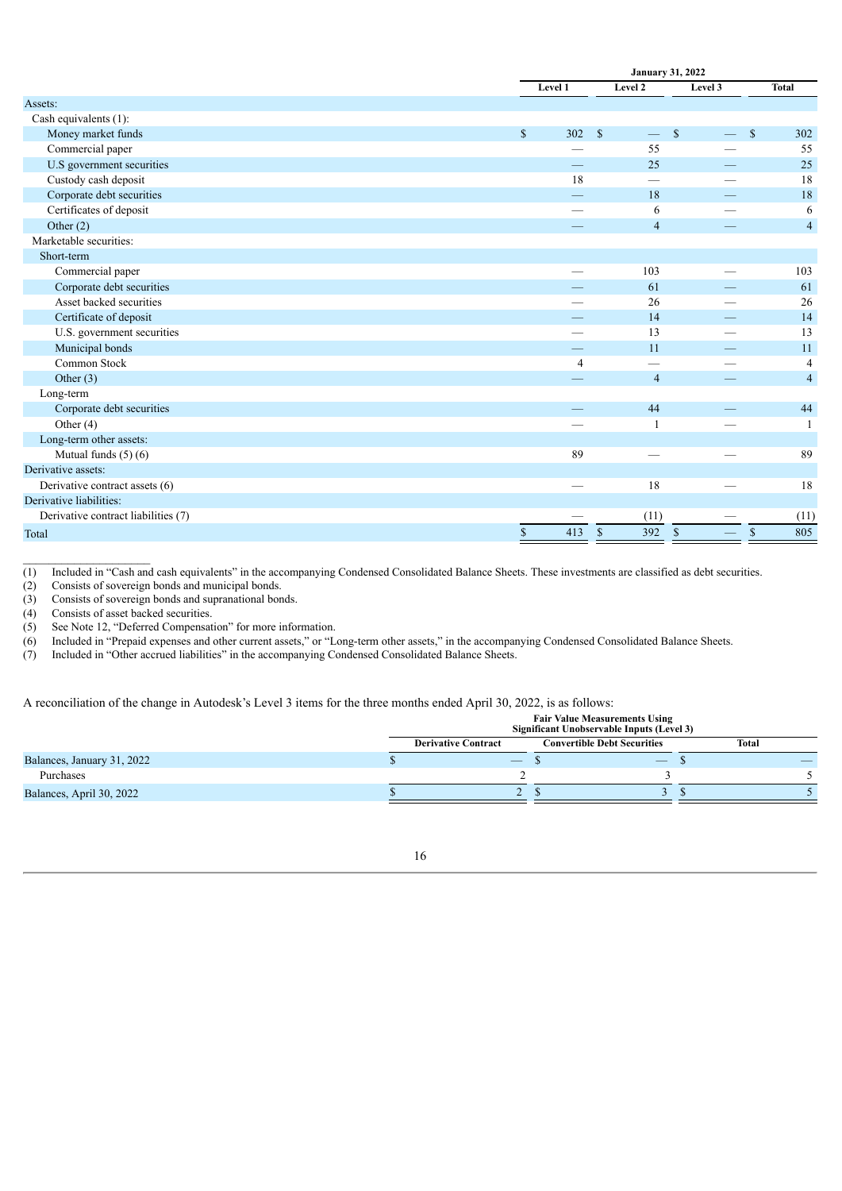| | January 31, 2022 | | | |
|---|---|---|---|---|
| | Level 1 | Level 2 | Level 3 | Total |
| Assets: | | | | |
| Cash equivalents (1): | | | | |
| Money market funds | $ 302 | $ — | $ — | $ 302 |
| Commercial paper | — | 55 | — | 55 |
| U.S government securities | — | 25 | — | 25 |
| Custody cash deposit | 18 | — | — | 18 |
| Corporate debt securities | — | 18 | — | 18 |
| Certificates of deposit | — | 6 | — | 6 |
| Other (2) | — | 4 | — | 4 |
| Marketable securities: | | | | |
| Short-term | | | | |
| Commercial paper | — | 103 | — | 103 |
| Corporate debt securities | — | 61 | — | 61 |
| Asset backed securities | — | 26 | — | 26 |
| Certificate of deposit | — | 14 | — | 14 |
| U.S. government securities | — | 13 | — | 13 |
| Municipal bonds | — | 11 | — | 11 |
| Common Stock | 4 | — | — | 4 |
| Other (3) | — | 4 | — | 4 |
| Long-term | | | | |
| Corporate debt securities | — | 44 | — | 44 |
| Other (4) | — | 1 | — | 1 |
| Long-term other assets: | | | | |
| Mutual funds (5) (6) | 89 | — | — | 89 |
| Derivative assets: | | | | |
| Derivative contract assets (6) | — | 18 | — | 18 |
| Derivative liabilities: | | | | |
| Derivative contract liabilities (7) | — | (11) | — | (11) |
| Total | $ 413 | $ 392 | $ — | $ 805 |

(1) Included in "Cash and cash equivalents" in the accompanying Condensed Consolidated Balance Sheets. These investments are classified as debt securities.
(2) Consists of sovereign bonds and municipal bonds.
(3) Consists of sovereign bonds and supranational bonds.
(4) Consists of asset backed securities.
(5) See Note 12, "Deferred Compensation" for more information.
(6) Included in "Prepaid expenses and other current assets," or "Long-term other assets," in the accompanying Condensed Consolidated Balance Sheets.
(7) Included in "Other accrued liabilities" in the accompanying Condensed Consolidated Balance Sheets.

A reconciliation of the change in Autodesk's Level 3 items for the three months ended April 30, 2022, is as follows:

| | Fair Value Measurements Using Significant Unobservable Inputs (Level 3) | | |
|---|---|---|---|
| | Derivative Contract | Convertible Debt Securities | Total |
| Balances, January 31, 2022 | $ — | $ — | $ — |
| Purchases | 2 | 3 | 5 |
| Balances, April 30, 2022 | $ 2 | $ 3 | $ 5 |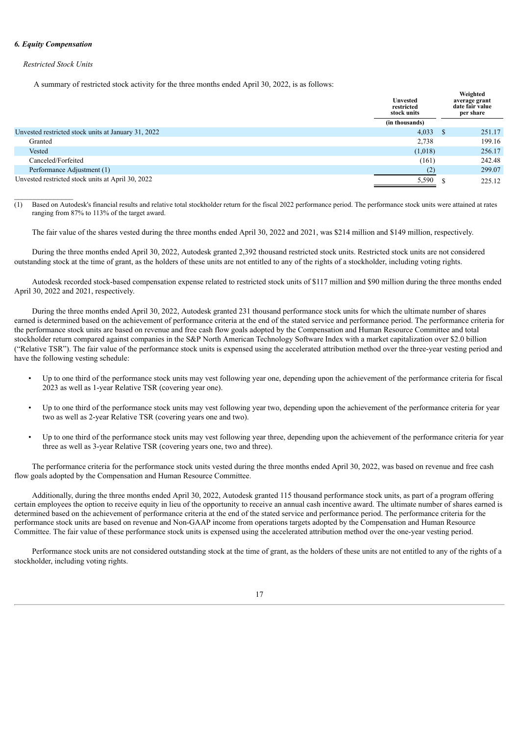***6. Equity Compensation***

*Restricted Stock Units*

A summary of restricted stock activity for the three months ended April 30, 2022, is as follows:

| | Unvested restricted stock units | Weighted average grant date fair value per share |
|---|---|---|
| | (in thousands) | |
| Unvested restricted stock units at January 31, 2022 | 4,033 | $ 251.17 |
| Granted | 2,738 | 199.16 |
| Vested | (1,018) | 256.17 |
| Canceled/Forfeited | (161) | 242.48 |
| Performance Adjustment (1) | (2) | 299.07 |
| Unvested restricted stock units at April 30, 2022 | 5,590 | $ 225.12 |

(1) Based on Autodesk's financial results and relative total stockholder return for the fiscal 2022 performance period. The performance stock units were attained at rates ranging from 87% to 113% of the target award.

The fair value of the shares vested during the three months ended April 30, 2022 and 2021, was $214 million and $149 million, respectively.

During the three months ended April 30, 2022, Autodesk granted 2,392 thousand restricted stock units. Restricted stock units are not considered outstanding stock at the time of grant, as the holders of these units are not entitled to any of the rights of a stockholder, including voting rights.

Autodesk recorded stock-based compensation expense related to restricted stock units of $117 million and $90 million during the three months ended April 30, 2022 and 2021, respectively.

During the three months ended April 30, 2022, Autodesk granted 231 thousand performance stock units for which the ultimate number of shares earned is determined based on the achievement of performance criteria at the end of the stated service and performance period. The performance criteria for the performance stock units are based on revenue and free cash flow goals adopted by the Compensation and Human Resource Committee and total stockholder return compared against companies in the S&P North American Technology Software Index with a market capitalization over $2.0 billion ("Relative TSR"). The fair value of the performance stock units is expensed using the accelerated attribution method over the three-year vesting period and have the following vesting schedule:

- Up to one third of the performance stock units may vest following year one, depending upon the achievement of the performance criteria for fiscal 2023 as well as 1-year Relative TSR (covering year one).
- Up to one third of the performance stock units may vest following year two, depending upon the achievement of the performance criteria for year two as well as 2-year Relative TSR (covering years one and two).
- Up to one third of the performance stock units may vest following year three, depending upon the achievement of the performance criteria for year three as well as 3-year Relative TSR (covering years one, two and three).

The performance criteria for the performance stock units vested during the three months ended April 30, 2022, was based on revenue and free cash flow goals adopted by the Compensation and Human Resource Committee.

Additionally, during the three months ended April 30, 2022, Autodesk granted 115 thousand performance stock units, as part of a program offering certain employees the option to receive equity in lieu of the opportunity to receive an annual cash incentive award. The ultimate number of shares earned is determined based on the achievement of performance criteria at the end of the stated service and performance period. The performance criteria for the performance stock units are based on revenue and Non-GAAP income from operations targets adopted by the Compensation and Human Resource Committee. The fair value of these performance stock units is expensed using the accelerated attribution method over the one-year vesting period.

Performance stock units are not considered outstanding stock at the time of grant, as the holders of these units are not entitled to any of the rights of a stockholder, including voting rights.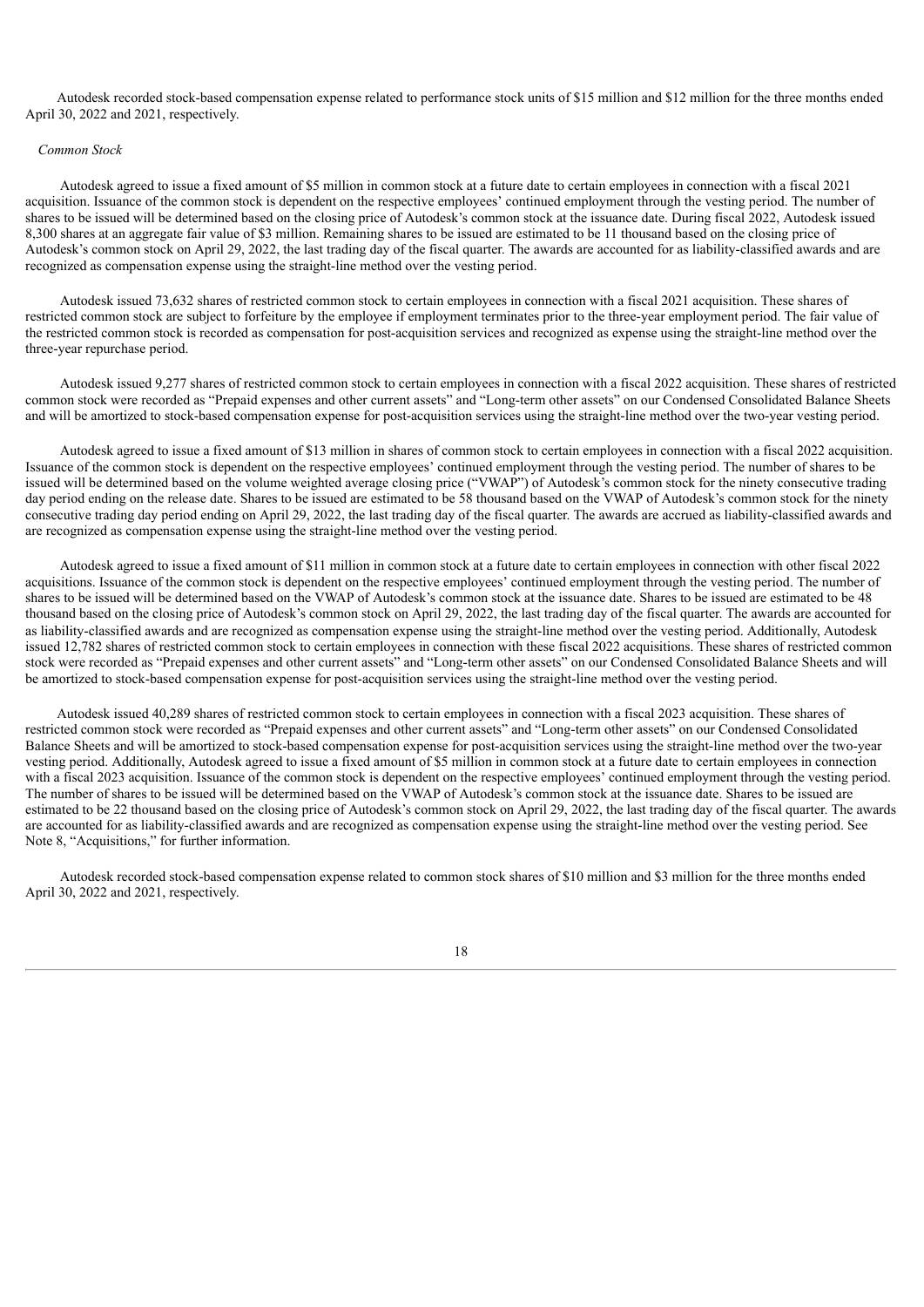Autodesk recorded stock-based compensation expense related to performance stock units of $15 million and $12 million for the three months ended April 30, 2022 and 2021, respectively.

*Common Stock*

Autodesk agreed to issue a fixed amount of $5 million in common stock at a future date to certain employees in connection with a fiscal 2021 acquisition. Issuance of the common stock is dependent on the respective employees' continued employment through the vesting period. The number of shares to be issued will be determined based on the closing price of Autodesk's common stock at the issuance date. During fiscal 2022, Autodesk issued 8,300 shares at an aggregate fair value of $3 million. Remaining shares to be issued are estimated to be 11 thousand based on the closing price of Autodesk's common stock on April 29, 2022, the last trading day of the fiscal quarter. The awards are accounted for as liability-classified awards and are recognized as compensation expense using the straight-line method over the vesting period.

Autodesk issued 73,632 shares of restricted common stock to certain employees in connection with a fiscal 2021 acquisition. These shares of restricted common stock are subject to forfeiture by the employee if employment terminates prior to the three-year employment period. The fair value of the restricted common stock is recorded as compensation for post-acquisition services and recognized as expense using the straight-line method over the three-year repurchase period.

Autodesk issued 9,277 shares of restricted common stock to certain employees in connection with a fiscal 2022 acquisition. These shares of restricted common stock were recorded as "Prepaid expenses and other current assets" and "Long-term other assets" on our Condensed Consolidated Balance Sheets and will be amortized to stock-based compensation expense for post-acquisition services using the straight-line method over the two-year vesting period.

Autodesk agreed to issue a fixed amount of $13 million in shares of common stock to certain employees in connection with a fiscal 2022 acquisition. Issuance of the common stock is dependent on the respective employees' continued employment through the vesting period. The number of shares to be issued will be determined based on the volume weighted average closing price ("VWAP") of Autodesk's common stock for the ninety consecutive trading day period ending on the release date. Shares to be issued are estimated to be 58 thousand based on the VWAP of Autodesk's common stock for the ninety consecutive trading day period ending on April 29, 2022, the last trading day of the fiscal quarter. The awards are accrued as liability-classified awards and are recognized as compensation expense using the straight-line method over the vesting period.

Autodesk agreed to issue a fixed amount of $11 million in common stock at a future date to certain employees in connection with other fiscal 2022 acquisitions. Issuance of the common stock is dependent on the respective employees' continued employment through the vesting period. The number of shares to be issued will be determined based on the VWAP of Autodesk's common stock at the issuance date. Shares to be issued are estimated to be 48 thousand based on the closing price of Autodesk's common stock on April 29, 2022, the last trading day of the fiscal quarter. The awards are accounted for as liability-classified awards and are recognized as compensation expense using the straight-line method over the vesting period. Additionally, Autodesk issued 12,782 shares of restricted common stock to certain employees in connection with these fiscal 2022 acquisitions. These shares of restricted common stock were recorded as "Prepaid expenses and other current assets" and "Long-term other assets" on our Condensed Consolidated Balance Sheets and will be amortized to stock-based compensation expense for post-acquisition services using the straight-line method over the vesting period.

Autodesk issued 40,289 shares of restricted common stock to certain employees in connection with a fiscal 2023 acquisition. These shares of restricted common stock were recorded as "Prepaid expenses and other current assets" and "Long-term other assets" on our Condensed Consolidated Balance Sheets and will be amortized to stock-based compensation expense for post-acquisition services using the straight-line method over the two-year vesting period. Additionally, Autodesk agreed to issue a fixed amount of $5 million in common stock at a future date to certain employees in connection with a fiscal 2023 acquisition. Issuance of the common stock is dependent on the respective employees' continued employment through the vesting period. The number of shares to be issued will be determined based on the VWAP of Autodesk's common stock at the issuance date. Shares to be issued are estimated to be 22 thousand based on the closing price of Autodesk's common stock on April 29, 2022, the last trading day of the fiscal quarter. The awards are accounted for as liability-classified awards and are recognized as compensation expense using the straight-line method over the vesting period. See Note 8, "Acquisitions," for further information.

Autodesk recorded stock-based compensation expense related to common stock shares of $10 million and $3 million for the three months ended April 30, 2022 and 2021, respectively.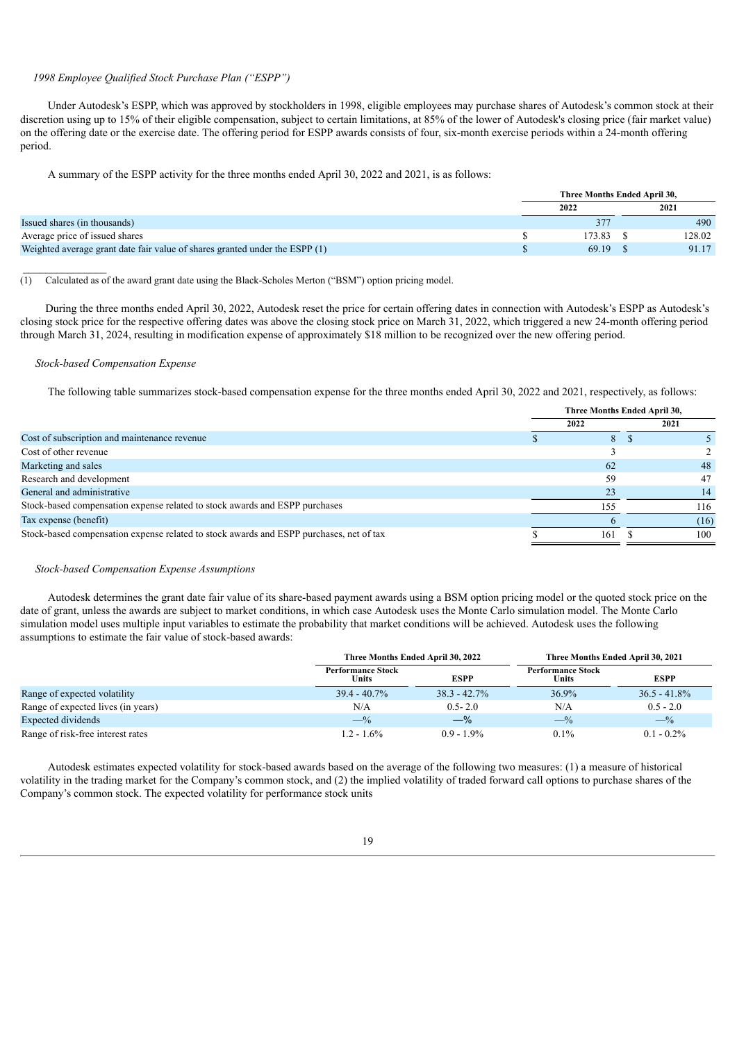*1998 Employee Qualified Stock Purchase Plan ("ESPP")*

Under Autodesk's ESPP, which was approved by stockholders in 1998, eligible employees may purchase shares of Autodesk's common stock at their discretion using up to 15% of their eligible compensation, subject to certain limitations, at 85% of the lower of Autodesk's closing price (fair market value) on the offering date or the exercise date. The offering period for ESPP awards consists of four, six-month exercise periods within a 24-month offering period.

A summary of the ESPP activity for the three months ended April 30, 2022 and 2021, is as follows:

| | Three Months Ended April 30, | |
|---|---|---|
| | 2022 | 2021 |
| Issued shares (in thousands) | 377 | 490 |
| Average price of issued shares | $ 173.83 | $ 128.02 |
| Weighted average grant date fair value of shares granted under the ESPP (1) | $ 69.19 | $ 91.17 |

(1) Calculated as of the award grant date using the Black-Scholes Merton ("BSM") option pricing model.

During the three months ended April 30, 2022, Autodesk reset the price for certain offering dates in connection with Autodesk's ESPP as Autodesk's closing stock price for the respective offering dates was above the closing stock price on March 31, 2022, which triggered a new 24-month offering period through March 31, 2024, resulting in modification expense of approximately $18 million to be recognized over the new offering period.

*Stock-based Compensation Expense*

The following table summarizes stock-based compensation expense for the three months ended April 30, 2022 and 2021, respectively, as follows:

| | Three Months Ended April 30, | |
|---|---|---|
| | 2022 | 2021 |
| Cost of subscription and maintenance revenue | $ 8 | $ 5 |
| Cost of other revenue | 3 | 2 |
| Marketing and sales | 62 | 48 |
| Research and development | 59 | 47 |
| General and administrative | 23 | 14 |
| Stock-based compensation expense related to stock awards and ESPP purchases | 155 | 116 |
| Tax expense (benefit) | 6 | (16) |
| Stock-based compensation expense related to stock awards and ESPP purchases, net of tax | $ 161 | $ 100 |

*Stock-based Compensation Expense Assumptions*

Autodesk determines the grant date fair value of its share-based payment awards using a BSM option pricing model or the quoted stock price on the date of grant, unless the awards are subject to market conditions, in which case Autodesk uses the Monte Carlo simulation model. The Monte Carlo simulation model uses multiple input variables to estimate the probability that market conditions will be achieved. Autodesk uses the following assumptions to estimate the fair value of stock-based awards:

| | Three Months Ended April 30, 2022 | | Three Months Ended April 30, 2021 | |
|---|---|---|---|---|
| | Performance Stock Units | ESPP | Performance Stock Units | ESPP |
| Range of expected volatility | 39.4 - 40.7% | 38.3 - 42.7% | 36.9% | 36.5 - 41.8% |
| Range of expected lives (in years) | N/A | 0.5- 2.0 | N/A | 0.5 - 2.0 |
| Expected dividends | —% | —% | —% | —% |
| Range of risk-free interest rates | 1.2 - 1.6% | 0.9 - 1.9% | 0.1% | 0.1 - 0.2% |

Autodesk estimates expected volatility for stock-based awards based on the average of the following two measures: (1) a measure of historical volatility in the trading market for the Company's common stock, and (2) the implied volatility of traded forward call options to purchase shares of the Company's common stock. The expected volatility for performance stock units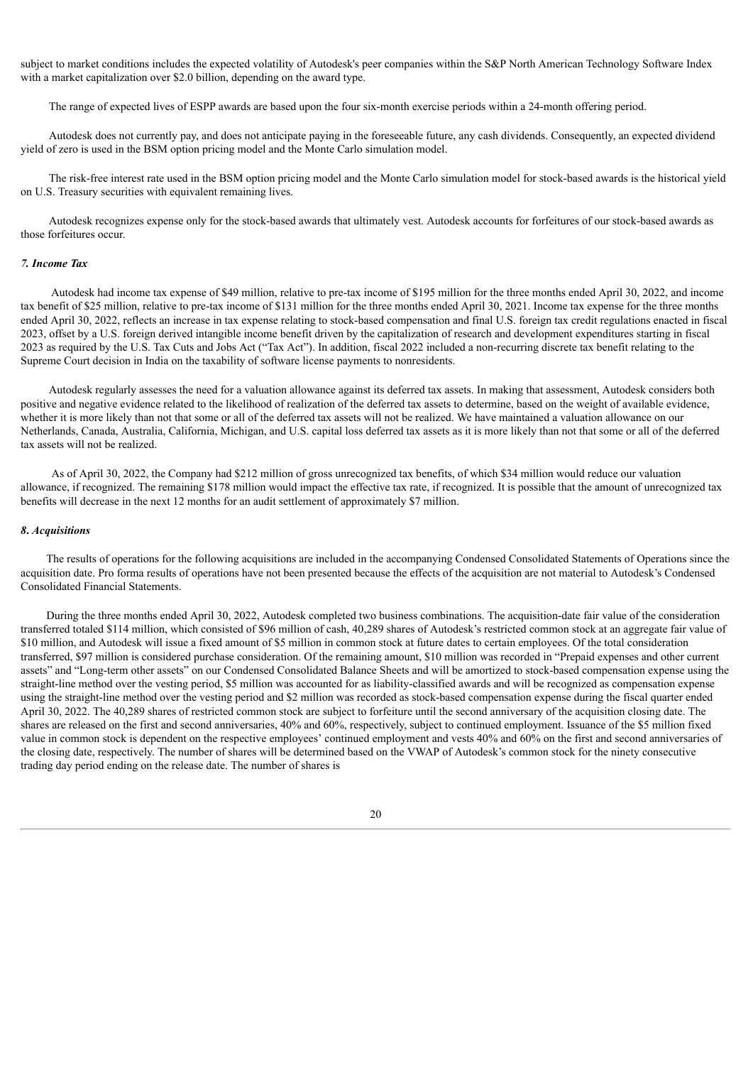subject to market conditions includes the expected volatility of Autodesk's peer companies within the S&P North American Technology Software Index with a market capitalization over $2.0 billion, depending on the award type.

The range of expected lives of ESPP awards are based upon the four six-month exercise periods within a 24-month offering period.

Autodesk does not currently pay, and does not anticipate paying in the foreseeable future, any cash dividends. Consequently, an expected dividend yield of zero is used in the BSM option pricing model and the Monte Carlo simulation model.

The risk-free interest rate used in the BSM option pricing model and the Monte Carlo simulation model for stock-based awards is the historical yield on U.S. Treasury securities with equivalent remaining lives.

Autodesk recognizes expense only for the stock-based awards that ultimately vest. Autodesk accounts for forfeitures of our stock-based awards as those forfeitures occur.

### *7. Income Tax*

Autodesk had income tax expense of $49 million, relative to pre-tax income of $195 million for the three months ended April 30, 2022, and income tax benefit of $25 million, relative to pre-tax income of $131 million for the three months ended April 30, 2021. Income tax expense for the three months ended April 30, 2022, reflects an increase in tax expense relating to stock-based compensation and final U.S. foreign tax credit regulations enacted in fiscal 2023, offset by a U.S. foreign derived intangible income benefit driven by the capitalization of research and development expenditures starting in fiscal 2023 as required by the U.S. Tax Cuts and Jobs Act ("Tax Act"). In addition, fiscal 2022 included a non-recurring discrete tax benefit relating to the Supreme Court decision in India on the taxability of software license payments to nonresidents.

Autodesk regularly assesses the need for a valuation allowance against its deferred tax assets. In making that assessment, Autodesk considers both positive and negative evidence related to the likelihood of realization of the deferred tax assets to determine, based on the weight of available evidence, whether it is more likely than not that some or all of the deferred tax assets will not be realized. We have maintained a valuation allowance on our Netherlands, Canada, Australia, California, Michigan, and U.S. capital loss deferred tax assets as it is more likely than not that some or all of the deferred tax assets will not be realized.

As of April 30, 2022, the Company had $212 million of gross unrecognized tax benefits, of which $34 million would reduce our valuation allowance, if recognized. The remaining $178 million would impact the effective tax rate, if recognized. It is possible that the amount of unrecognized tax benefits will decrease in the next 12 months for an audit settlement of approximately $7 million.

### *8. Acquisitions*

The results of operations for the following acquisitions are included in the accompanying Condensed Consolidated Statements of Operations since the acquisition date. Pro forma results of operations have not been presented because the effects of the acquisition are not material to Autodesk's Condensed Consolidated Financial Statements.

During the three months ended April 30, 2022, Autodesk completed two business combinations. The acquisition-date fair value of the consideration transferred totaled $114 million, which consisted of $96 million of cash, 40,289 shares of Autodesk's restricted common stock at an aggregate fair value of $10 million, and Autodesk will issue a fixed amount of $5 million in common stock at future dates to certain employees. Of the total consideration transferred, $97 million is considered purchase consideration. Of the remaining amount, $10 million was recorded in "Prepaid expenses and other current assets" and "Long-term other assets" on our Condensed Consolidated Balance Sheets and will be amortized to stock-based compensation expense using the straight-line method over the vesting period, $5 million was accounted for as liability-classified awards and will be recognized as compensation expense using the straight-line method over the vesting period and $2 million was recorded as stock-based compensation expense during the fiscal quarter ended April 30, 2022. The 40,289 shares of restricted common stock are subject to forfeiture until the second anniversary of the acquisition closing date. The shares are released on the first and second anniversaries, 40% and 60%, respectively, subject to continued employment. Issuance of the $5 million fixed value in common stock is dependent on the respective employees' continued employment and vests 40% and 60% on the first and second anniversaries of the closing date, respectively. The number of shares will be determined based on the VWAP of Autodesk's common stock for the ninety consecutive trading day period ending on the release date. The number of shares is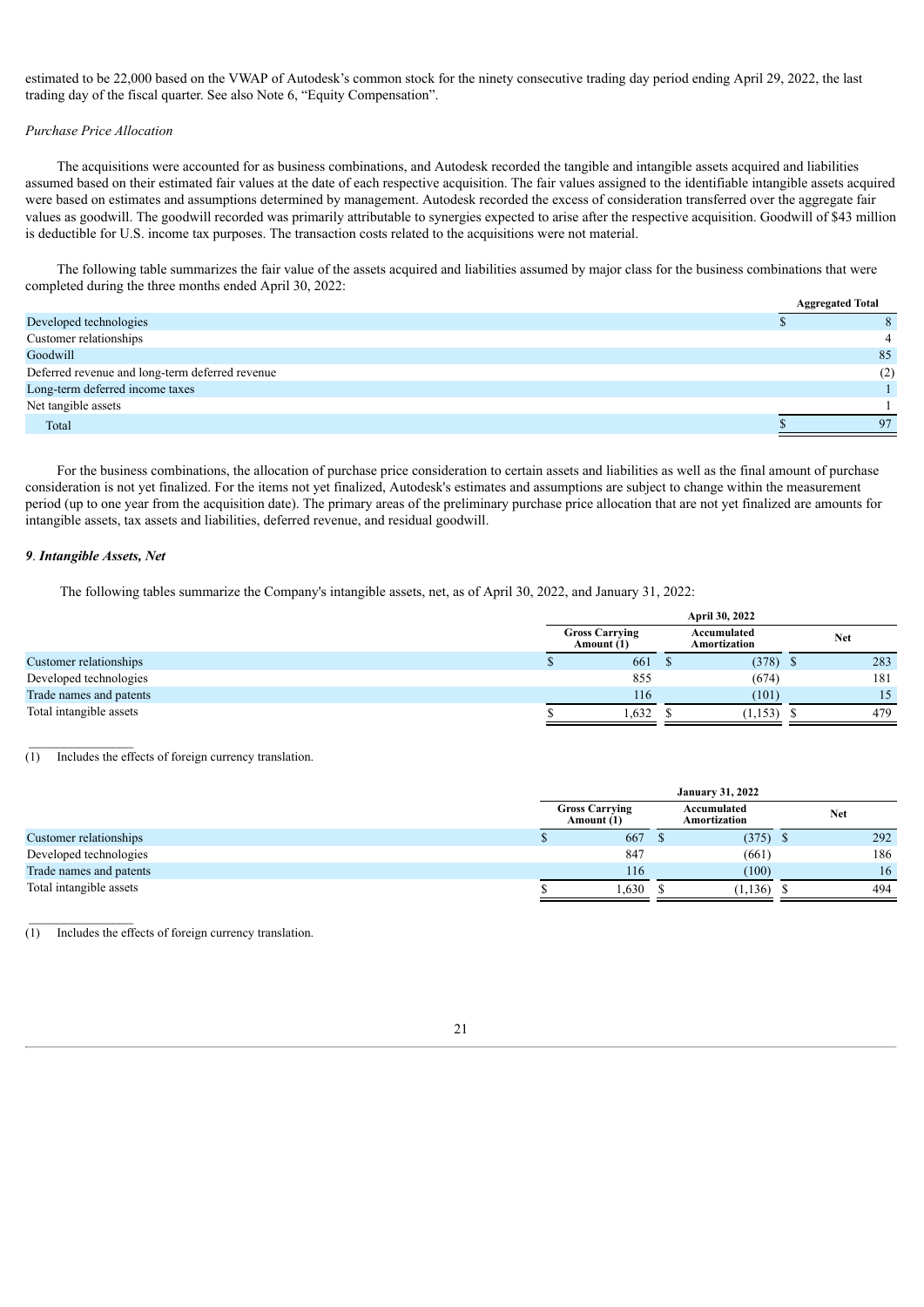estimated to be 22,000 based on the VWAP of Autodesk's common stock for the ninety consecutive trading day period ending April 29, 2022, the last trading day of the fiscal quarter. See also Note 6, "Equity Compensation".

*Purchase Price Allocation*

The acquisitions were accounted for as business combinations, and Autodesk recorded the tangible and intangible assets acquired and liabilities assumed based on their estimated fair values at the date of each respective acquisition. The fair values assigned to the identifiable intangible assets acquired were based on estimates and assumptions determined by management. Autodesk recorded the excess of consideration transferred over the aggregate fair values as goodwill. The goodwill recorded was primarily attributable to synergies expected to arise after the respective acquisition. Goodwill of $43 million is deductible for U.S. income tax purposes. The transaction costs related to the acquisitions were not material.

The following table summarizes the fair value of the assets acquired and liabilities assumed by major class for the business combinations that were completed during the three months ended April 30, 2022:

| | Aggregated Total |
|---|---|
| Developed technologies | $ 8 |
| Customer relationships | 4 |
| Goodwill | 85 |
| Deferred revenue and long-term deferred revenue | (2) |
| Long-term deferred income taxes | 1 |
| Net tangible assets | 1 |
| Total | $ 97 |

For the business combinations, the allocation of purchase price consideration to certain assets and liabilities as well as the final amount of purchase consideration is not yet finalized. For the items not yet finalized, Autodesk's estimates and assumptions are subject to change within the measurement period (up to one year from the acquisition date). The primary areas of the preliminary purchase price allocation that are not yet finalized are amounts for intangible assets, tax assets and liabilities, deferred revenue, and residual goodwill.

## *9. Intangible Assets, Net*

The following tables summarize the Company's intangible assets, net, as of April 30, 2022, and January 31, 2022:

| | April 30, 2022 | | |
|---|---|---|---|
| | Gross Carrying Amount (1) | Accumulated Amortization | Net |
| Customer relationships | $ 661 | $ (378) | $ 283 |
| Developed technologies | 855 | (674) | 181 |
| Trade names and patents | 116 | (101) | 15 |
| Total intangible assets | $ 1,632 | $ (1,153) | $ 479 |

(1) Includes the effects of foreign currency translation.

| | January 31, 2022 | | |
|---|---|---|---|
| | Gross Carrying Amount (1) | Accumulated Amortization | Net |
| Customer relationships | $ 667 | $ (375) | $ 292 |
| Developed technologies | 847 | (661) | 186 |
| Trade names and patents | 116 | (100) | 16 |
| Total intangible assets | $ 1,630 | $ (1,136) | $ 494 |

(1) Includes the effects of foreign currency translation.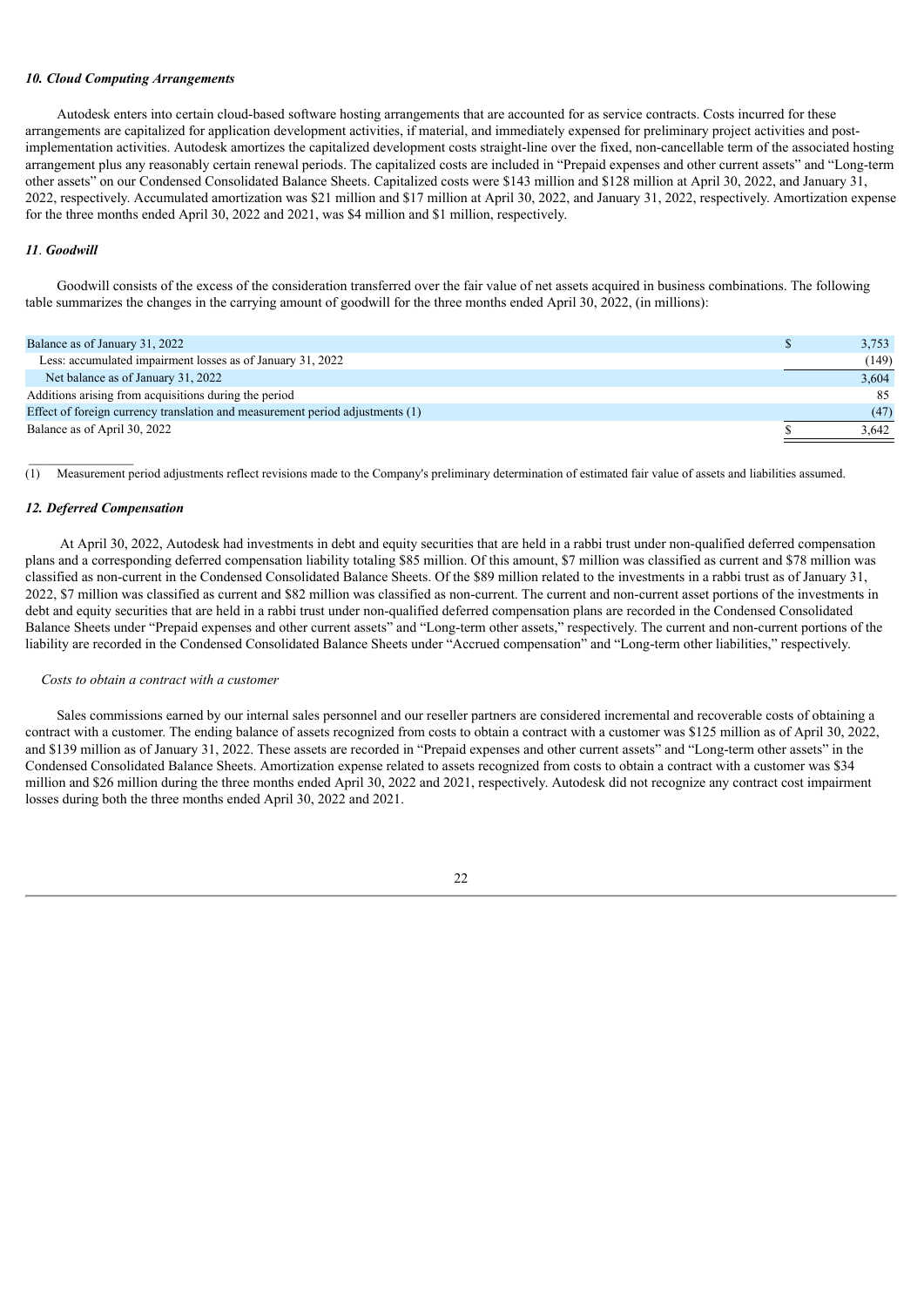#### *10. Cloud Computing Arrangements*

Autodesk enters into certain cloud-based software hosting arrangements that are accounted for as service contracts. Costs incurred for these arrangements are capitalized for application development activities, if material, and immediately expensed for preliminary project activities and post-implementation activities. Autodesk amortizes the capitalized development costs straight-line over the fixed, non-cancellable term of the associated hosting arrangement plus any reasonably certain renewal periods. The capitalized costs are included in "Prepaid expenses and other current assets" and "Long-term other assets" on our Condensed Consolidated Balance Sheets. Capitalized costs were $143 million and $128 million at April 30, 2022, and January 31, 2022, respectively. Accumulated amortization was $21 million and $17 million at April 30, 2022, and January 31, 2022, respectively. Amortization expense for the three months ended April 30, 2022 and 2021, was $4 million and $1 million, respectively.

#### *11. Goodwill*

Goodwill consists of the excess of the consideration transferred over the fair value of net assets acquired in business combinations. The following table summarizes the changes in the carrying amount of goodwill for the three months ended April 30, 2022, (in millions):

| | | |
|---|---|---|
| Balance as of January 31, 2022 | $ | 3,753 |
| Less: accumulated impairment losses as of January 31, 2022 | | (149) |
| Net balance as of January 31, 2022 | | 3,604 |
| Additions arising from acquisitions during the period | | 85 |
| Effect of foreign currency translation and measurement period adjustments (1) | | (47) |
| Balance as of April 30, 2022 | $ | 3,642 |

(1) Measurement period adjustments reflect revisions made to the Company's preliminary determination of estimated fair value of assets and liabilities assumed.

#### *12. Deferred Compensation*

At April 30, 2022, Autodesk had investments in debt and equity securities that are held in a rabbi trust under non-qualified deferred compensation plans and a corresponding deferred compensation liability totaling $85 million. Of this amount, $7 million was classified as current and $78 million was classified as non-current in the Condensed Consolidated Balance Sheets. Of the $89 million related to the investments in a rabbi trust as of January 31, 2022, $7 million was classified as current and $82 million was classified as non-current. The current and non-current asset portions of the investments in debt and equity securities that are held in a rabbi trust under non-qualified deferred compensation plans are recorded in the Condensed Consolidated Balance Sheets under "Prepaid expenses and other current assets" and "Long-term other assets," respectively. The current and non-current portions of the liability are recorded in the Condensed Consolidated Balance Sheets under "Accrued compensation" and "Long-term other liabilities," respectively.

*Costs to obtain a contract with a customer*

Sales commissions earned by our internal sales personnel and our reseller partners are considered incremental and recoverable costs of obtaining a contract with a customer. The ending balance of assets recognized from costs to obtain a contract with a customer was $125 million as of April 30, 2022, and $139 million as of January 31, 2022. These assets are recorded in "Prepaid expenses and other current assets" and "Long-term other assets" in the Condensed Consolidated Balance Sheets. Amortization expense related to assets recognized from costs to obtain a contract with a customer was $34 million and $26 million during the three months ended April 30, 2022 and 2021, respectively. Autodesk did not recognize any contract cost impairment losses during both the three months ended April 30, 2022 and 2021.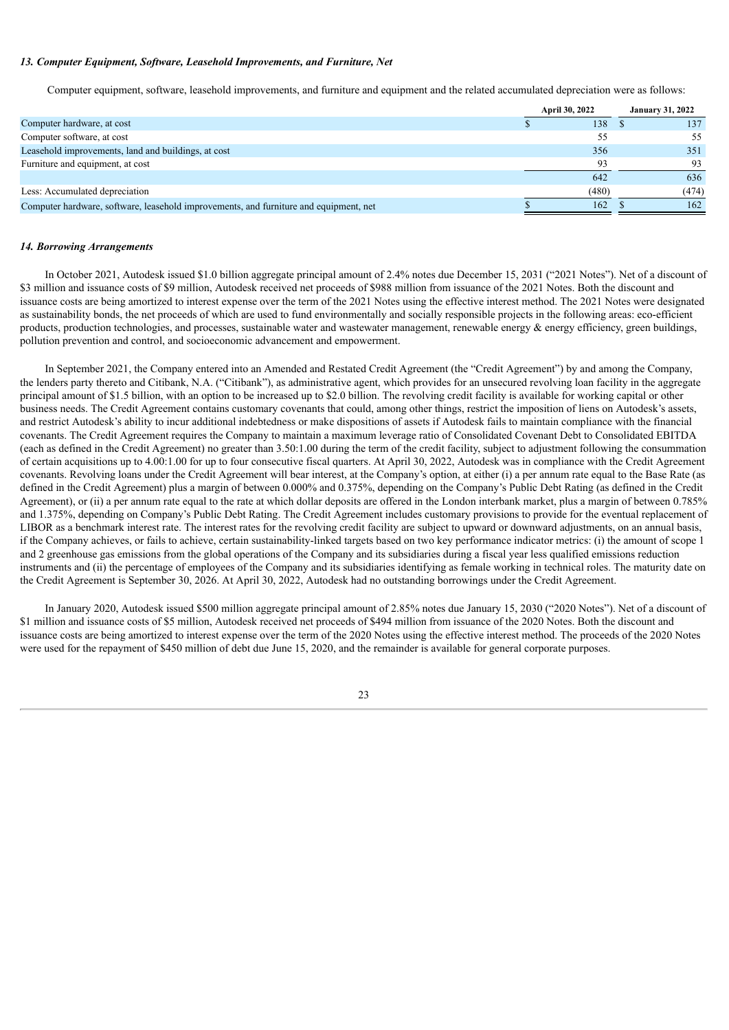*13. Computer Equipment, Software, Leasehold Improvements, and Furniture, Net*

Computer equipment, software, leasehold improvements, and furniture and equipment and the related accumulated depreciation were as follows:

| | April 30, 2022 | January 31, 2022 |
|---|---|---|
| Computer hardware, at cost | $ 138 | $ 137 |
| Computer software, at cost | 55 | 55 |
| Leasehold improvements, land and buildings, at cost | 356 | 351 |
| Furniture and equipment, at cost | 93 | 93 |
| | 642 | 636 |
| Less: Accumulated depreciation | (480) | (474) |
| Computer hardware, software, leasehold improvements, and furniture and equipment, net | $ 162 | $ 162 |

*14. Borrowing Arrangements*

In October 2021, Autodesk issued $1.0 billion aggregate principal amount of 2.4% notes due December 15, 2031 ("2021 Notes"). Net of a discount of $3 million and issuance costs of $9 million, Autodesk received net proceeds of $988 million from issuance of the 2021 Notes. Both the discount and issuance costs are being amortized to interest expense over the term of the 2021 Notes using the effective interest method. The 2021 Notes were designated as sustainability bonds, the net proceeds of which are used to fund environmentally and socially responsible projects in the following areas: eco-efficient products, production technologies, and processes, sustainable water and wastewater management, renewable energy & energy efficiency, green buildings, pollution prevention and control, and socioeconomic advancement and empowerment.

In September 2021, the Company entered into an Amended and Restated Credit Agreement (the "Credit Agreement") by and among the Company, the lenders party thereto and Citibank, N.A. ("Citibank"), as administrative agent, which provides for an unsecured revolving loan facility in the aggregate principal amount of $1.5 billion, with an option to be increased up to $2.0 billion. The revolving credit facility is available for working capital or other business needs. The Credit Agreement contains customary covenants that could, among other things, restrict the imposition of liens on Autodesk's assets, and restrict Autodesk's ability to incur additional indebtedness or make dispositions of assets if Autodesk fails to maintain compliance with the financial covenants. The Credit Agreement requires the Company to maintain a maximum leverage ratio of Consolidated Covenant Debt to Consolidated EBITDA (each as defined in the Credit Agreement) no greater than 3.50:1.00 during the term of the credit facility, subject to adjustment following the consummation of certain acquisitions up to 4.00:1.00 for up to four consecutive fiscal quarters. At April 30, 2022, Autodesk was in compliance with the Credit Agreement covenants. Revolving loans under the Credit Agreement will bear interest, at the Company's option, at either (i) a per annum rate equal to the Base Rate (as defined in the Credit Agreement) plus a margin of between 0.000% and 0.375%, depending on the Company's Public Debt Rating (as defined in the Credit Agreement), or (ii) a per annum rate equal to the rate at which dollar deposits are offered in the London interbank market, plus a margin of between 0.785% and 1.375%, depending on Company's Public Debt Rating. The Credit Agreement includes customary provisions to provide for the eventual replacement of LIBOR as a benchmark interest rate. The interest rates for the revolving credit facility are subject to upward or downward adjustments, on an annual basis, if the Company achieves, or fails to achieve, certain sustainability-linked targets based on two key performance indicator metrics: (i) the amount of scope 1 and 2 greenhouse gas emissions from the global operations of the Company and its subsidiaries during a fiscal year less qualified emissions reduction instruments and (ii) the percentage of employees of the Company and its subsidiaries identifying as female working in technical roles. The maturity date on the Credit Agreement is September 30, 2026. At April 30, 2022, Autodesk had no outstanding borrowings under the Credit Agreement.

In January 2020, Autodesk issued $500 million aggregate principal amount of 2.85% notes due January 15, 2030 ("2020 Notes"). Net of a discount of $1 million and issuance costs of $5 million, Autodesk received net proceeds of $494 million from issuance of the 2020 Notes. Both the discount and issuance costs are being amortized to interest expense over the term of the 2020 Notes using the effective interest method. The proceeds of the 2020 Notes were used for the repayment of $450 million of debt due June 15, 2020, and the remainder is available for general corporate purposes.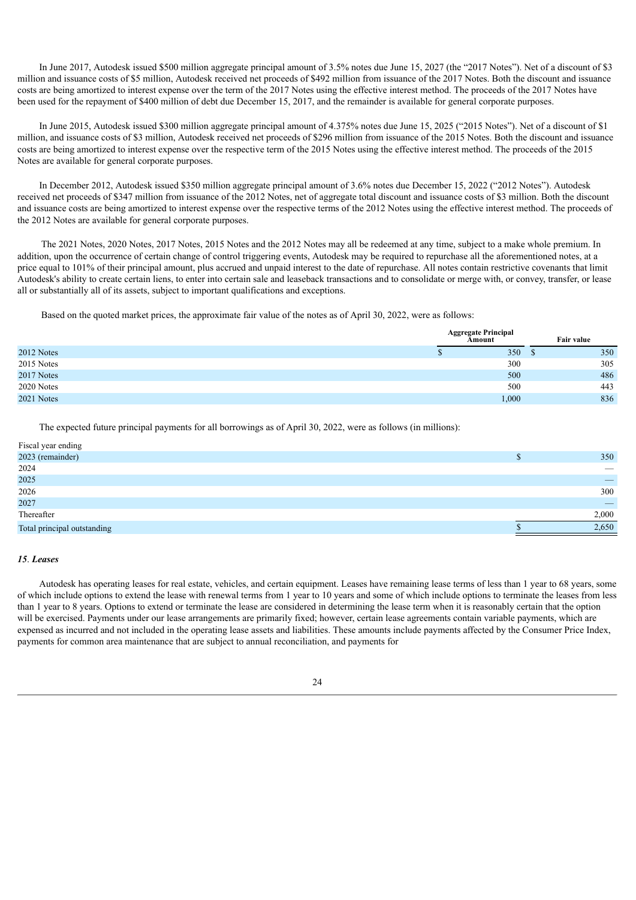In June 2017, Autodesk issued $500 million aggregate principal amount of 3.5% notes due June 15, 2027 (the "2017 Notes"). Net of a discount of $3 million and issuance costs of $5 million, Autodesk received net proceeds of $492 million from issuance of the 2017 Notes. Both the discount and issuance costs are being amortized to interest expense over the term of the 2017 Notes using the effective interest method. The proceeds of the 2017 Notes have been used for the repayment of $400 million of debt due December 15, 2017, and the remainder is available for general corporate purposes.

In June 2015, Autodesk issued $300 million aggregate principal amount of 4.375% notes due June 15, 2025 ("2015 Notes"). Net of a discount of $1 million, and issuance costs of $3 million, Autodesk received net proceeds of $296 million from issuance of the 2015 Notes. Both the discount and issuance costs are being amortized to interest expense over the respective term of the 2015 Notes using the effective interest method. The proceeds of the 2015 Notes are available for general corporate purposes.

In December 2012, Autodesk issued $350 million aggregate principal amount of 3.6% notes due December 15, 2022 ("2012 Notes"). Autodesk received net proceeds of $347 million from issuance of the 2012 Notes, net of aggregate total discount and issuance costs of $3 million. Both the discount and issuance costs are being amortized to interest expense over the respective terms of the 2012 Notes using the effective interest method. The proceeds of the 2012 Notes are available for general corporate purposes.

The 2021 Notes, 2020 Notes, 2017 Notes, 2015 Notes and the 2012 Notes may all be redeemed at any time, subject to a make whole premium. In addition, upon the occurrence of certain change of control triggering events, Autodesk may be required to repurchase all the aforementioned notes, at a price equal to 101% of their principal amount, plus accrued and unpaid interest to the date of repurchase. All notes contain restrictive covenants that limit Autodesk's ability to create certain liens, to enter into certain sale and leaseback transactions and to consolidate or merge with, or convey, transfer, or lease all or substantially all of its assets, subject to important qualifications and exceptions.

Based on the quoted market prices, the approximate fair value of the notes as of April 30, 2022, were as follows:

| | Aggregate Principal Amount | Fair value |
|---|---|---|
| 2012 Notes | $ 350 | $ 350 |
| 2015 Notes | 300 | 305 |
| 2017 Notes | 500 | 486 |
| 2020 Notes | 500 | 443 |
| 2021 Notes | 1,000 | 836 |

The expected future principal payments for all borrowings as of April 30, 2022, were as follows (in millions):

| Fiscal year ending | |
|---|---|
| 2023 (remainder) | $ 350 |
| 2024 | — |
| 2025 | — |
| 2026 | 300 |
| 2027 | — |
| Thereafter | 2,000 |
| Total principal outstanding | $ 2,650 |

### *15. Leases*

Autodesk has operating leases for real estate, vehicles, and certain equipment. Leases have remaining lease terms of less than 1 year to 68 years, some of which include options to extend the lease with renewal terms from 1 year to 10 years and some of which include options to terminate the leases from less than 1 year to 8 years. Options to extend or terminate the lease are considered in determining the lease term when it is reasonably certain that the option will be exercised. Payments under our lease arrangements are primarily fixed; however, certain lease agreements contain variable payments, which are expensed as incurred and not included in the operating lease assets and liabilities. These amounts include payments affected by the Consumer Price Index, payments for common area maintenance that are subject to annual reconciliation, and payments for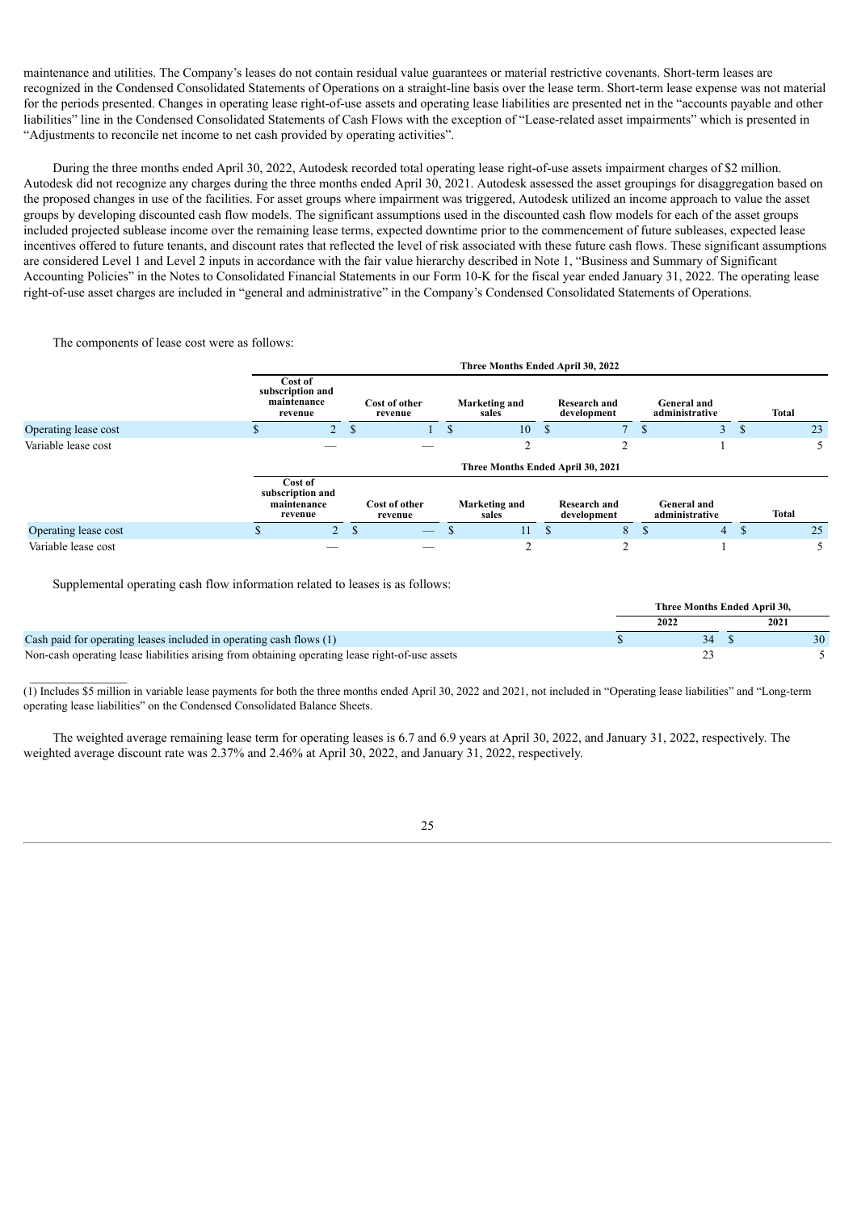maintenance and utilities. The Company's leases do not contain residual value guarantees or material restrictive covenants. Short-term leases are recognized in the Condensed Consolidated Statements of Operations on a straight-line basis over the lease term. Short-term lease expense was not material for the periods presented. Changes in operating lease right-of-use assets and operating lease liabilities are presented net in the "accounts payable and other liabilities" line in the Condensed Consolidated Statements of Cash Flows with the exception of "Lease-related asset impairments" which is presented in "Adjustments to reconcile net income to net cash provided by operating activities".

During the three months ended April 30, 2022, Autodesk recorded total operating lease right-of-use assets impairment charges of $2 million. Autodesk did not recognize any charges during the three months ended April 30, 2021. Autodesk assessed the asset groupings for disaggregation based on the proposed changes in use of the facilities. For asset groups where impairment was triggered, Autodesk utilized an income approach to value the asset groups by developing discounted cash flow models. The significant assumptions used in the discounted cash flow models for each of the asset groups included projected sublease income over the remaining lease terms, expected downtime prior to the commencement of future subleases, expected lease incentives offered to future tenants, and discount rates that reflected the level of risk associated with these future cash flows. These significant assumptions are considered Level 1 and Level 2 inputs in accordance with the fair value hierarchy described in Note 1, "Business and Summary of Significant Accounting Policies" in the Notes to Consolidated Financial Statements in our Form 10-K for the fiscal year ended January 31, 2022. The operating lease right-of-use asset charges are included in "general and administrative" in the Company's Condensed Consolidated Statements of Operations.

The components of lease cost were as follows:

| | Three Months Ended April 30, 2022 | | | | | |
|---|---|---|---|---|---|---|
| | Cost of subscription and maintenance revenue | Cost of other revenue | Marketing and sales | Research and development | General and administrative | Total |
| Operating lease cost | $ 2 | $ 1 | $ 10 | $ 7 | $ 3 | $ 23 |
| Variable lease cost | — | — | 2 | 2 | 1 | 5 |
| | **Three Months Ended April 30, 2021** | | | | | |
| | Cost of subscription and maintenance revenue | Cost of other revenue | Marketing and sales | Research and development | General and administrative | Total |
| Operating lease cost | $ 2 | $ — | $ 11 | $ 8 | $ 4 | $ 25 |
| Variable lease cost | — | — | 2 | 2 | 1 | 5 |

Supplemental operating cash flow information related to leases is as follows:

| | Three Months Ended April 30, | |
|---|---|---|
| | 2022 | 2021 |
| Cash paid for operating leases included in operating cash flows (1) | $ 34 | $ 30 |
| Non-cash operating lease liabilities arising from obtaining operating lease right-of-use assets | 23 | 5 |

(1) Includes $5 million in variable lease payments for both the three months ended April 30, 2022 and 2021, not included in "Operating lease liabilities" and "Long-term operating lease liabilities" on the Condensed Consolidated Balance Sheets.

The weighted average remaining lease term for operating leases is 6.7 and 6.9 years at April 30, 2022, and January 31, 2022, respectively. The weighted average discount rate was 2.37% and 2.46% at April 30, 2022, and January 31, 2022, respectively.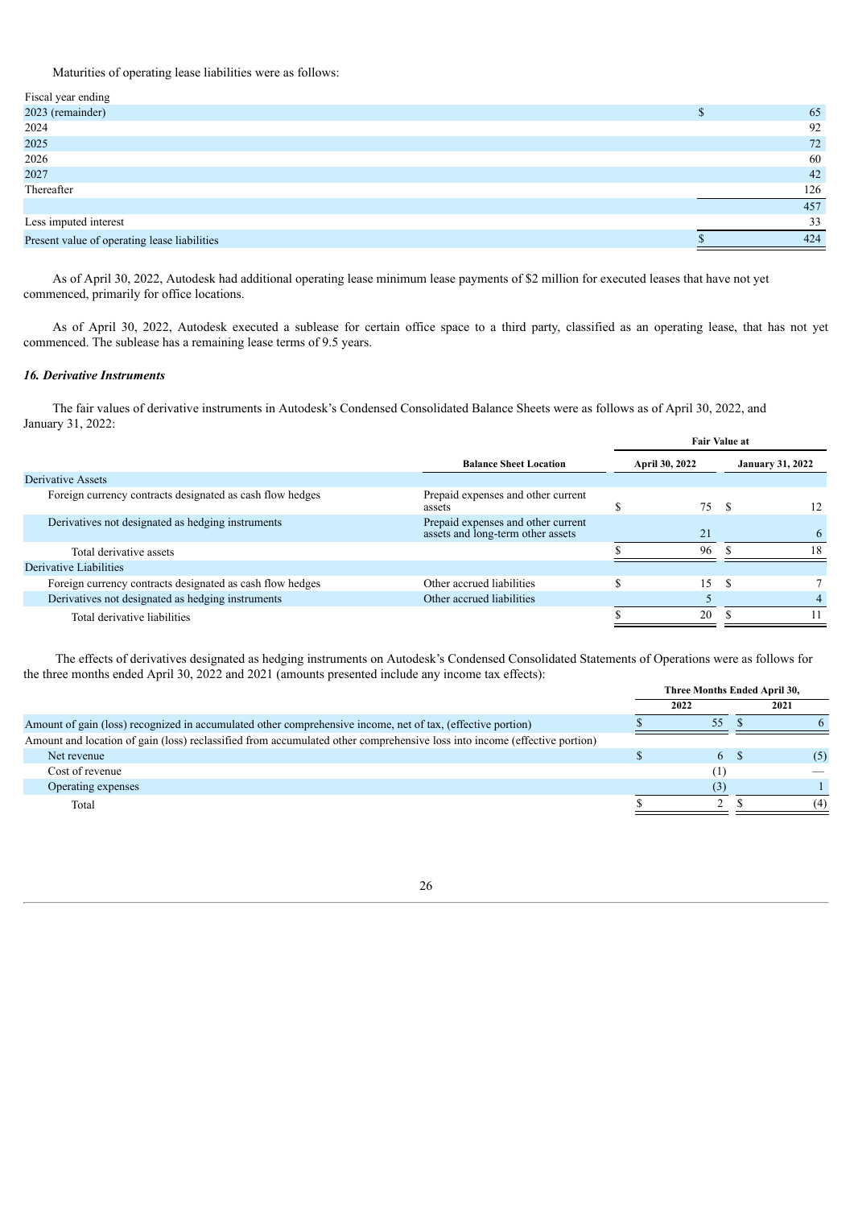Maturities of operating lease liabilities were as follows:

| Fiscal year ending | |
|---|---|
| 2023 (remainder) | $ 65 |
| 2024 | 92 |
| 2025 | 72 |
| 2026 | 60 |
| 2027 | 42 |
| Thereafter | 126 |
| | 457 |
| Less imputed interest | 33 |
| Present value of operating lease liabilities | $ 424 |

As of April 30, 2022, Autodesk had additional operating lease minimum lease payments of $2 million for executed leases that have not yet commenced, primarily for office locations.

As of April 30, 2022, Autodesk executed a sublease for certain office space to a third party, classified as an operating lease, that has not yet commenced. The sublease has a remaining lease terms of 9.5 years.

### *16. Derivative Instruments*

The fair values of derivative instruments in Autodesk's Condensed Consolidated Balance Sheets were as follows as of April 30, 2022, and January 31, 2022:

| | | Fair Value at | |
|---|---|---|---|
| | **Balance Sheet Location** | **April 30, 2022** | **January 31, 2022** |
| Derivative Assets | | | |
| Foreign currency contracts designated as cash flow hedges | Prepaid expenses and other current assets | $ 75 | $ 12 |
| Derivatives not designated as hedging instruments | Prepaid expenses and other current assets and long-term other assets | 21 | 6 |
| Total derivative assets | | $ 96 | $ 18 |
| Derivative Liabilities | | | |
| Foreign currency contracts designated as cash flow hedges | Other accrued liabilities | $ 15 | $ 7 |
| Derivatives not designated as hedging instruments | Other accrued liabilities | 5 | 4 |
| Total derivative liabilities | | $ 20 | $ 11 |

The effects of derivatives designated as hedging instruments on Autodesk's Condensed Consolidated Statements of Operations were as follows for the three months ended April 30, 2022 and 2021 (amounts presented include any income tax effects):

| | Three Months Ended April 30, | |
|---|---|---|
| | **2022** | **2021** |
| Amount of gain (loss) recognized in accumulated other comprehensive income, net of tax, (effective portion) | $ 55 | $ 6 |
| Amount and location of gain (loss) reclassified from accumulated other comprehensive loss into income (effective portion) | | |
| Net revenue | $ 6 | $ (5) |
| Cost of revenue | (1) | — |
| Operating expenses | (3) | 1 |
| Total | $ 2 | $ (4) |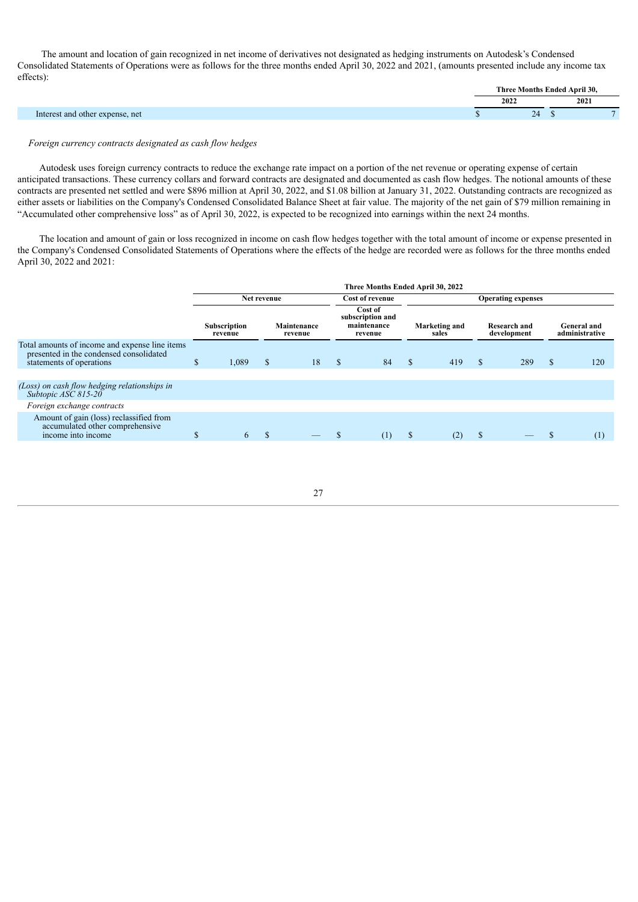The amount and location of gain recognized in net income of derivatives not designated as hedging instruments on Autodesk's Condensed Consolidated Statements of Operations were as follows for the three months ended April 30, 2022 and 2021, (amounts presented include any income tax effects):

| | Three Months Ended April 30, | |
|---|---|---|
| | 2022 | 2021 |
| Interest and other expense, net | $ 24 | $ 7 |

*Foreign currency contracts designated as cash flow hedges*

Autodesk uses foreign currency contracts to reduce the exchange rate impact on a portion of the net revenue or operating expense of certain anticipated transactions. These currency collars and forward contracts are designated and documented as cash flow hedges. The notional amounts of these contracts are presented net settled and were $896 million at April 30, 2022, and $1.08 billion at January 31, 2022. Outstanding contracts are recognized as either assets or liabilities on the Company's Condensed Consolidated Balance Sheet at fair value. The majority of the net gain of $79 million remaining in "Accumulated other comprehensive loss" as of April 30, 2022, is expected to be recognized into earnings within the next 24 months.

The location and amount of gain or loss recognized in income on cash flow hedges together with the total amount of income or expense presented in the Company's Condensed Consolidated Statements of Operations where the effects of the hedge are recorded were as follows for the three months ended April 30, 2022 and 2021:

| | Three Months Ended April 30, 2022 | | | | | |
|---|---|---|---|---|---|---|
| | Net revenue | | Cost of revenue | Operating expenses | | |
| | Subscription revenue | Maintenance revenue | Cost of subscription and maintenance revenue | Marketing and sales | Research and development | General and administrative |
| Total amounts of income and expense line items presented in the condensed consolidated statements of operations | $ 1,089 | $ 18 | $ 84 | $ 419 | $ 289 | $ 120 |
| | | | | | | |
| *(Loss) on cash flow hedging relationships in Subtopic ASC 815-20* | | | | | | |
| *Foreign exchange contracts* | | | | | | |
| Amount of gain (loss) reclassified from accumulated other comprehensive income into income | $ 6 | $ — | $ (1) | $ (2) | $ — | $ (1) |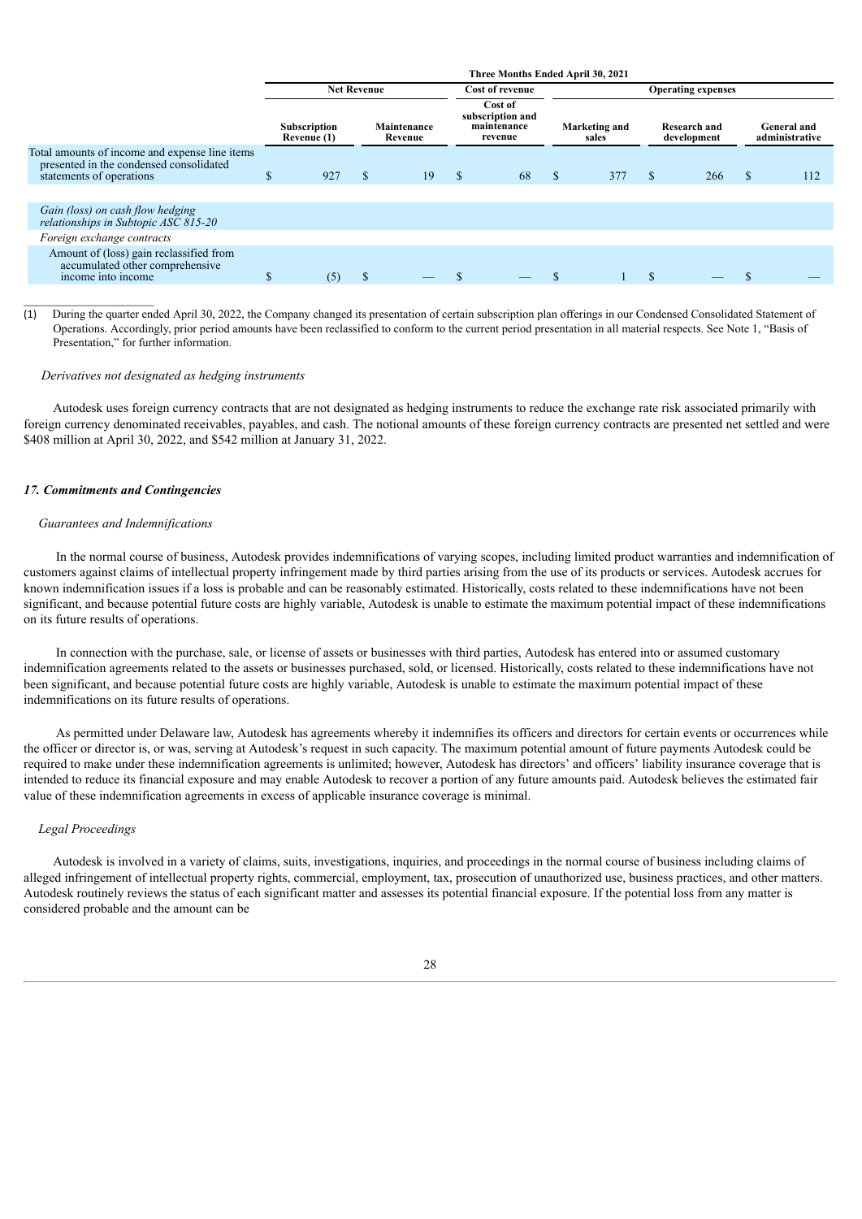| | Three Months Ended April 30, 2021 | | | | | |
|---|---|---|---|---|---|---|
| | Net Revenue | | Cost of revenue | Operating expenses | | |
| | Subscription Revenue (1) | Maintenance Revenue | Cost of subscription and maintenance revenue | Marketing and sales | Research and development | General and administrative |
| Total amounts of income and expense line items presented in the condensed consolidated statements of operations | $ 927 | $ 19 | $ 68 | $ 377 | $ 266 | $ 112 |
| *Gain (loss) on cash flow hedging relationships in Subtopic ASC 815-20* | | | | | | |
| *Foreign exchange contracts* | | | | | | |
| Amount of (loss) gain reclassified from accumulated other comprehensive income into income | $ (5) | $ — | $ — | $ 1 | $ — | $ — |

(1) During the quarter ended April 30, 2022, the Company changed its presentation of certain subscription plan offerings in our Condensed Consolidated Statement of Operations. Accordingly, prior period amounts have been reclassified to conform to the current period presentation in all material respects. See Note 1, "Basis of Presentation," for further information.

*Derivatives not designated as hedging instruments*

Autodesk uses foreign currency contracts that are not designated as hedging instruments to reduce the exchange rate risk associated primarily with foreign currency denominated receivables, payables, and cash. The notional amounts of these foreign currency contracts are presented net settled and were $408 million at April 30, 2022, and $542 million at January 31, 2022.

### *17. Commitments and Contingencies*

*Guarantees and Indemnifications*

In the normal course of business, Autodesk provides indemnifications of varying scopes, including limited product warranties and indemnification of customers against claims of intellectual property infringement made by third parties arising from the use of its products or services. Autodesk accrues for known indemnification issues if a loss is probable and can be reasonably estimated. Historically, costs related to these indemnifications have not been significant, and because potential future costs are highly variable, Autodesk is unable to estimate the maximum potential impact of these indemnifications on its future results of operations.

In connection with the purchase, sale, or license of assets or businesses with third parties, Autodesk has entered into or assumed customary indemnification agreements related to the assets or businesses purchased, sold, or licensed. Historically, costs related to these indemnifications have not been significant, and because potential future costs are highly variable, Autodesk is unable to estimate the maximum potential impact of these indemnifications on its future results of operations.

As permitted under Delaware law, Autodesk has agreements whereby it indemnifies its officers and directors for certain events or occurrences while the officer or director is, or was, serving at Autodesk's request in such capacity. The maximum potential amount of future payments Autodesk could be required to make under these indemnification agreements is unlimited; however, Autodesk has directors' and officers' liability insurance coverage that is intended to reduce its financial exposure and may enable Autodesk to recover a portion of any future amounts paid. Autodesk believes the estimated fair value of these indemnification agreements in excess of applicable insurance coverage is minimal.

*Legal Proceedings*

Autodesk is involved in a variety of claims, suits, investigations, inquiries, and proceedings in the normal course of business including claims of alleged infringement of intellectual property rights, commercial, employment, tax, prosecution of unauthorized use, business practices, and other matters. Autodesk routinely reviews the status of each significant matter and assesses its potential financial exposure. If the potential loss from any matter is considered probable and the amount can be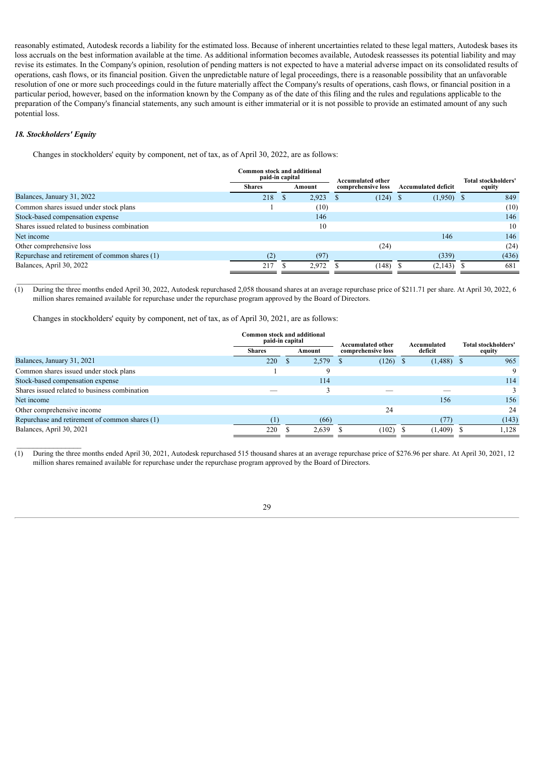reasonably estimated, Autodesk records a liability for the estimated loss. Because of inherent uncertainties related to these legal matters, Autodesk bases its loss accruals on the best information available at the time. As additional information becomes available, Autodesk reassesses its potential liability and may revise its estimates. In the Company's opinion, resolution of pending matters is not expected to have a material adverse impact on its consolidated results of operations, cash flows, or its financial position. Given the unpredictable nature of legal proceedings, there is a reasonable possibility that an unfavorable resolution of one or more such proceedings could in the future materially affect the Company's results of operations, cash flows, or financial position in a particular period, however, based on the information known by the Company as of the date of this filing and the rules and regulations applicable to the preparation of the Company's financial statements, any such amount is either immaterial or it is not possible to provide an estimated amount of any such potential loss.

### *18. Stockholders' Equity*

Changes in stockholders' equity by component, net of tax, as of April 30, 2022, are as follows:

| | Common stock and additional paid-in capital | | Accumulated other comprehensive loss | Accumulated deficit | Total stockholders' equity |
|---|---|---|---|---|---|
| | Shares | Amount | | | |
| Balances, January 31, 2022 | 218 | $ 2,923 | $ (124) | $ (1,950) | $ 849 |
| Common shares issued under stock plans | 1 | (10) | | | (10) |
| Stock-based compensation expense | | 146 | | | 146 |
| Shares issued related to business combination | | 10 | | | 10 |
| Net income | | | | 146 | 146 |
| Other comprehensive loss | | | (24) | | (24) |
| Repurchase and retirement of common shares (1) | (2) | (97) | | (339) | (436) |
| Balances, April 30, 2022 | 217 | $ 2,972 | $ (148) | $ (2,143) | $ 681 |

(1) During the three months ended April 30, 2022, Autodesk repurchased 2,058 thousand shares at an average repurchase price of $211.71 per share. At April 30, 2022, 6 million shares remained available for repurchase under the repurchase program approved by the Board of Directors.

Changes in stockholders' equity by component, net of tax, as of April 30, 2021, are as follows:

| | Common stock and additional paid-in capital | | Accumulated other comprehensive loss | Accumulated deficit | Total stockholders' equity |
|---|---|---|---|---|---|
| | Shares | Amount | | | |
| Balances, January 31, 2021 | 220 | $ 2,579 | $ (126) | $ (1,488) | $ 965 |
| Common shares issued under stock plans | 1 | 9 | | | 9 |
| Stock-based compensation expense | | 114 | | | 114 |
| Shares issued related to business combination | — | 3 | — | — | 3 |
| Net income | | | | 156 | 156 |
| Other comprehensive income | | | 24 | | 24 |
| Repurchase and retirement of common shares (1) | (1) | (66) | | (77) | (143) |
| Balances, April 30, 2021 | 220 | $ 2,639 | $ (102) | $ (1,409) | $ 1,128 |

(1) During the three months ended April 30, 2021, Autodesk repurchased 515 thousand shares at an average repurchase price of $276.96 per share. At April 30, 2021, 12 million shares remained available for repurchase under the repurchase program approved by the Board of Directors.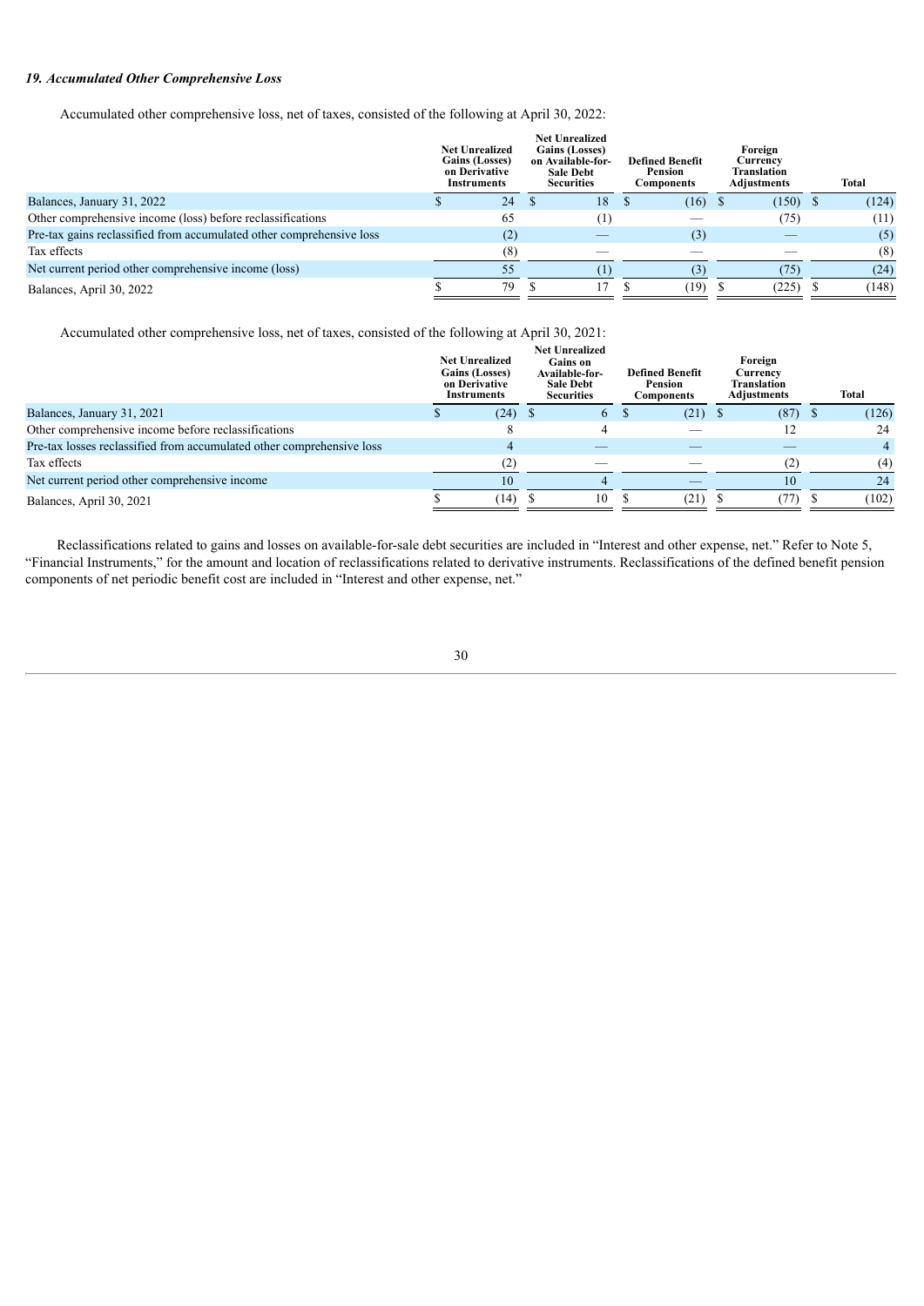### *19. Accumulated Other Comprehensive Loss*

Accumulated other comprehensive loss, net of taxes, consisted of the following at April 30, 2022:

| | Net Unrealized Gains (Losses) on Derivative Instruments | Net Unrealized Gains (Losses) on Available-for-Sale Debt Securities | Defined Benefit Pension Components | Foreign Currency Translation Adjustments | Total |
|---|---|---|---|---|---|
| Balances, January 31, 2022 | $ 24 | $ 18 | $ (16) | $ (150) | $ (124) |
| Other comprehensive income (loss) before reclassifications | 65 | (1) | — | (75) | (11) |
| Pre-tax gains reclassified from accumulated other comprehensive loss | (2) | — | (3) | — | (5) |
| Tax effects | (8) | — | — | — | (8) |
| Net current period other comprehensive income (loss) | 55 | (1) | (3) | (75) | (24) |
| Balances, April 30, 2022 | $ 79 | $ 17 | $ (19) | $ (225) | $ (148) |

Accumulated other comprehensive loss, net of taxes, consisted of the following at April 30, 2021:

| | Net Unrealized Gains (Losses) on Derivative Instruments | Net Unrealized Gains on Available-for-Sale Debt Securities | Defined Benefit Pension Components | Foreign Currency Translation Adjustments | Total |
|---|---|---|---|---|---|
| Balances, January 31, 2021 | $ (24) | $ 6 | $ (21) | $ (87) | $ (126) |
| Other comprehensive income before reclassifications | 8 | 4 | — | 12 | 24 |
| Pre-tax losses reclassified from accumulated other comprehensive loss | 4 | — | — | — | 4 |
| Tax effects | (2) | — | — | (2) | (4) |
| Net current period other comprehensive income | 10 | 4 | — | 10 | 24 |
| Balances, April 30, 2021 | $ (14) | $ 10 | $ (21) | $ (77) | $ (102) |

Reclassifications related to gains and losses on available-for-sale debt securities are included in "Interest and other expense, net." Refer to Note 5, "Financial Instruments," for the amount and location of reclassifications related to derivative instruments. Reclassifications of the defined benefit pension components of net periodic benefit cost are included in "Interest and other expense, net."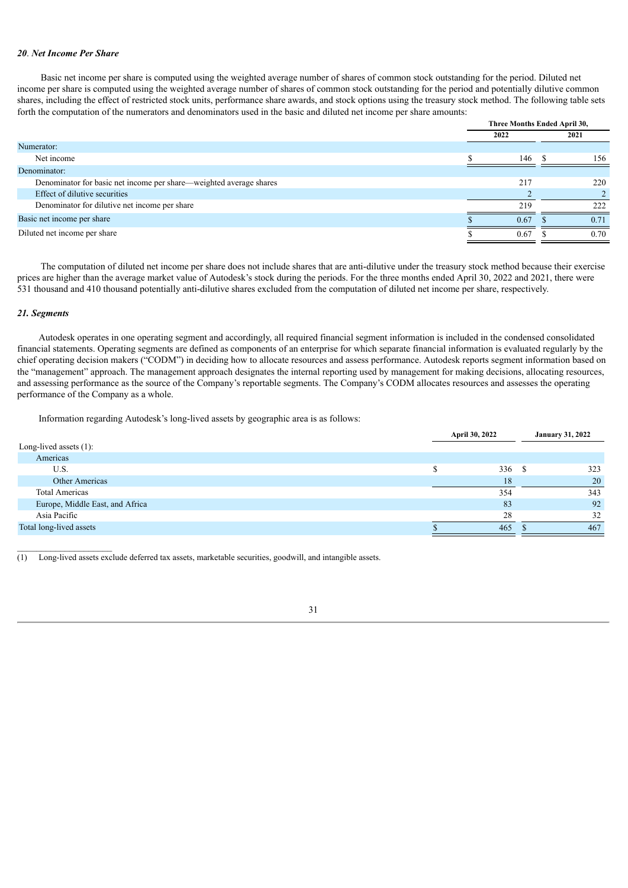### *20. Net Income Per Share*

Basic net income per share is computed using the weighted average number of shares of common stock outstanding for the period. Diluted net income per share is computed using the weighted average number of shares of common stock outstanding for the period and potentially dilutive common shares, including the effect of restricted stock units, performance share awards, and stock options using the treasury stock method. The following table sets forth the computation of the numerators and denominators used in the basic and diluted net income per share amounts:

| | Three Months Ended April 30, | |
|---|---|---|
| | 2022 | 2021 |
| Numerator: | | |
| Net income | $ 146 | $ 156 |
| Denominator: | | |
| Denominator for basic net income per share—weighted average shares | 217 | 220 |
| Effect of dilutive securities | 2 | 2 |
| Denominator for dilutive net income per share | 219 | 222 |
| Basic net income per share | $ 0.67 | $ 0.71 |
| Diluted net income per share | $ 0.67 | $ 0.70 |

The computation of diluted net income per share does not include shares that are anti-dilutive under the treasury stock method because their exercise prices are higher than the average market value of Autodesk's stock during the periods. For the three months ended April 30, 2022 and 2021, there were 531 thousand and 410 thousand potentially anti-dilutive shares excluded from the computation of diluted net income per share, respectively.

### *21. Segments*

Autodesk operates in one operating segment and accordingly, all required financial segment information is included in the condensed consolidated financial statements. Operating segments are defined as components of an enterprise for which separate financial information is evaluated regularly by the chief operating decision makers ("CODM") in deciding how to allocate resources and assess performance. Autodesk reports segment information based on the "management" approach. The management approach designates the internal reporting used by management for making decisions, allocating resources, and assessing performance as the source of the Company's reportable segments. The Company's CODM allocates resources and assesses the operating performance of the Company as a whole.

Information regarding Autodesk's long-lived assets by geographic area is as follows:

| | April 30, 2022 | January 31, 2022 |
|---|---|---|
| Long-lived assets (1): | | |
| Americas | | |
| U.S. | $ 336 | $ 323 |
| Other Americas | 18 | 20 |
| Total Americas | 354 | 343 |
| Europe, Middle East, and Africa | 83 | 92 |
| Asia Pacific | 28 | 32 |
| Total long-lived assets | $ 465 | $ 467 |

(1) Long-lived assets exclude deferred tax assets, marketable securities, goodwill, and intangible assets.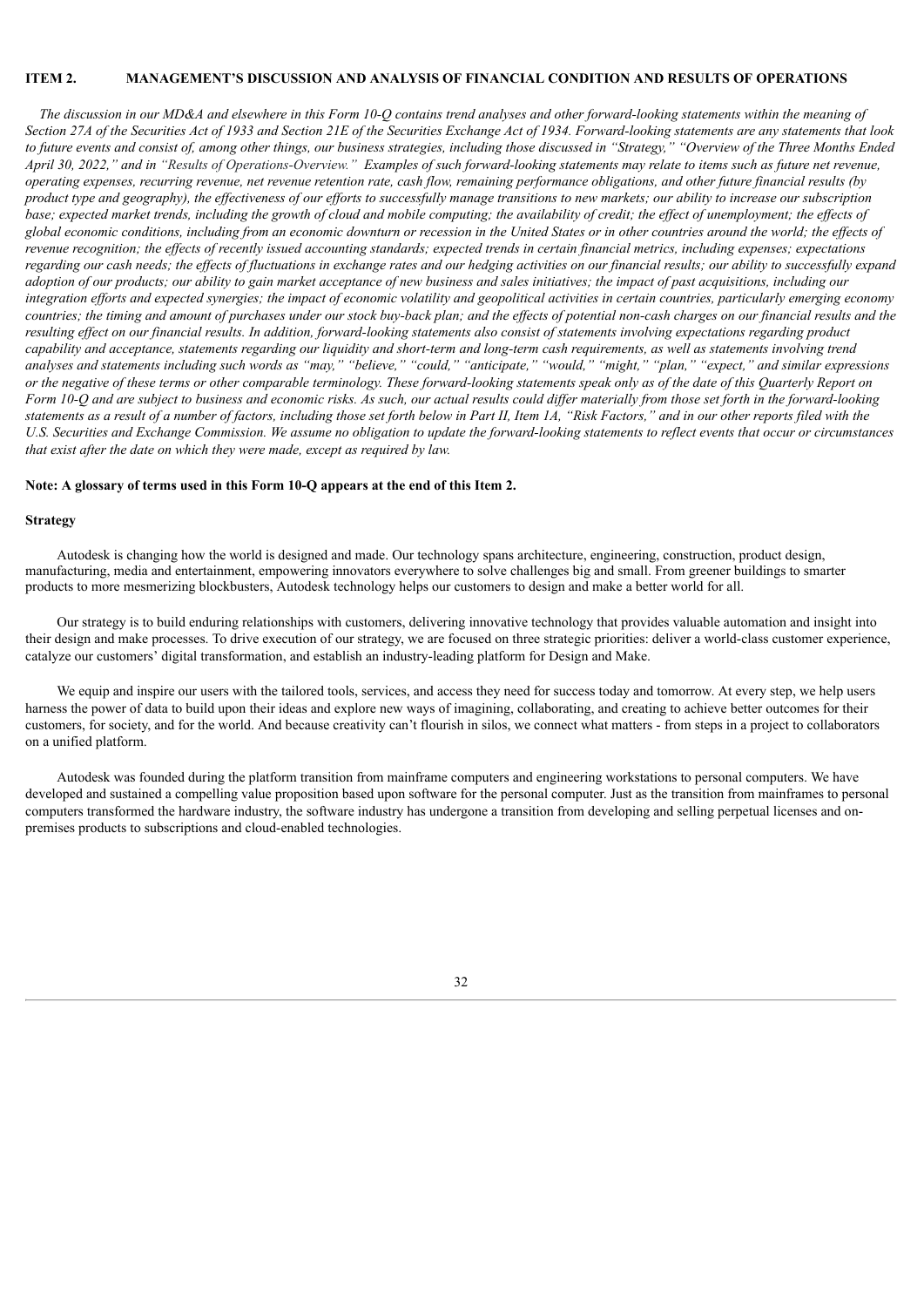## ITEM 2. MANAGEMENT'S DISCUSSION AND ANALYSIS OF FINANCIAL CONDITION AND RESULTS OF OPERATIONS

*The discussion in our MD&A and elsewhere in this Form 10-Q contains trend analyses and other forward-looking statements within the meaning of Section 27A of the Securities Act of 1933 and Section 21E of the Securities Exchange Act of 1934. Forward-looking statements are any statements that look to future events and consist of, among other things, our business strategies, including those discussed in "Strategy," "Overview of the Three Months Ended April 30, 2022," and in "Results of Operations-Overview." Examples of such forward-looking statements may relate to items such as future net revenue, operating expenses, recurring revenue, net revenue retention rate, cash flow, remaining performance obligations, and other future financial results (by product type and geography), the effectiveness of our efforts to successfully manage transitions to new markets; our ability to increase our subscription base; expected market trends, including the growth of cloud and mobile computing; the availability of credit; the effect of unemployment; the effects of global economic conditions, including from an economic downturn or recession in the United States or in other countries around the world; the effects of revenue recognition; the effects of recently issued accounting standards; expected trends in certain financial metrics, including expenses; expectations regarding our cash needs; the effects of fluctuations in exchange rates and our hedging activities on our financial results; our ability to successfully expand adoption of our products; our ability to gain market acceptance of new business and sales initiatives; the impact of past acquisitions, including our integration efforts and expected synergies; the impact of economic volatility and geopolitical activities in certain countries, particularly emerging economy countries; the timing and amount of purchases under our stock buy-back plan; and the effects of potential non-cash charges on our financial results and the resulting effect on our financial results. In addition, forward-looking statements also consist of statements involving expectations regarding product capability and acceptance, statements regarding our liquidity and short-term and long-term cash requirements, as well as statements involving trend analyses and statements including such words as "may," "believe," "could," "anticipate," "would," "might," "plan," "expect," and similar expressions or the negative of these terms or other comparable terminology. These forward-looking statements speak only as of the date of this Quarterly Report on Form 10-Q and are subject to business and economic risks. As such, our actual results could differ materially from those set forth in the forward-looking statements as a result of a number of factors, including those set forth below in Part II, Item 1A, "Risk Factors," and in our other reports filed with the U.S. Securities and Exchange Commission. We assume no obligation to update the forward-looking statements to reflect events that occur or circumstances that exist after the date on which they were made, except as required by law.*

**Note: A glossary of terms used in this Form 10-Q appears at the end of this Item 2.**

### Strategy

Autodesk is changing how the world is designed and made. Our technology spans architecture, engineering, construction, product design, manufacturing, media and entertainment, empowering innovators everywhere to solve challenges big and small. From greener buildings to smarter products to more mesmerizing blockbusters, Autodesk technology helps our customers to design and make a better world for all.

Our strategy is to build enduring relationships with customers, delivering innovative technology that provides valuable automation and insight into their design and make processes. To drive execution of our strategy, we are focused on three strategic priorities: deliver a world-class customer experience, catalyze our customers' digital transformation, and establish an industry-leading platform for Design and Make.

We equip and inspire our users with the tailored tools, services, and access they need for success today and tomorrow. At every step, we help users harness the power of data to build upon their ideas and explore new ways of imagining, collaborating, and creating to achieve better outcomes for their customers, for society, and for the world. And because creativity can't flourish in silos, we connect what matters - from steps in a project to collaborators on a unified platform.

Autodesk was founded during the platform transition from mainframe computers and engineering workstations to personal computers. We have developed and sustained a compelling value proposition based upon software for the personal computer. Just as the transition from mainframes to personal computers transformed the hardware industry, the software industry has undergone a transition from developing and selling perpetual licenses and on-premises products to subscriptions and cloud-enabled technologies.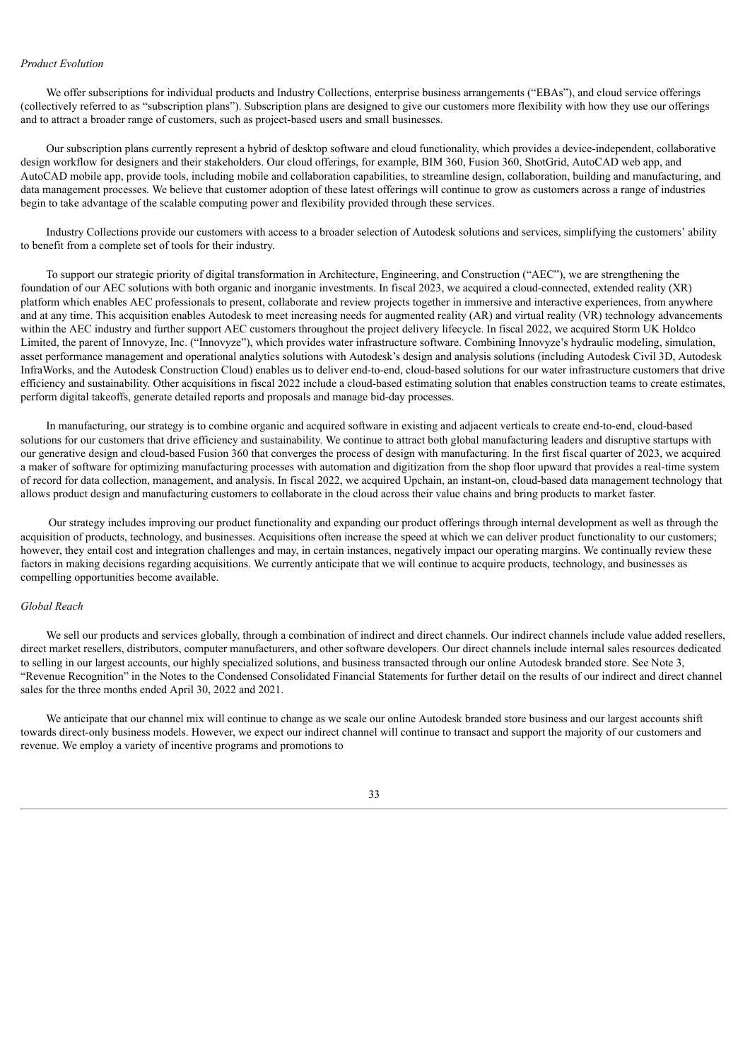*Product Evolution*

We offer subscriptions for individual products and Industry Collections, enterprise business arrangements ("EBAs"), and cloud service offerings (collectively referred to as "subscription plans"). Subscription plans are designed to give our customers more flexibility with how they use our offerings and to attract a broader range of customers, such as project-based users and small businesses.

Our subscription plans currently represent a hybrid of desktop software and cloud functionality, which provides a device-independent, collaborative design workflow for designers and their stakeholders. Our cloud offerings, for example, BIM 360, Fusion 360, ShotGrid, AutoCAD web app, and AutoCAD mobile app, provide tools, including mobile and collaboration capabilities, to streamline design, collaboration, building and manufacturing, and data management processes. We believe that customer adoption of these latest offerings will continue to grow as customers across a range of industries begin to take advantage of the scalable computing power and flexibility provided through these services.

Industry Collections provide our customers with access to a broader selection of Autodesk solutions and services, simplifying the customers' ability to benefit from a complete set of tools for their industry.

To support our strategic priority of digital transformation in Architecture, Engineering, and Construction ("AEC"), we are strengthening the foundation of our AEC solutions with both organic and inorganic investments. In fiscal 2023, we acquired a cloud-connected, extended reality (XR) platform which enables AEC professionals to present, collaborate and review projects together in immersive and interactive experiences, from anywhere and at any time. This acquisition enables Autodesk to meet increasing needs for augmented reality (AR) and virtual reality (VR) technology advancements within the AEC industry and further support AEC customers throughout the project delivery lifecycle. In fiscal 2022, we acquired Storm UK Holdco Limited, the parent of Innovyze, Inc. ("Innovyze"), which provides water infrastructure software. Combining Innovyze's hydraulic modeling, simulation, asset performance management and operational analytics solutions with Autodesk's design and analysis solutions (including Autodesk Civil 3D, Autodesk InfraWorks, and the Autodesk Construction Cloud) enables us to deliver end-to-end, cloud-based solutions for our water infrastructure customers that drive efficiency and sustainability. Other acquisitions in fiscal 2022 include a cloud-based estimating solution that enables construction teams to create estimates, perform digital takeoffs, generate detailed reports and proposals and manage bid-day processes.

In manufacturing, our strategy is to combine organic and acquired software in existing and adjacent verticals to create end-to-end, cloud-based solutions for our customers that drive efficiency and sustainability. We continue to attract both global manufacturing leaders and disruptive startups with our generative design and cloud-based Fusion 360 that converges the process of design with manufacturing. In the first fiscal quarter of 2023, we acquired a maker of software for optimizing manufacturing processes with automation and digitization from the shop floor upward that provides a real-time system of record for data collection, management, and analysis. In fiscal 2022, we acquired Upchain, an instant-on, cloud-based data management technology that allows product design and manufacturing customers to collaborate in the cloud across their value chains and bring products to market faster.

Our strategy includes improving our product functionality and expanding our product offerings through internal development as well as through the acquisition of products, technology, and businesses. Acquisitions often increase the speed at which we can deliver product functionality to our customers; however, they entail cost and integration challenges and may, in certain instances, negatively impact our operating margins. We continually review these factors in making decisions regarding acquisitions. We currently anticipate that we will continue to acquire products, technology, and businesses as compelling opportunities become available.

*Global Reach*

We sell our products and services globally, through a combination of indirect and direct channels. Our indirect channels include value added resellers, direct market resellers, distributors, computer manufacturers, and other software developers. Our direct channels include internal sales resources dedicated to selling in our largest accounts, our highly specialized solutions, and business transacted through our online Autodesk branded store. See Note 3, "Revenue Recognition" in the Notes to the Condensed Consolidated Financial Statements for further detail on the results of our indirect and direct channel sales for the three months ended April 30, 2022 and 2021.

We anticipate that our channel mix will continue to change as we scale our online Autodesk branded store business and our largest accounts shift towards direct-only business models. However, we expect our indirect channel will continue to transact and support the majority of our customers and revenue. We employ a variety of incentive programs and promotions to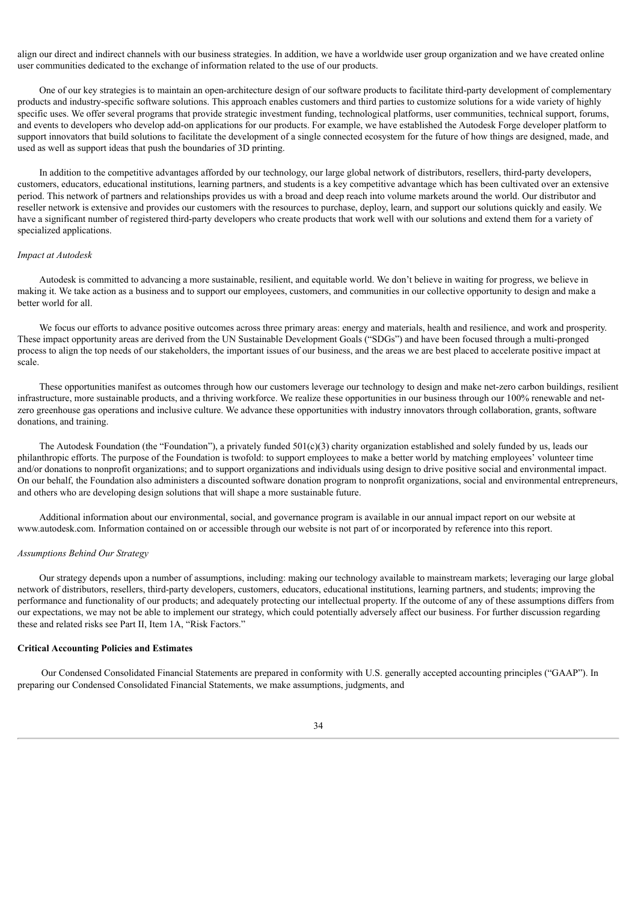align our direct and indirect channels with our business strategies. In addition, we have a worldwide user group organization and we have created online user communities dedicated to the exchange of information related to the use of our products.

One of our key strategies is to maintain an open-architecture design of our software products to facilitate third-party development of complementary products and industry-specific software solutions. This approach enables customers and third parties to customize solutions for a wide variety of highly specific uses. We offer several programs that provide strategic investment funding, technological platforms, user communities, technical support, forums, and events to developers who develop add-on applications for our products. For example, we have established the Autodesk Forge developer platform to support innovators that build solutions to facilitate the development of a single connected ecosystem for the future of how things are designed, made, and used as well as support ideas that push the boundaries of 3D printing.

In addition to the competitive advantages afforded by our technology, our large global network of distributors, resellers, third-party developers, customers, educators, educational institutions, learning partners, and students is a key competitive advantage which has been cultivated over an extensive period. This network of partners and relationships provides us with a broad and deep reach into volume markets around the world. Our distributor and reseller network is extensive and provides our customers with the resources to purchase, deploy, learn, and support our solutions quickly and easily. We have a significant number of registered third-party developers who create products that work well with our solutions and extend them for a variety of specialized applications.

*Impact at Autodesk*

Autodesk is committed to advancing a more sustainable, resilient, and equitable world. We don't believe in waiting for progress, we believe in making it. We take action as a business and to support our employees, customers, and communities in our collective opportunity to design and make a better world for all.

We focus our efforts to advance positive outcomes across three primary areas: energy and materials, health and resilience, and work and prosperity. These impact opportunity areas are derived from the UN Sustainable Development Goals ("SDGs") and have been focused through a multi-pronged process to align the top needs of our stakeholders, the important issues of our business, and the areas we are best placed to accelerate positive impact at scale.

These opportunities manifest as outcomes through how our customers leverage our technology to design and make net-zero carbon buildings, resilient infrastructure, more sustainable products, and a thriving workforce. We realize these opportunities in our business through our 100% renewable and net-zero greenhouse gas operations and inclusive culture. We advance these opportunities with industry innovators through collaboration, grants, software donations, and training.

The Autodesk Foundation (the "Foundation"), a privately funded 501(c)(3) charity organization established and solely funded by us, leads our philanthropic efforts. The purpose of the Foundation is twofold: to support employees to make a better world by matching employees' volunteer time and/or donations to nonprofit organizations; and to support organizations and individuals using design to drive positive social and environmental impact. On our behalf, the Foundation also administers a discounted software donation program to nonprofit organizations, social and environmental entrepreneurs, and others who are developing design solutions that will shape a more sustainable future.

Additional information about our environmental, social, and governance program is available in our annual impact report on our website at www.autodesk.com. Information contained on or accessible through our website is not part of or incorporated by reference into this report.

*Assumptions Behind Our Strategy*

Our strategy depends upon a number of assumptions, including: making our technology available to mainstream markets; leveraging our large global network of distributors, resellers, third-party developers, customers, educators, educational institutions, learning partners, and students; improving the performance and functionality of our products; and adequately protecting our intellectual property. If the outcome of any of these assumptions differs from our expectations, we may not be able to implement our strategy, which could potentially adversely affect our business. For further discussion regarding these and related risks see Part II, Item 1A, "Risk Factors."

**Critical Accounting Policies and Estimates**

Our Condensed Consolidated Financial Statements are prepared in conformity with U.S. generally accepted accounting principles ("GAAP"). In preparing our Condensed Consolidated Financial Statements, we make assumptions, judgments, and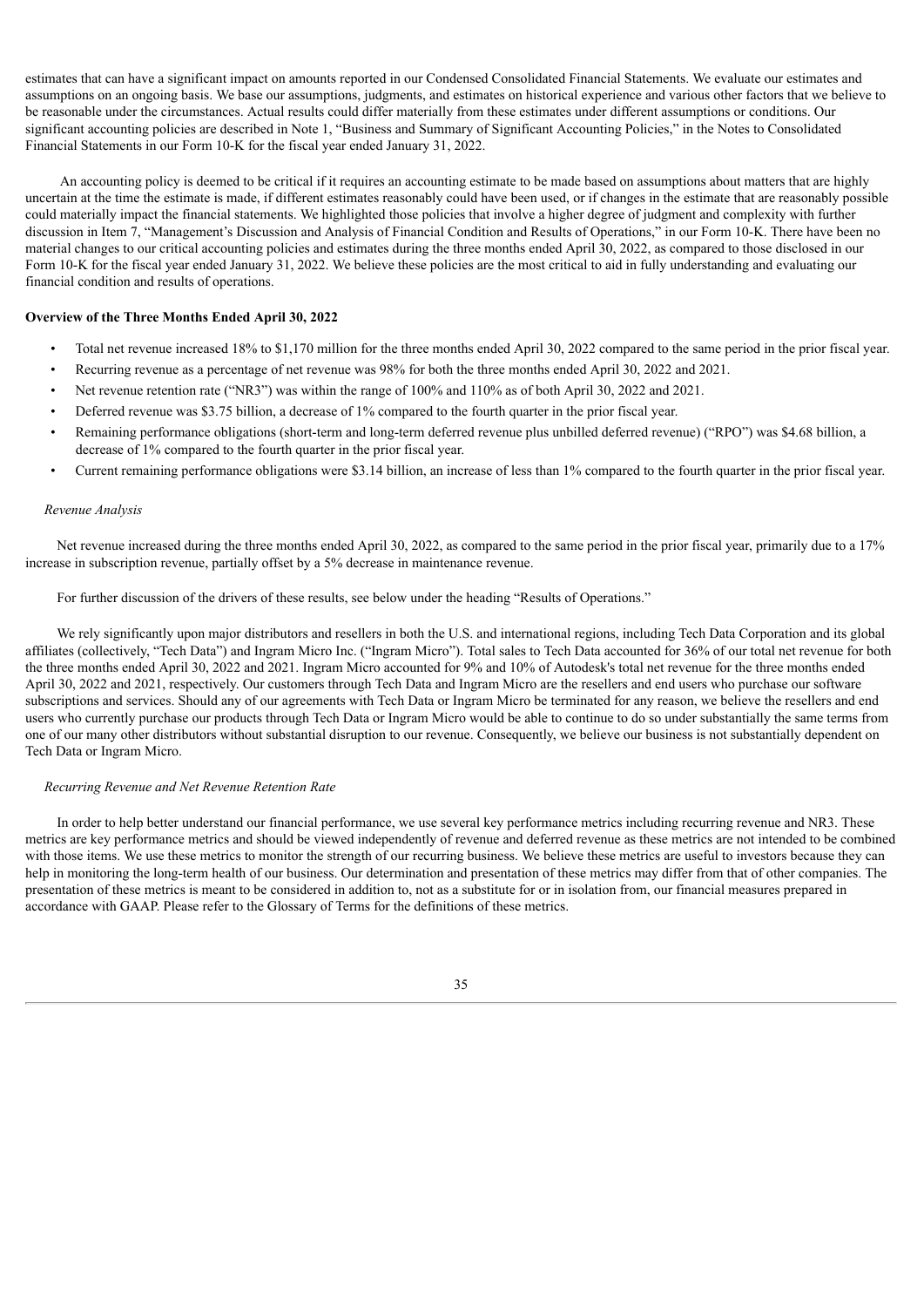estimates that can have a significant impact on amounts reported in our Condensed Consolidated Financial Statements. We evaluate our estimates and assumptions on an ongoing basis. We base our assumptions, judgments, and estimates on historical experience and various other factors that we believe to be reasonable under the circumstances. Actual results could differ materially from these estimates under different assumptions or conditions. Our significant accounting policies are described in Note 1, "Business and Summary of Significant Accounting Policies," in the Notes to Consolidated Financial Statements in our Form 10-K for the fiscal year ended January 31, 2022.

An accounting policy is deemed to be critical if it requires an accounting estimate to be made based on assumptions about matters that are highly uncertain at the time the estimate is made, if different estimates reasonably could have been used, or if changes in the estimate that are reasonably possible could materially impact the financial statements. We highlighted those policies that involve a higher degree of judgment and complexity with further discussion in Item 7, "Management's Discussion and Analysis of Financial Condition and Results of Operations," in our Form 10-K. There have been no material changes to our critical accounting policies and estimates during the three months ended April 30, 2022, as compared to those disclosed in our Form 10-K for the fiscal year ended January 31, 2022. We believe these policies are the most critical to aid in fully understanding and evaluating our financial condition and results of operations.

**Overview of the Three Months Ended April 30, 2022**

- Total net revenue increased 18% to $1,170 million for the three months ended April 30, 2022 compared to the same period in the prior fiscal year.
- Recurring revenue as a percentage of net revenue was 98% for both the three months ended April 30, 2022 and 2021.
- Net revenue retention rate ("NR3") was within the range of 100% and 110% as of both April 30, 2022 and 2021.
- Deferred revenue was $3.75 billion, a decrease of 1% compared to the fourth quarter in the prior fiscal year.
- Remaining performance obligations (short-term and long-term deferred revenue plus unbilled deferred revenue) ("RPO") was $4.68 billion, a decrease of 1% compared to the fourth quarter in the prior fiscal year.
- Current remaining performance obligations were $3.14 billion, an increase of less than 1% compared to the fourth quarter in the prior fiscal year.

*Revenue Analysis*

Net revenue increased during the three months ended April 30, 2022, as compared to the same period in the prior fiscal year, primarily due to a 17% increase in subscription revenue, partially offset by a 5% decrease in maintenance revenue.

For further discussion of the drivers of these results, see below under the heading "Results of Operations."

We rely significantly upon major distributors and resellers in both the U.S. and international regions, including Tech Data Corporation and its global affiliates (collectively, "Tech Data") and Ingram Micro Inc. ("Ingram Micro"). Total sales to Tech Data accounted for 36% of our total net revenue for both the three months ended April 30, 2022 and 2021. Ingram Micro accounted for 9% and 10% of Autodesk's total net revenue for the three months ended April 30, 2022 and 2021, respectively. Our customers through Tech Data and Ingram Micro are the resellers and end users who purchase our software subscriptions and services. Should any of our agreements with Tech Data or Ingram Micro be terminated for any reason, we believe the resellers and end users who currently purchase our products through Tech Data or Ingram Micro would be able to continue to do so under substantially the same terms from one of our many other distributors without substantial disruption to our revenue. Consequently, we believe our business is not substantially dependent on Tech Data or Ingram Micro.

*Recurring Revenue and Net Revenue Retention Rate*

In order to help better understand our financial performance, we use several key performance metrics including recurring revenue and NR3. These metrics are key performance metrics and should be viewed independently of revenue and deferred revenue as these metrics are not intended to be combined with those items. We use these metrics to monitor the strength of our recurring business. We believe these metrics are useful to investors because they can help in monitoring the long-term health of our business. Our determination and presentation of these metrics may differ from that of other companies. The presentation of these metrics is meant to be considered in addition to, not as a substitute for or in isolation from, our financial measures prepared in accordance with GAAP. Please refer to the Glossary of Terms for the definitions of these metrics.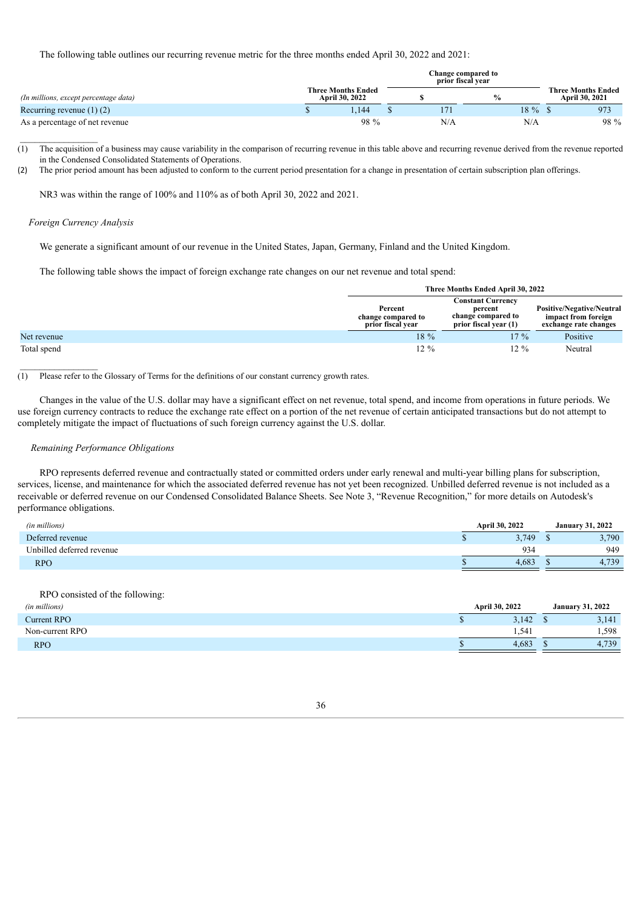The following table outlines our recurring revenue metric for the three months ended April 30, 2022 and 2021:

| (In millions, except percentage data) | Three Months Ended April 30, 2022 | Change compared to prior fiscal year | | Three Months Ended April 30, 2021 |
|---|---|---|---|---|
| | | $ | % | |
| Recurring revenue (1) (2) | $ 1,144 | $ 171 | 18 % | $ 973 |
| As a percentage of net revenue | 98 % | N/A | N/A | 98 % |

(1) The acquisition of a business may cause variability in the comparison of recurring revenue in this table above and recurring revenue derived from the revenue reported in the Condensed Consolidated Statements of Operations.

(2) The prior period amount has been adjusted to conform to the current period presentation for a change in presentation of certain subscription plan offerings.

NR3 was within the range of 100% and 110% as of both April 30, 2022 and 2021.

*Foreign Currency Analysis*

We generate a significant amount of our revenue in the United States, Japan, Germany, Finland and the United Kingdom.

The following table shows the impact of foreign exchange rate changes on our net revenue and total spend:

| | Three Months Ended April 30, 2022 | | |
|---|---|---|---|
| | Percent change compared to prior fiscal year | Constant Currency percent change compared to prior fiscal year (1) | Positive/Negative/Neutral impact from foreign exchange rate changes |
| Net revenue | 18 % | 17 % | Positive |
| Total spend | 12 % | 12 % | Neutral |

(1) Please refer to the Glossary of Terms for the definitions of our constant currency growth rates.

Changes in the value of the U.S. dollar may have a significant effect on net revenue, total spend, and income from operations in future periods. We use foreign currency contracts to reduce the exchange rate effect on a portion of the net revenue of certain anticipated transactions but do not attempt to completely mitigate the impact of fluctuations of such foreign currency against the U.S. dollar.

*Remaining Performance Obligations*

RPO represents deferred revenue and contractually stated or committed orders under early renewal and multi-year billing plans for subscription, services, license, and maintenance for which the associated deferred revenue has not yet been recognized. Unbilled deferred revenue is not included as a receivable or deferred revenue on our Condensed Consolidated Balance Sheets. See Note 3, "Revenue Recognition," for more details on Autodesk's performance obligations.

| (in millions) | April 30, 2022 | January 31, 2022 |
|---|---|---|
| Deferred revenue | $ 3,749 | $ 3,790 |
| Unbilled deferred revenue | 934 | 949 |
| RPO | $ 4,683 | $ 4,739 |

RPO consisted of the following:

| (in millions) | April 30, 2022 | January 31, 2022 |
|---|---|---|
| Current RPO | $ 3,142 | $ 3,141 |
| Non-current RPO | 1,541 | 1,598 |
| RPO | $ 4,683 | $ 4,739 |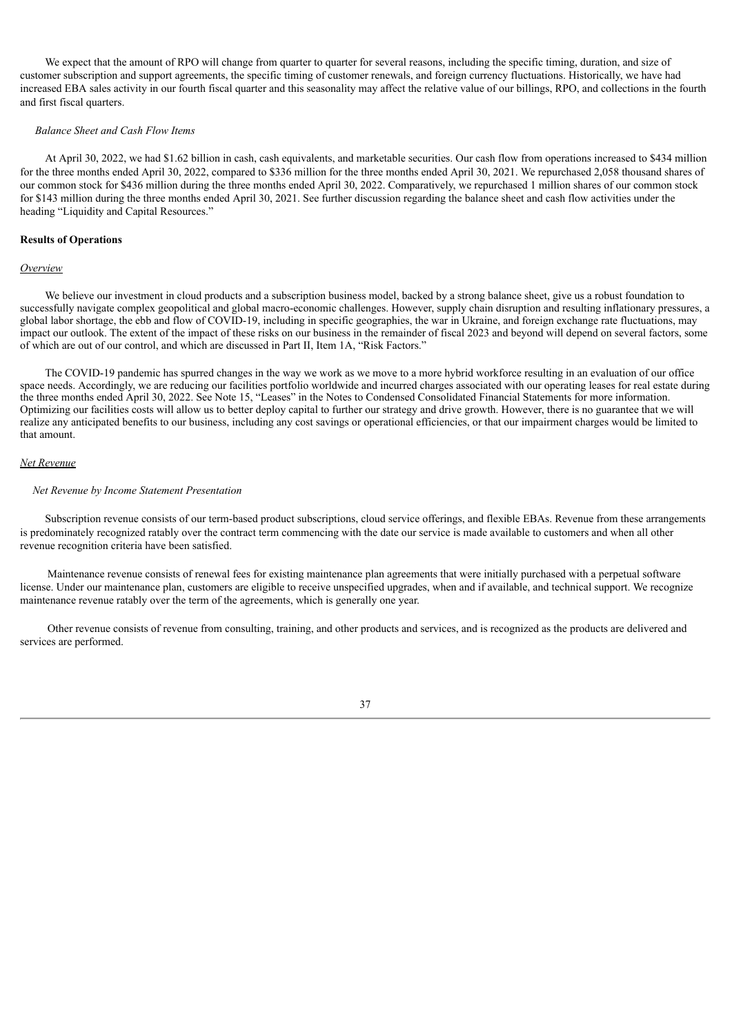We expect that the amount of RPO will change from quarter to quarter for several reasons, including the specific timing, duration, and size of customer subscription and support agreements, the specific timing of customer renewals, and foreign currency fluctuations. Historically, we have had increased EBA sales activity in our fourth fiscal quarter and this seasonality may affect the relative value of our billings, RPO, and collections in the fourth and first fiscal quarters.

*Balance Sheet and Cash Flow Items*

At April 30, 2022, we had $1.62 billion in cash, cash equivalents, and marketable securities. Our cash flow from operations increased to $434 million for the three months ended April 30, 2022, compared to $336 million for the three months ended April 30, 2021. We repurchased 2,058 thousand shares of our common stock for $436 million during the three months ended April 30, 2022. Comparatively, we repurchased 1 million shares of our common stock for $143 million during the three months ended April 30, 2021. See further discussion regarding the balance sheet and cash flow activities under the heading "Liquidity and Capital Resources."

**Results of Operations**

*Overview*

We believe our investment in cloud products and a subscription business model, backed by a strong balance sheet, give us a robust foundation to successfully navigate complex geopolitical and global macro-economic challenges. However, supply chain disruption and resulting inflationary pressures, a global labor shortage, the ebb and flow of COVID-19, including in specific geographies, the war in Ukraine, and foreign exchange rate fluctuations, may impact our outlook. The extent of the impact of these risks on our business in the remainder of fiscal 2023 and beyond will depend on several factors, some of which are out of our control, and which are discussed in Part II, Item 1A, "Risk Factors."

The COVID-19 pandemic has spurred changes in the way we work as we move to a more hybrid workforce resulting in an evaluation of our office space needs. Accordingly, we are reducing our facilities portfolio worldwide and incurred charges associated with our operating leases for real estate during the three months ended April 30, 2022. See Note 15, "Leases" in the Notes to Condensed Consolidated Financial Statements for more information. Optimizing our facilities costs will allow us to better deploy capital to further our strategy and drive growth. However, there is no guarantee that we will realize any anticipated benefits to our business, including any cost savings or operational efficiencies, or that our impairment charges would be limited to that amount.

*Net Revenue*

*Net Revenue by Income Statement Presentation*

Subscription revenue consists of our term-based product subscriptions, cloud service offerings, and flexible EBAs. Revenue from these arrangements is predominately recognized ratably over the contract term commencing with the date our service is made available to customers and when all other revenue recognition criteria have been satisfied.

Maintenance revenue consists of renewal fees for existing maintenance plan agreements that were initially purchased with a perpetual software license. Under our maintenance plan, customers are eligible to receive unspecified upgrades, when and if available, and technical support. We recognize maintenance revenue ratably over the term of the agreements, which is generally one year.

Other revenue consists of revenue from consulting, training, and other products and services, and is recognized as the products are delivered and services are performed.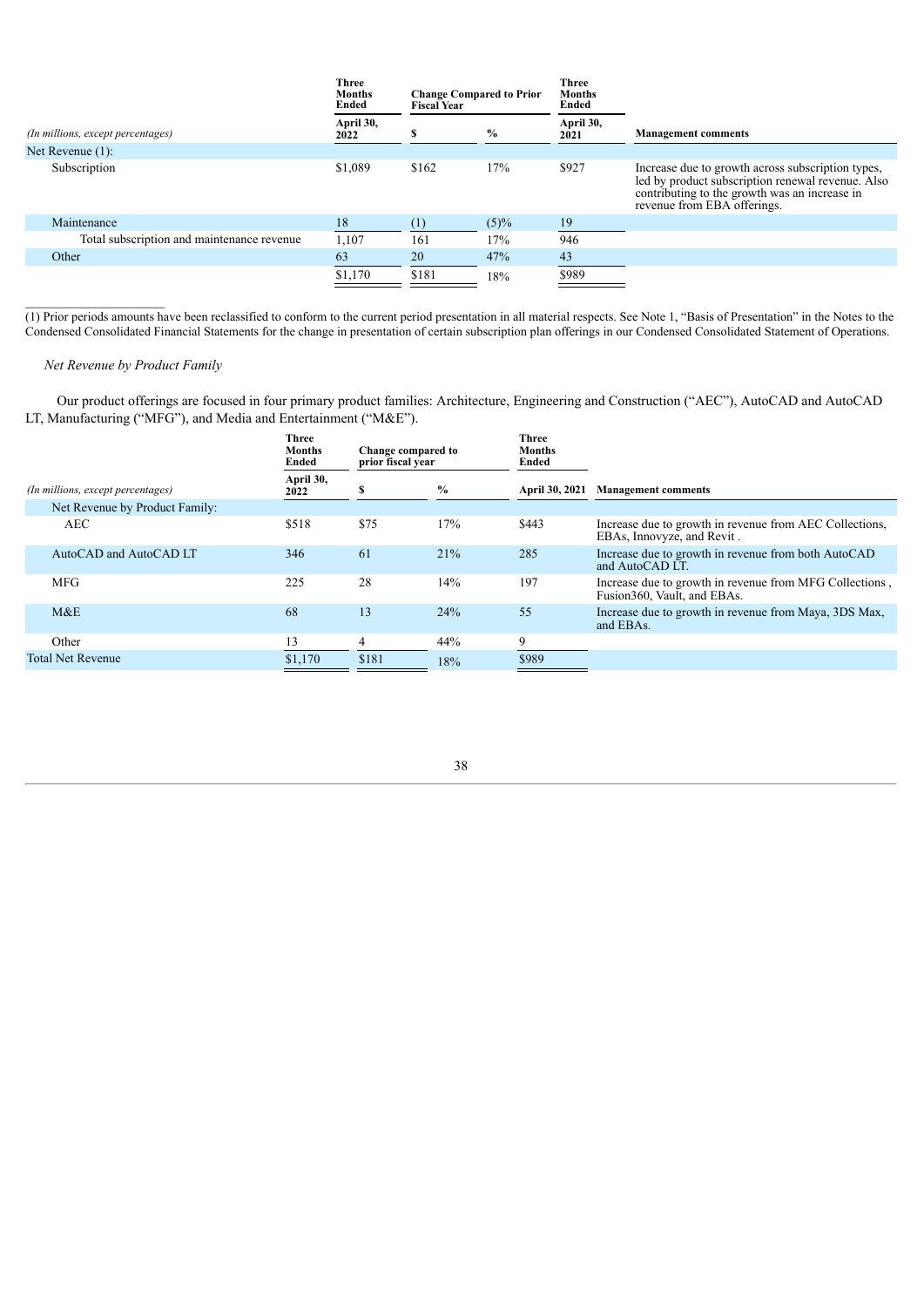| (In millions, except percentages) | Three Months Ended April 30, 2022 | Change Compared to Prior Fiscal Year $ | Change Compared to Prior Fiscal Year % | Three Months Ended April 30, 2021 | Management comments |
|---|---|---|---|---|---|
| Net Revenue (1): | | | | | |
| Subscription | $1,089 | $162 | 17% | $927 | Increase due to growth across subscription types, led by product subscription renewal revenue. Also contributing to the growth was an increase in revenue from EBA offerings. |
| Maintenance | 18 | (1) | (5)% | 19 | |
| Total subscription and maintenance revenue | 1,107 | 161 | 17% | 946 | |
| Other | 63 | 20 | 47% | 43 | |
| | $1,170 | $181 | 18% | $989 | |

(1) Prior periods amounts have been reclassified to conform to the current period presentation in all material respects. See Note 1, "Basis of Presentation" in the Notes to the Condensed Consolidated Financial Statements for the change in presentation of certain subscription plan offerings in our Condensed Consolidated Statement of Operations.

*Net Revenue by Product Family*

Our product offerings are focused in four primary product families: Architecture, Engineering and Construction ("AEC"), AutoCAD and AutoCAD LT, Manufacturing ("MFG"), and Media and Entertainment ("M&E").

| (In millions, except percentages) | Three Months Ended April 30, 2022 | Change compared to prior fiscal year $ | Change compared to prior fiscal year % | Three Months Ended April 30, 2021 | Management comments |
|---|---|---|---|---|---|
| Net Revenue by Product Family: | | | | | |
| AEC | $518 | $75 | 17% | $443 | Increase due to growth in revenue from AEC Collections, EBAs, Innovyze, and Revit . |
| AutoCAD and AutoCAD LT | 346 | 61 | 21% | 285 | Increase due to growth in revenue from both AutoCAD and AutoCAD LT. |
| MFG | 225 | 28 | 14% | 197 | Increase due to growth in revenue from MFG Collections , Fusion360, Vault, and EBAs. |
| M&E | 68 | 13 | 24% | 55 | Increase due to growth in revenue from Maya, 3DS Max, and EBAs. |
| Other | 13 | 4 | 44% | 9 | |
| Total Net Revenue | $1,170 | $181 | 18% | $989 | |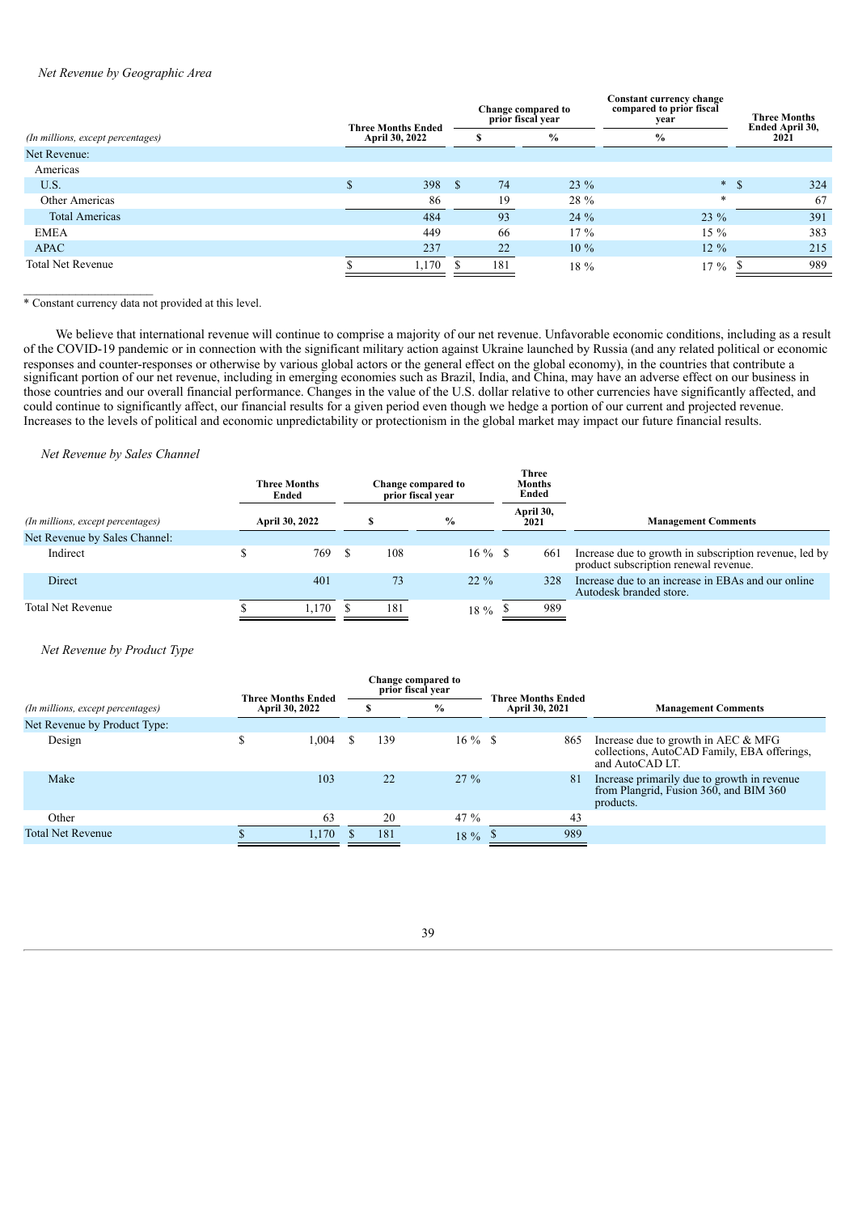*Net Revenue by Geographic Area*

| *(In millions, except percentages)* | Three Months Ended April 30, 2022 | Change compared to prior fiscal year | | Constant currency change compared to prior fiscal year | Three Months Ended April 30, 2021 |
|---|---|---|---|---|---|
| | | $ | % | % | |
| Net Revenue: | | | | | |
| Americas | | | | | |
| U.S. | $ 398 | $ 74 | 23 % | * | $ 324 |
| Other Americas | 86 | 19 | 28 % | * | 67 |
| Total Americas | 484 | 93 | 24 % | 23 % | 391 |
| EMEA | 449 | 66 | 17 % | 15 % | 383 |
| APAC | 237 | 22 | 10 % | 12 % | 215 |
| Total Net Revenue | $ 1,170 | $ 181 | 18 % | 17 % | $ 989 |

\* Constant currency data not provided at this level.

We believe that international revenue will continue to comprise a majority of our net revenue. Unfavorable economic conditions, including as a result of the COVID-19 pandemic or in connection with the significant military action against Ukraine launched by Russia (and any related political or economic responses and counter-responses or otherwise by various global actors or the general effect on the global economy), in the countries that contribute a significant portion of our net revenue, including in emerging economies such as Brazil, India, and China, may have an adverse effect on our business in those countries and our overall financial performance. Changes in the value of the U.S. dollar relative to other currencies have significantly affected, and could continue to significantly affect, our financial results for a given period even though we hedge a portion of our current and projected revenue. Increases to the levels of political and economic unpredictability or protectionism in the global market may impact our future financial results.

*Net Revenue by Sales Channel*

| *(In millions, except percentages)* | Three Months Ended April 30, 2022 | Change compared to prior fiscal year | | Three Months Ended April 30, 2021 | Management Comments |
|---|---|---|---|---|---|
| | | $ | % | | |
| Net Revenue by Sales Channel: | | | | | |
| Indirect | $ 769 | $ 108 | 16 % | $ 661 | Increase due to growth in subscription revenue, led by product subscription renewal revenue. |
| Direct | 401 | 73 | 22 % | 328 | Increase due to an increase in EBAs and our online Autodesk branded store. |
| Total Net Revenue | $ 1,170 | $ 181 | 18 % | $ 989 | |

*Net Revenue by Product Type*

| *(In millions, except percentages)* | Three Months Ended April 30, 2022 | Change compared to prior fiscal year | | Three Months Ended April 30, 2021 | Management Comments |
|---|---|---|---|---|---|
| | | $ | % | | |
| Net Revenue by Product Type: | | | | | |
| Design | $ 1,004 | $ 139 | 16 % | $ 865 | Increase due to growth in AEC & MFG collections, AutoCAD Family, EBA offerings, and AutoCAD LT. |
| Make | 103 | 22 | 27 % | 81 | Increase primarily due to growth in revenue from Plangrid, Fusion 360, and BIM 360 products. |
| Other | 63 | 20 | 47 % | 43 | |
| Total Net Revenue | $ 1,170 | $ 181 | 18 % | $ 989 | |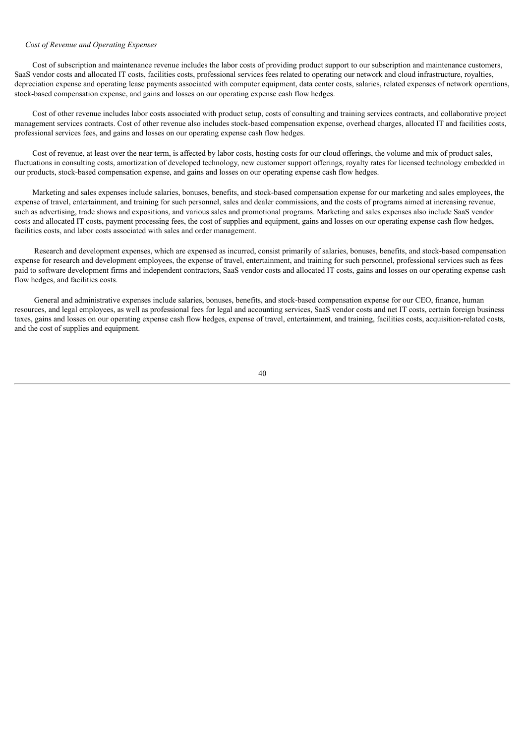*Cost of Revenue and Operating Expenses*

Cost of subscription and maintenance revenue includes the labor costs of providing product support to our subscription and maintenance customers, SaaS vendor costs and allocated IT costs, facilities costs, professional services fees related to operating our network and cloud infrastructure, royalties, depreciation expense and operating lease payments associated with computer equipment, data center costs, salaries, related expenses of network operations, stock-based compensation expense, and gains and losses on our operating expense cash flow hedges.

Cost of other revenue includes labor costs associated with product setup, costs of consulting and training services contracts, and collaborative project management services contracts. Cost of other revenue also includes stock-based compensation expense, overhead charges, allocated IT and facilities costs, professional services fees, and gains and losses on our operating expense cash flow hedges.

Cost of revenue, at least over the near term, is affected by labor costs, hosting costs for our cloud offerings, the volume and mix of product sales, fluctuations in consulting costs, amortization of developed technology, new customer support offerings, royalty rates for licensed technology embedded in our products, stock-based compensation expense, and gains and losses on our operating expense cash flow hedges.

Marketing and sales expenses include salaries, bonuses, benefits, and stock-based compensation expense for our marketing and sales employees, the expense of travel, entertainment, and training for such personnel, sales and dealer commissions, and the costs of programs aimed at increasing revenue, such as advertising, trade shows and expositions, and various sales and promotional programs. Marketing and sales expenses also include SaaS vendor costs and allocated IT costs, payment processing fees, the cost of supplies and equipment, gains and losses on our operating expense cash flow hedges, facilities costs, and labor costs associated with sales and order management.

Research and development expenses, which are expensed as incurred, consist primarily of salaries, bonuses, benefits, and stock-based compensation expense for research and development employees, the expense of travel, entertainment, and training for such personnel, professional services such as fees paid to software development firms and independent contractors, SaaS vendor costs and allocated IT costs, gains and losses on our operating expense cash flow hedges, and facilities costs.

General and administrative expenses include salaries, bonuses, benefits, and stock-based compensation expense for our CEO, finance, human resources, and legal employees, as well as professional fees for legal and accounting services, SaaS vendor costs and net IT costs, certain foreign business taxes, gains and losses on our operating expense cash flow hedges, expense of travel, entertainment, and training, facilities costs, acquisition-related costs, and the cost of supplies and equipment.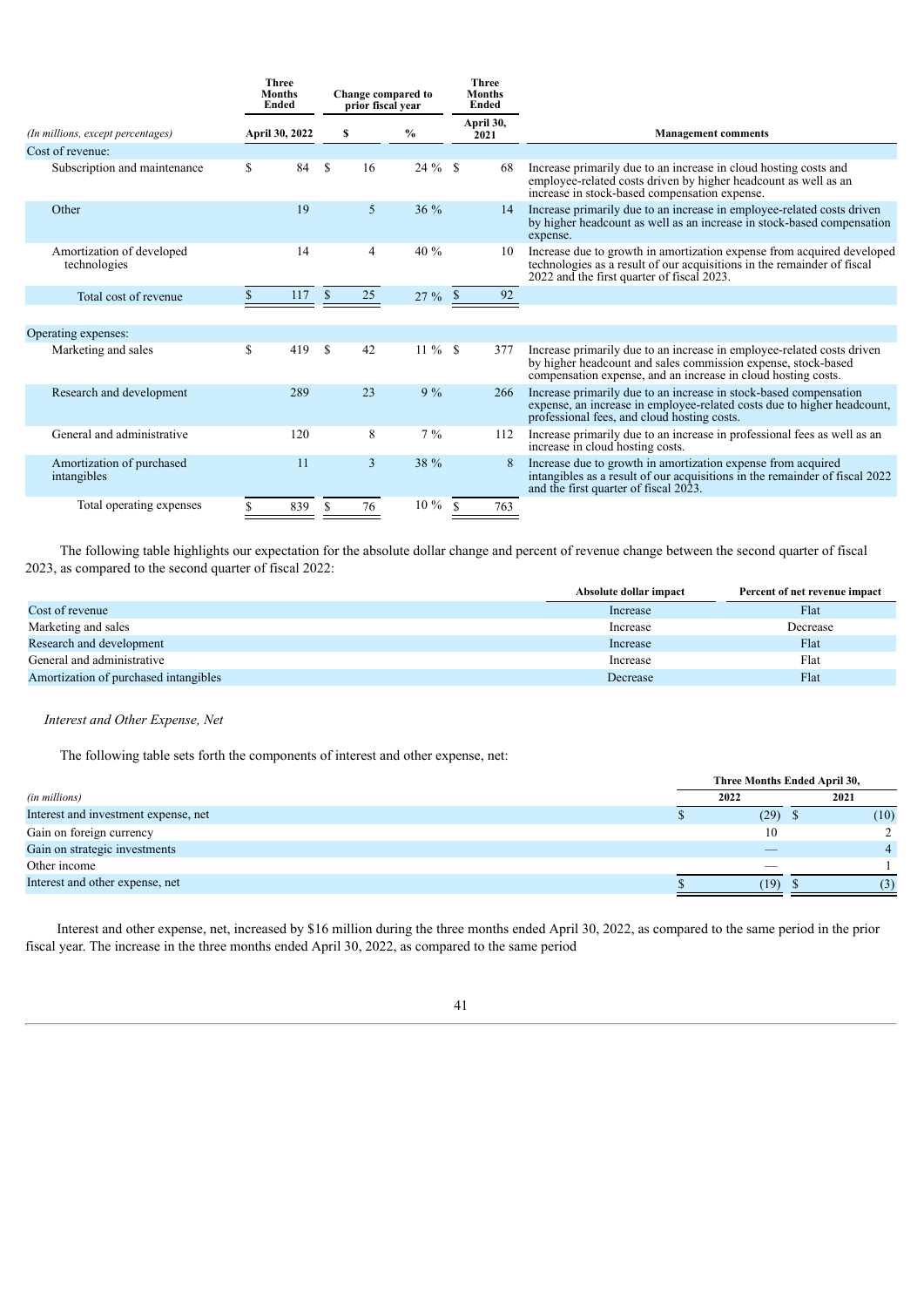| (In millions, except percentages) | Three Months Ended April 30, 2022 | Change compared to prior fiscal year $ | Change compared to prior fiscal year % | Three Months Ended April 30, 2021 | Management comments |
|---|---|---|---|---|---|
| Cost of revenue: | | | | | |
| Subscription and maintenance | $ 84 | $ 16 | 24 % | $ 68 | Increase primarily due to an increase in cloud hosting costs and employee-related costs driven by higher headcount as well as an increase in stock-based compensation expense. |
| Other | 19 | 5 | 36 % | 14 | Increase primarily due to an increase in employee-related costs driven by higher headcount as well as an increase in stock-based compensation expense. |
| Amortization of developed technologies | 14 | 4 | 40 % | 10 | Increase due to growth in amortization expense from acquired developed technologies as a result of our acquisitions in the remainder of fiscal 2022 and the first quarter of fiscal 2023. |
| Total cost of revenue | $ 117 | $ 25 | 27 % | $ 92 | |
| | | | | | |
| Operating expenses: | | | | | |
| Marketing and sales | $ 419 | $ 42 | 11 % | $ 377 | Increase primarily due to an increase in employee-related costs driven by higher headcount and sales commission expense, stock-based compensation expense, and an increase in cloud hosting costs. |
| Research and development | 289 | 23 | 9 % | 266 | Increase primarily due to an increase in stock-based compensation expense, an increase in employee-related costs due to higher headcount, professional fees, and cloud hosting costs. |
| General and administrative | 120 | 8 | 7 % | 112 | Increase primarily due to an increase in professional fees as well as an increase in cloud hosting costs. |
| Amortization of purchased intangibles | 11 | 3 | 38 % | 8 | Increase due to growth in amortization expense from acquired intangibles as a result of our acquisitions in the remainder of fiscal 2022 and the first quarter of fiscal 2023. |
| Total operating expenses | $ 839 | $ 76 | 10 % | $ 763 | |

The following table highlights our expectation for the absolute dollar change and percent of revenue change between the second quarter of fiscal 2023, as compared to the second quarter of fiscal 2022:

| | Absolute dollar impact | Percent of net revenue impact |
|---|---|---|
| Cost of revenue | Increase | Flat |
| Marketing and sales | Increase | Decrease |
| Research and development | Increase | Flat |
| General and administrative | Increase | Flat |
| Amortization of purchased intangibles | Decrease | Flat |

*Interest and Other Expense, Net*

The following table sets forth the components of interest and other expense, net:

| (in millions) | Three Months Ended April 30, 2022 | Three Months Ended April 30, 2021 |
|---|---|---|
| Interest and investment expense, net | $ (29) | $ (10) |
| Gain on foreign currency | 10 | 2 |
| Gain on strategic investments | — | 4 |
| Other income | — | 1 |
| Interest and other expense, net | $ (19) | $ (3) |

Interest and other expense, net, increased by $16 million during the three months ended April 30, 2022, as compared to the same period in the prior fiscal year. The increase in the three months ended April 30, 2022, as compared to the same period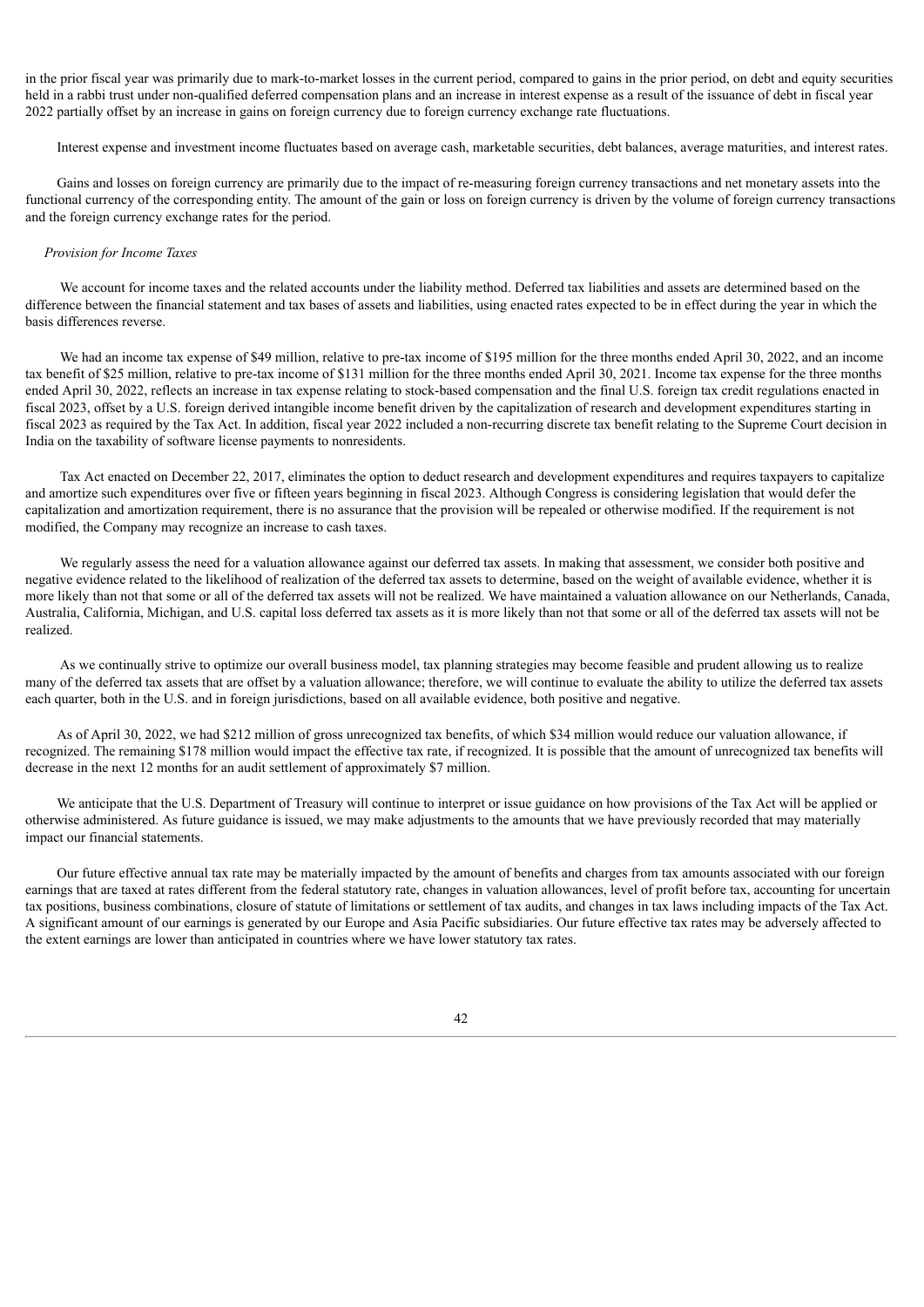in the prior fiscal year was primarily due to mark-to-market losses in the current period, compared to gains in the prior period, on debt and equity securities held in a rabbi trust under non-qualified deferred compensation plans and an increase in interest expense as a result of the issuance of debt in fiscal year 2022 partially offset by an increase in gains on foreign currency due to foreign currency exchange rate fluctuations.

Interest expense and investment income fluctuates based on average cash, marketable securities, debt balances, average maturities, and interest rates.

Gains and losses on foreign currency are primarily due to the impact of re-measuring foreign currency transactions and net monetary assets into the functional currency of the corresponding entity. The amount of the gain or loss on foreign currency is driven by the volume of foreign currency transactions and the foreign currency exchange rates for the period.

*Provision for Income Taxes*

We account for income taxes and the related accounts under the liability method. Deferred tax liabilities and assets are determined based on the difference between the financial statement and tax bases of assets and liabilities, using enacted rates expected to be in effect during the year in which the basis differences reverse.

We had an income tax expense of $49 million, relative to pre-tax income of $195 million for the three months ended April 30, 2022, and an income tax benefit of $25 million, relative to pre-tax income of $131 million for the three months ended April 30, 2021. Income tax expense for the three months ended April 30, 2022, reflects an increase in tax expense relating to stock-based compensation and the final U.S. foreign tax credit regulations enacted in fiscal 2023, offset by a U.S. foreign derived intangible income benefit driven by the capitalization of research and development expenditures starting in fiscal 2023 as required by the Tax Act. In addition, fiscal year 2022 included a non-recurring discrete tax benefit relating to the Supreme Court decision in India on the taxability of software license payments to nonresidents.

Tax Act enacted on December 22, 2017, eliminates the option to deduct research and development expenditures and requires taxpayers to capitalize and amortize such expenditures over five or fifteen years beginning in fiscal 2023. Although Congress is considering legislation that would defer the capitalization and amortization requirement, there is no assurance that the provision will be repealed or otherwise modified. If the requirement is not modified, the Company may recognize an increase to cash taxes.

We regularly assess the need for a valuation allowance against our deferred tax assets. In making that assessment, we consider both positive and negative evidence related to the likelihood of realization of the deferred tax assets to determine, based on the weight of available evidence, whether it is more likely than not that some or all of the deferred tax assets will not be realized. We have maintained a valuation allowance on our Netherlands, Canada, Australia, California, Michigan, and U.S. capital loss deferred tax assets as it is more likely than not that some or all of the deferred tax assets will not be realized.

As we continually strive to optimize our overall business model, tax planning strategies may become feasible and prudent allowing us to realize many of the deferred tax assets that are offset by a valuation allowance; therefore, we will continue to evaluate the ability to utilize the deferred tax assets each quarter, both in the U.S. and in foreign jurisdictions, based on all available evidence, both positive and negative.

As of April 30, 2022, we had $212 million of gross unrecognized tax benefits, of which $34 million would reduce our valuation allowance, if recognized. The remaining $178 million would impact the effective tax rate, if recognized. It is possible that the amount of unrecognized tax benefits will decrease in the next 12 months for an audit settlement of approximately $7 million.

We anticipate that the U.S. Department of Treasury will continue to interpret or issue guidance on how provisions of the Tax Act will be applied or otherwise administered. As future guidance is issued, we may make adjustments to the amounts that we have previously recorded that may materially impact our financial statements.

Our future effective annual tax rate may be materially impacted by the amount of benefits and charges from tax amounts associated with our foreign earnings that are taxed at rates different from the federal statutory rate, changes in valuation allowances, level of profit before tax, accounting for uncertain tax positions, business combinations, closure of statute of limitations or settlement of tax audits, and changes in tax laws including impacts of the Tax Act. A significant amount of our earnings is generated by our Europe and Asia Pacific subsidiaries. Our future effective tax rates may be adversely affected to the extent earnings are lower than anticipated in countries where we have lower statutory tax rates.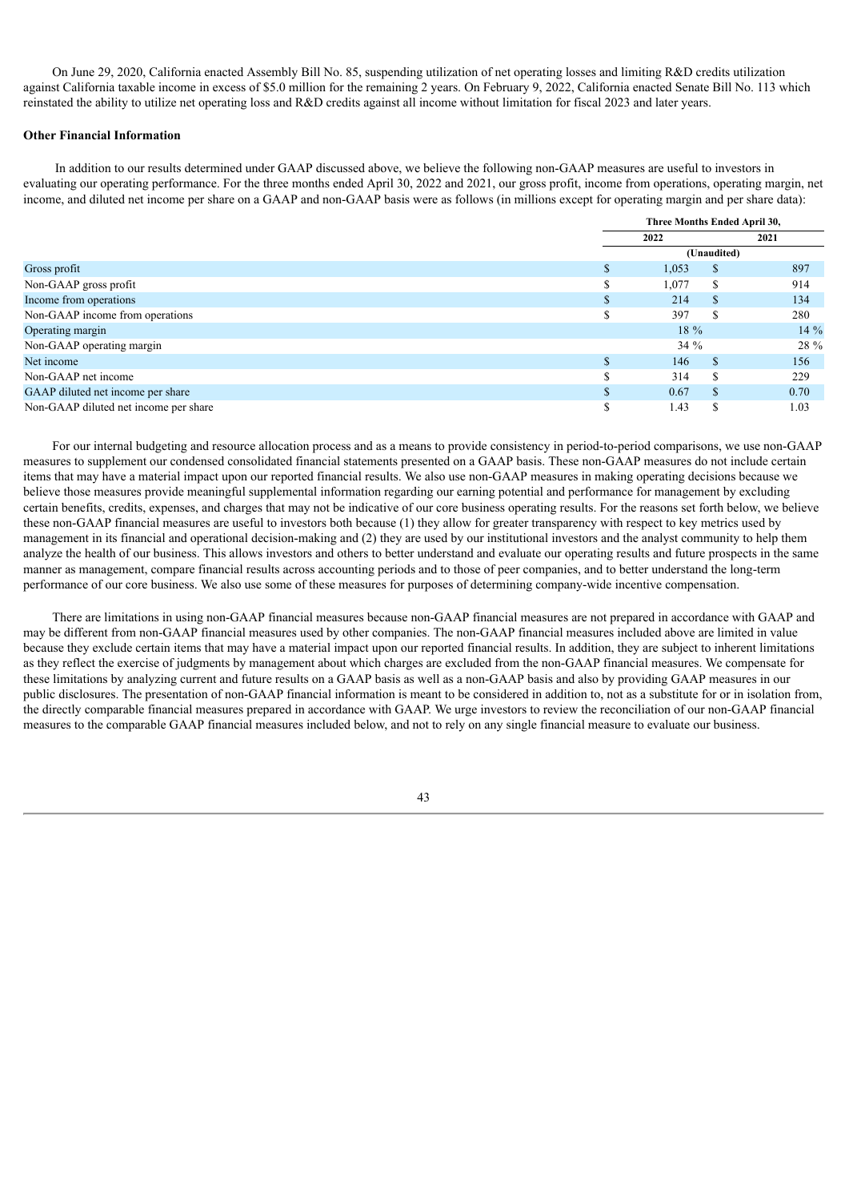On June 29, 2020, California enacted Assembly Bill No. 85, suspending utilization of net operating losses and limiting R&D credits utilization against California taxable income in excess of $5.0 million for the remaining 2 years. On February 9, 2022, California enacted Senate Bill No. 113 which reinstated the ability to utilize net operating loss and R&D credits against all income without limitation for fiscal 2023 and later years.

**Other Financial Information**

In addition to our results determined under GAAP discussed above, we believe the following non-GAAP measures are useful to investors in evaluating our operating performance. For the three months ended April 30, 2022 and 2021, our gross profit, income from operations, operating margin, net income, and diluted net income per share on a GAAP and non-GAAP basis were as follows (in millions except for operating margin and per share data):

| | Three Months Ended April 30, | |
|---|---|---|
| | 2022 | 2021 |
| | (Unaudited) | |
| Gross profit | $ 1,053 | $ 897 |
| Non-GAAP gross profit | $ 1,077 | $ 914 |
| Income from operations | $ 214 | $ 134 |
| Non-GAAP income from operations | $ 397 | $ 280 |
| Operating margin | 18 % | 14 % |
| Non-GAAP operating margin | 34 % | 28 % |
| Net income | $ 146 | $ 156 |
| Non-GAAP net income | $ 314 | $ 229 |
| GAAP diluted net income per share | $ 0.67 | $ 0.70 |
| Non-GAAP diluted net income per share | $ 1.43 | $ 1.03 |

For our internal budgeting and resource allocation process and as a means to provide consistency in period-to-period comparisons, we use non-GAAP measures to supplement our condensed consolidated financial statements presented on a GAAP basis. These non-GAAP measures do not include certain items that may have a material impact upon our reported financial results. We also use non-GAAP measures in making operating decisions because we believe those measures provide meaningful supplemental information regarding our earning potential and performance for management by excluding certain benefits, credits, expenses, and charges that may not be indicative of our core business operating results. For the reasons set forth below, we believe these non-GAAP financial measures are useful to investors both because (1) they allow for greater transparency with respect to key metrics used by management in its financial and operational decision-making and (2) they are used by our institutional investors and the analyst community to help them analyze the health of our business. This allows investors and others to better understand and evaluate our operating results and future prospects in the same manner as management, compare financial results across accounting periods and to those of peer companies, and to better understand the long-term performance of our core business. We also use some of these measures for purposes of determining company-wide incentive compensation.

There are limitations in using non-GAAP financial measures because non-GAAP financial measures are not prepared in accordance with GAAP and may be different from non-GAAP financial measures used by other companies. The non-GAAP financial measures included above are limited in value because they exclude certain items that may have a material impact upon our reported financial results. In addition, they are subject to inherent limitations as they reflect the exercise of judgments by management about which charges are excluded from the non-GAAP financial measures. We compensate for these limitations by analyzing current and future results on a GAAP basis as well as a non-GAAP basis and also by providing GAAP measures in our public disclosures. The presentation of non-GAAP financial information is meant to be considered in addition to, not as a substitute for or in isolation from, the directly comparable financial measures prepared in accordance with GAAP. We urge investors to review the reconciliation of our non-GAAP financial measures to the comparable GAAP financial measures included below, and not to rely on any single financial measure to evaluate our business.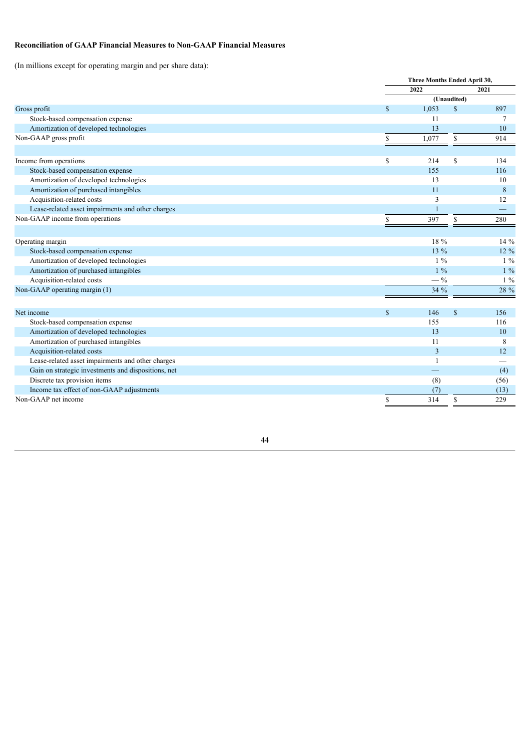**Reconciliation of GAAP Financial Measures to Non-GAAP Financial Measures**

(In millions except for operating margin and per share data):

| | Three Months Ended April 30, | |
|---|---|---|
| | 2022 | 2021 |
| | (Unaudited) | |
| Gross profit | $ 1,053 | $ 897 |
| Stock-based compensation expense | 11 | 7 |
| Amortization of developed technologies | 13 | 10 |
| Non-GAAP gross profit | $ 1,077 | $ 914 |
| | | |
| Income from operations | $ 214 | $ 134 |
| Stock-based compensation expense | 155 | 116 |
| Amortization of developed technologies | 13 | 10 |
| Amortization of purchased intangibles | 11 | 8 |
| Acquisition-related costs | 3 | 12 |
| Lease-related asset impairments and other charges | 1 | — |
| Non-GAAP income from operations | $ 397 | $ 280 |
| | | |
| Operating margin | 18 % | 14 % |
| Stock-based compensation expense | 13 % | 12 % |
| Amortization of developed technologies | 1 % | 1 % |
| Amortization of purchased intangibles | 1 % | 1 % |
| Acquisition-related costs | — % | 1 % |
| Non-GAAP operating margin (1) | 34 % | 28 % |
| | | |
| Net income | $ 146 | $ 156 |
| Stock-based compensation expense | 155 | 116 |
| Amortization of developed technologies | 13 | 10 |
| Amortization of purchased intangibles | 11 | 8 |
| Acquisition-related costs | 3 | 12 |
| Lease-related asset impairments and other charges | 1 | — |
| Gain on strategic investments and dispositions, net | — | (4) |
| Discrete tax provision items | (8) | (56) |
| Income tax effect of non-GAAP adjustments | (7) | (13) |
| Non-GAAP net income | $ 314 | $ 229 |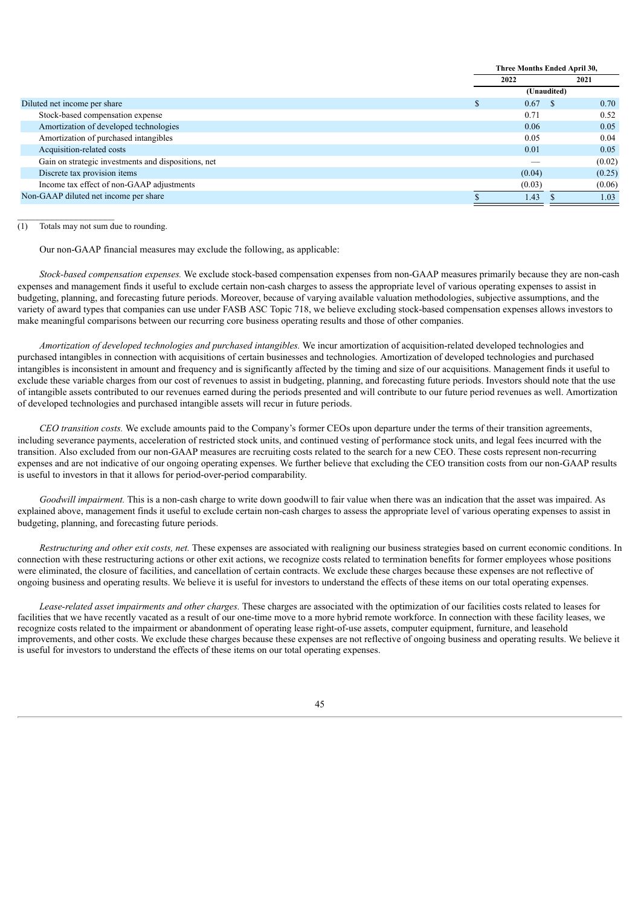| | Three Months Ended April 30, | |
|---|---|---|
| | 2022 | 2021 |
| | (Unaudited) | |
| Diluted net income per share | $ 0.67 | $ 0.70 |
| Stock-based compensation expense | 0.71 | 0.52 |
| Amortization of developed technologies | 0.06 | 0.05 |
| Amortization of purchased intangibles | 0.05 | 0.04 |
| Acquisition-related costs | 0.01 | 0.05 |
| Gain on strategic investments and dispositions, net | — | (0.02) |
| Discrete tax provision items | (0.04) | (0.25) |
| Income tax effect of non-GAAP adjustments | (0.03) | (0.06) |
| Non-GAAP diluted net income per share | $ 1.43 | $ 1.03 |

(1) Totals may not sum due to rounding.

Our non-GAAP financial measures may exclude the following, as applicable:

*Stock-based compensation expenses.* We exclude stock-based compensation expenses from non-GAAP measures primarily because they are non-cash expenses and management finds it useful to exclude certain non-cash charges to assess the appropriate level of various operating expenses to assist in budgeting, planning, and forecasting future periods. Moreover, because of varying available valuation methodologies, subjective assumptions, and the variety of award types that companies can use under FASB ASC Topic 718, we believe excluding stock-based compensation expenses allows investors to make meaningful comparisons between our recurring core business operating results and those of other companies.

*Amortization of developed technologies and purchased intangibles.* We incur amortization of acquisition-related developed technologies and purchased intangibles in connection with acquisitions of certain businesses and technologies. Amortization of developed technologies and purchased intangibles is inconsistent in amount and frequency and is significantly affected by the timing and size of our acquisitions. Management finds it useful to exclude these variable charges from our cost of revenues to assist in budgeting, planning, and forecasting future periods. Investors should note that the use of intangible assets contributed to our revenues earned during the periods presented and will contribute to our future period revenues as well. Amortization of developed technologies and purchased intangible assets will recur in future periods.

*CEO transition costs.* We exclude amounts paid to the Company's former CEOs upon departure under the terms of their transition agreements, including severance payments, acceleration of restricted stock units, and continued vesting of performance stock units, and legal fees incurred with the transition. Also excluded from our non-GAAP measures are recruiting costs related to the search for a new CEO. These costs represent non-recurring expenses and are not indicative of our ongoing operating expenses. We further believe that excluding the CEO transition costs from our non-GAAP results is useful to investors in that it allows for period-over-period comparability.

*Goodwill impairment.* This is a non-cash charge to write down goodwill to fair value when there was an indication that the asset was impaired. As explained above, management finds it useful to exclude certain non-cash charges to assess the appropriate level of various operating expenses to assist in budgeting, planning, and forecasting future periods.

*Restructuring and other exit costs, net.* These expenses are associated with realigning our business strategies based on current economic conditions. In connection with these restructuring actions or other exit actions, we recognize costs related to termination benefits for former employees whose positions were eliminated, the closure of facilities, and cancellation of certain contracts. We exclude these charges because these expenses are not reflective of ongoing business and operating results. We believe it is useful for investors to understand the effects of these items on our total operating expenses.

*Lease-related asset impairments and other charges.* These charges are associated with the optimization of our facilities costs related to leases for facilities that we have recently vacated as a result of our one-time move to a more hybrid remote workforce. In connection with these facility leases, we recognize costs related to the impairment or abandonment of operating lease right-of-use assets, computer equipment, furniture, and leasehold improvements, and other costs. We exclude these charges because these expenses are not reflective of ongoing business and operating results. We believe it is useful for investors to understand the effects of these items on our total operating expenses.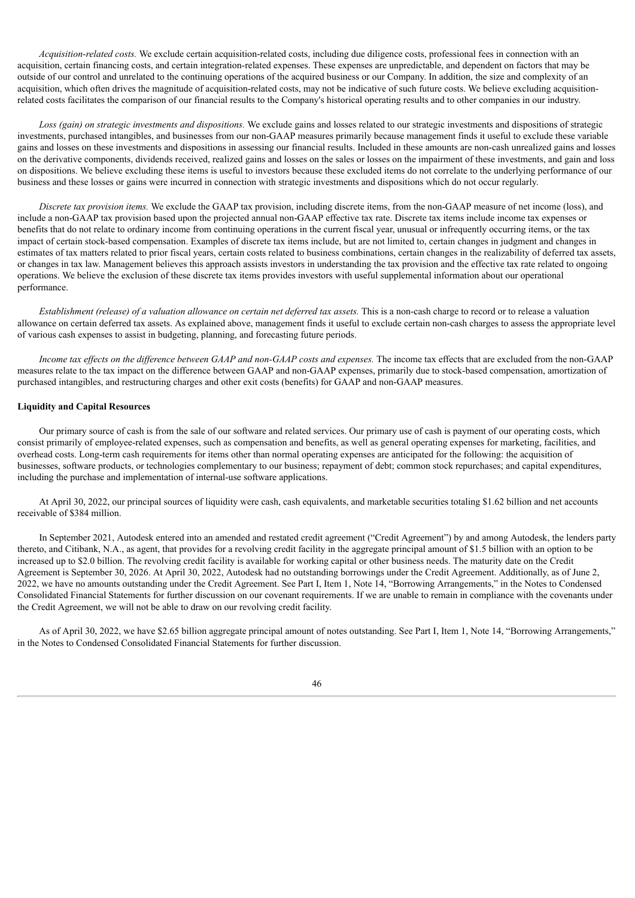*Acquisition-related costs.* We exclude certain acquisition-related costs, including due diligence costs, professional fees in connection with an acquisition, certain financing costs, and certain integration-related expenses. These expenses are unpredictable, and dependent on factors that may be outside of our control and unrelated to the continuing operations of the acquired business or our Company. In addition, the size and complexity of an acquisition, which often drives the magnitude of acquisition-related costs, may not be indicative of such future costs. We believe excluding acquisition-related costs facilitates the comparison of our financial results to the Company's historical operating results and to other companies in our industry.

*Loss (gain) on strategic investments and dispositions.* We exclude gains and losses related to our strategic investments and dispositions of strategic investments, purchased intangibles, and businesses from our non-GAAP measures primarily because management finds it useful to exclude these variable gains and losses on these investments and dispositions in assessing our financial results. Included in these amounts are non-cash unrealized gains and losses on the derivative components, dividends received, realized gains and losses on the sales or losses on the impairment of these investments, and gain and loss on dispositions. We believe excluding these items is useful to investors because these excluded items do not correlate to the underlying performance of our business and these losses or gains were incurred in connection with strategic investments and dispositions which do not occur regularly.

*Discrete tax provision items.* We exclude the GAAP tax provision, including discrete items, from the non-GAAP measure of net income (loss), and include a non-GAAP tax provision based upon the projected annual non-GAAP effective tax rate. Discrete tax items include income tax expenses or benefits that do not relate to ordinary income from continuing operations in the current fiscal year, unusual or infrequently occurring items, or the tax impact of certain stock-based compensation. Examples of discrete tax items include, but are not limited to, certain changes in judgment and changes in estimates of tax matters related to prior fiscal years, certain costs related to business combinations, certain changes in the realizability of deferred tax assets, or changes in tax law. Management believes this approach assists investors in understanding the tax provision and the effective tax rate related to ongoing operations. We believe the exclusion of these discrete tax items provides investors with useful supplemental information about our operational performance.

*Establishment (release) of a valuation allowance on certain net deferred tax assets.* This is a non-cash charge to record or to release a valuation allowance on certain deferred tax assets. As explained above, management finds it useful to exclude certain non-cash charges to assess the appropriate level of various cash expenses to assist in budgeting, planning, and forecasting future periods.

*Income tax effects on the difference between GAAP and non-GAAP costs and expenses.* The income tax effects that are excluded from the non-GAAP measures relate to the tax impact on the difference between GAAP and non-GAAP expenses, primarily due to stock-based compensation, amortization of purchased intangibles, and restructuring charges and other exit costs (benefits) for GAAP and non-GAAP measures.

**Liquidity and Capital Resources**

Our primary source of cash is from the sale of our software and related services. Our primary use of cash is payment of our operating costs, which consist primarily of employee-related expenses, such as compensation and benefits, as well as general operating expenses for marketing, facilities, and overhead costs. Long-term cash requirements for items other than normal operating expenses are anticipated for the following: the acquisition of businesses, software products, or technologies complementary to our business; repayment of debt; common stock repurchases; and capital expenditures, including the purchase and implementation of internal-use software applications.

At April 30, 2022, our principal sources of liquidity were cash, cash equivalents, and marketable securities totaling $1.62 billion and net accounts receivable of $384 million.

In September 2021, Autodesk entered into an amended and restated credit agreement ("Credit Agreement") by and among Autodesk, the lenders party thereto, and Citibank, N.A., as agent, that provides for a revolving credit facility in the aggregate principal amount of $1.5 billion with an option to be increased up to $2.0 billion. The revolving credit facility is available for working capital or other business needs. The maturity date on the Credit Agreement is September 30, 2026. At April 30, 2022, Autodesk had no outstanding borrowings under the Credit Agreement. Additionally, as of June 2, 2022, we have no amounts outstanding under the Credit Agreement. See Part I, Item 1, Note 14, "Borrowing Arrangements," in the Notes to Condensed Consolidated Financial Statements for further discussion on our covenant requirements. If we are unable to remain in compliance with the covenants under the Credit Agreement, we will not be able to draw on our revolving credit facility.

As of April 30, 2022, we have $2.65 billion aggregate principal amount of notes outstanding. See Part I, Item 1, Note 14, "Borrowing Arrangements," in the Notes to Condensed Consolidated Financial Statements for further discussion.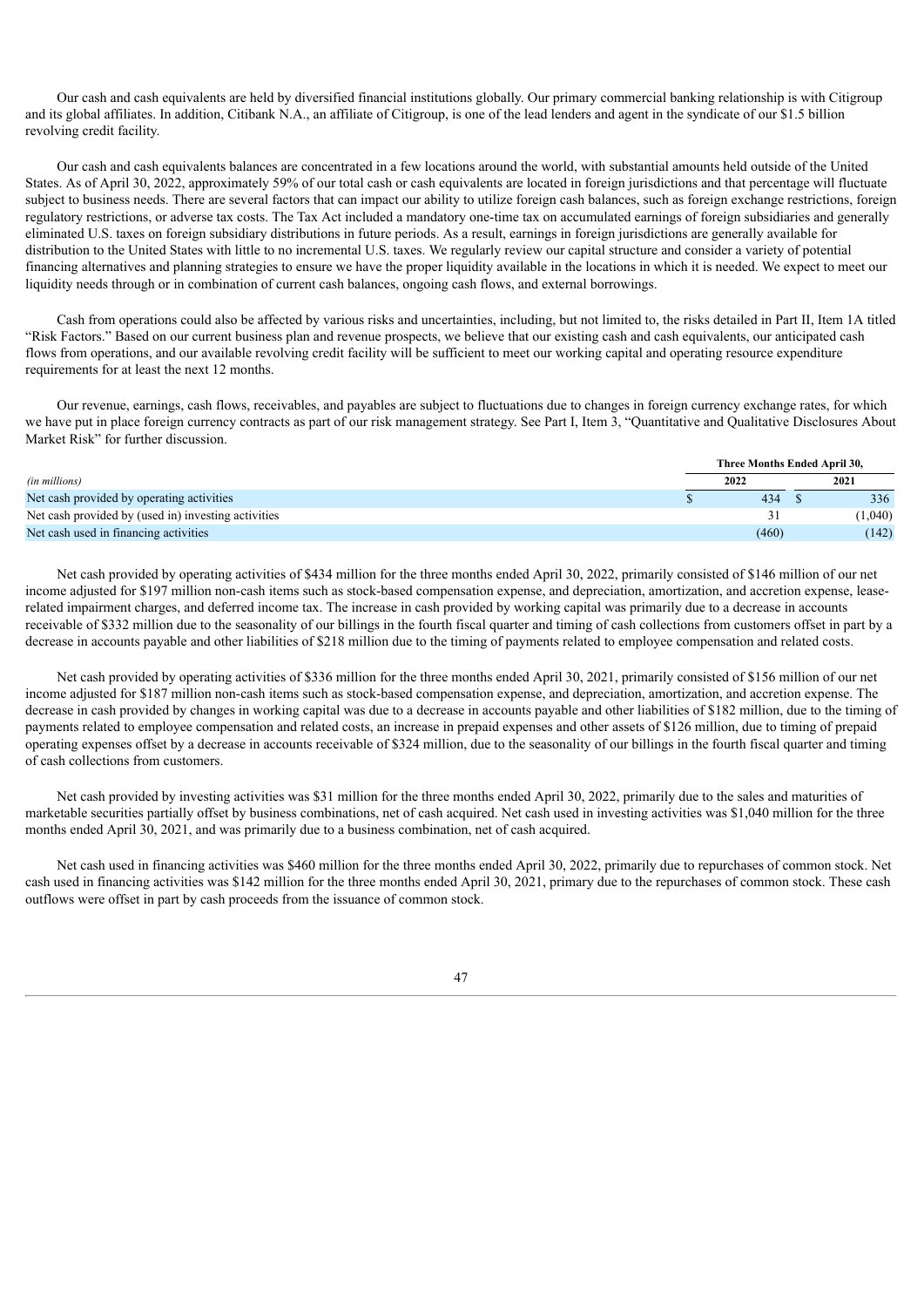Our cash and cash equivalents are held by diversified financial institutions globally. Our primary commercial banking relationship is with Citigroup and its global affiliates. In addition, Citibank N.A., an affiliate of Citigroup, is one of the lead lenders and agent in the syndicate of our $1.5 billion revolving credit facility.

Our cash and cash equivalents balances are concentrated in a few locations around the world, with substantial amounts held outside of the United States. As of April 30, 2022, approximately 59% of our total cash or cash equivalents are located in foreign jurisdictions and that percentage will fluctuate subject to business needs. There are several factors that can impact our ability to utilize foreign cash balances, such as foreign exchange restrictions, foreign regulatory restrictions, or adverse tax costs. The Tax Act included a mandatory one-time tax on accumulated earnings of foreign subsidiaries and generally eliminated U.S. taxes on foreign subsidiary distributions in future periods. As a result, earnings in foreign jurisdictions are generally available for distribution to the United States with little to no incremental U.S. taxes. We regularly review our capital structure and consider a variety of potential financing alternatives and planning strategies to ensure we have the proper liquidity available in the locations in which it is needed. We expect to meet our liquidity needs through or in combination of current cash balances, ongoing cash flows, and external borrowings.

Cash from operations could also be affected by various risks and uncertainties, including, but not limited to, the risks detailed in Part II, Item 1A titled "Risk Factors." Based on our current business plan and revenue prospects, we believe that our existing cash and cash equivalents, our anticipated cash flows from operations, and our available revolving credit facility will be sufficient to meet our working capital and operating resource expenditure requirements for at least the next 12 months.

Our revenue, earnings, cash flows, receivables, and payables are subject to fluctuations due to changes in foreign currency exchange rates, for which we have put in place foreign currency contracts as part of our risk management strategy. See Part I, Item 3, "Quantitative and Qualitative Disclosures About Market Risk" for further discussion.

| | Three Months Ended April 30, | |
|---|---|---|
| *(in millions)* | **2022** | **2021** |
| Net cash provided by operating activities | $ 434 | $ 336 |
| Net cash provided by (used in) investing activities | 31 | (1,040) |
| Net cash used in financing activities | (460) | (142) |

Net cash provided by operating activities of $434 million for the three months ended April 30, 2022, primarily consisted of $146 million of our net income adjusted for $197 million non-cash items such as stock-based compensation expense, and depreciation, amortization, and accretion expense, lease-related impairment charges, and deferred income tax. The increase in cash provided by working capital was primarily due to a decrease in accounts receivable of $332 million due to the seasonality of our billings in the fourth fiscal quarter and timing of cash collections from customers offset in part by a decrease in accounts payable and other liabilities of $218 million due to the timing of payments related to employee compensation and related costs.

Net cash provided by operating activities of $336 million for the three months ended April 30, 2021, primarily consisted of $156 million of our net income adjusted for $187 million non-cash items such as stock-based compensation expense, and depreciation, amortization, and accretion expense. The decrease in cash provided by changes in working capital was due to a decrease in accounts payable and other liabilities of $182 million, due to the timing of payments related to employee compensation and related costs, an increase in prepaid expenses and other assets of $126 million, due to timing of prepaid operating expenses offset by a decrease in accounts receivable of $324 million, due to the seasonality of our billings in the fourth fiscal quarter and timing of cash collections from customers.

Net cash provided by investing activities was $31 million for the three months ended April 30, 2022, primarily due to the sales and maturities of marketable securities partially offset by business combinations, net of cash acquired. Net cash used in investing activities was $1,040 million for the three months ended April 30, 2021, and was primarily due to a business combination, net of cash acquired.

Net cash used in financing activities was $460 million for the three months ended April 30, 2022, primarily due to repurchases of common stock. Net cash used in financing activities was $142 million for the three months ended April 30, 2021, primary due to the repurchases of common stock. These cash outflows were offset in part by cash proceeds from the issuance of common stock.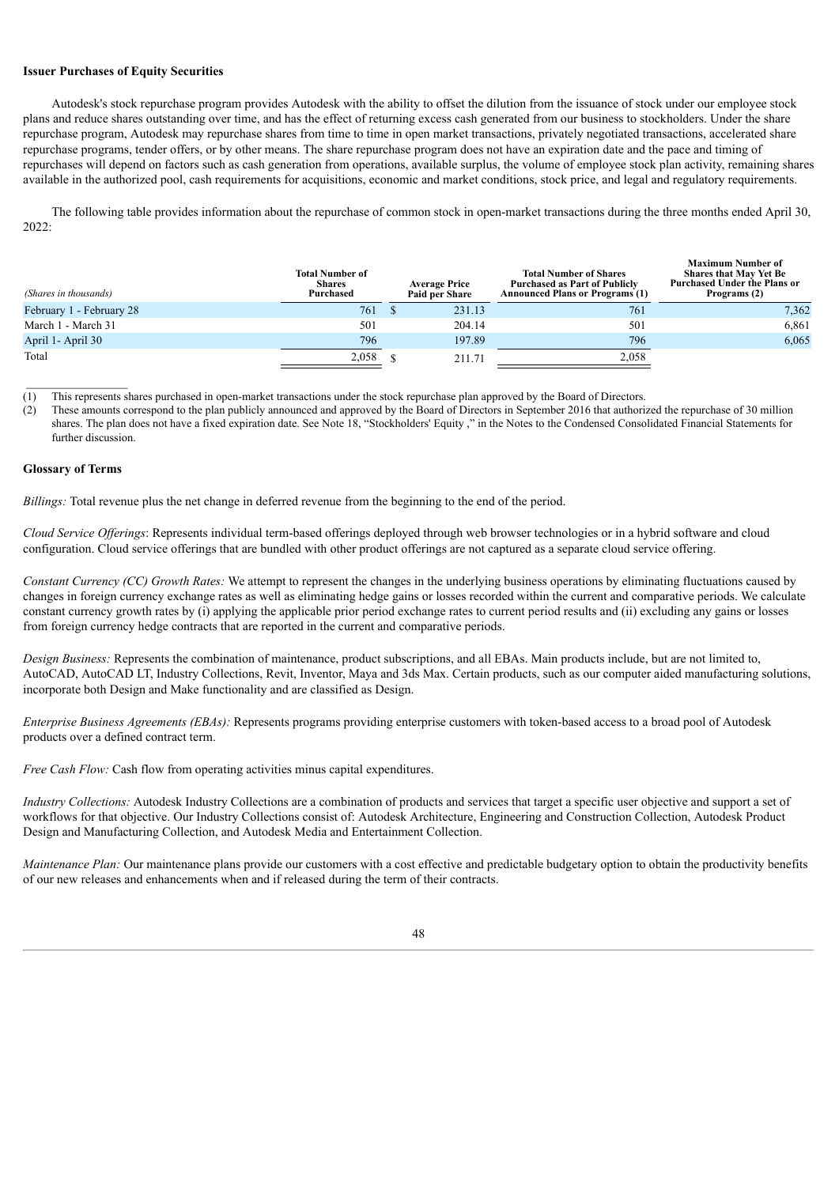### Issuer Purchases of Equity Securities

Autodesk's stock repurchase program provides Autodesk with the ability to offset the dilution from the issuance of stock under our employee stock plans and reduce shares outstanding over time, and has the effect of returning excess cash generated from our business to stockholders. Under the share repurchase program, Autodesk may repurchase shares from time to time in open market transactions, privately negotiated transactions, accelerated share repurchase programs, tender offers, or by other means. The share repurchase program does not have an expiration date and the pace and timing of repurchases will depend on factors such as cash generation from operations, available surplus, the volume of employee stock plan activity, remaining shares available in the authorized pool, cash requirements for acquisitions, economic and market conditions, stock price, and legal and regulatory requirements.

The following table provides information about the repurchase of common stock in open-market transactions during the three months ended April 30, 2022:

| *(Shares in thousands)* | Total Number of Shares Purchased | Average Price Paid per Share | Total Number of Shares Purchased as Part of Publicly Announced Plans or Programs (1) | Maximum Number of Shares that May Yet Be Purchased Under the Plans or Programs (2) |
|---|---|---|---|---|
| February 1 - February 28 | 761 | $ 231.13 | 761 | 7,362 |
| March 1 - March 31 | 501 | 204.14 | 501 | 6,861 |
| April 1- April 30 | 796 | 197.89 | 796 | 6,065 |
| Total | 2,058 | $ 211.71 | 2,058 | |

(1) This represents shares purchased in open-market transactions under the stock repurchase plan approved by the Board of Directors.

(2) These amounts correspond to the plan publicly announced and approved by the Board of Directors in September 2016 that authorized the repurchase of 30 million shares. The plan does not have a fixed expiration date. See Note 18, "Stockholders' Equity ," in the Notes to the Condensed Consolidated Financial Statements for further discussion.

### Glossary of Terms

*Billings:* Total revenue plus the net change in deferred revenue from the beginning to the end of the period.

*Cloud Service Offerings*: Represents individual term-based offerings deployed through web browser technologies or in a hybrid software and cloud configuration. Cloud service offerings that are bundled with other product offerings are not captured as a separate cloud service offering.

*Constant Currency (CC) Growth Rates:* We attempt to represent the changes in the underlying business operations by eliminating fluctuations caused by changes in foreign currency exchange rates as well as eliminating hedge gains or losses recorded within the current and comparative periods. We calculate constant currency growth rates by (i) applying the applicable prior period exchange rates to current period results and (ii) excluding any gains or losses from foreign currency hedge contracts that are reported in the current and comparative periods.

*Design Business:* Represents the combination of maintenance, product subscriptions, and all EBAs. Main products include, but are not limited to, AutoCAD, AutoCAD LT, Industry Collections, Revit, Inventor, Maya and 3ds Max. Certain products, such as our computer aided manufacturing solutions, incorporate both Design and Make functionality and are classified as Design.

*Enterprise Business Agreements (EBAs):* Represents programs providing enterprise customers with token-based access to a broad pool of Autodesk products over a defined contract term.

*Free Cash Flow:* Cash flow from operating activities minus capital expenditures.

*Industry Collections:* Autodesk Industry Collections are a combination of products and services that target a specific user objective and support a set of workflows for that objective. Our Industry Collections consist of: Autodesk Architecture, Engineering and Construction Collection, Autodesk Product Design and Manufacturing Collection, and Autodesk Media and Entertainment Collection.

*Maintenance Plan:* Our maintenance plans provide our customers with a cost effective and predictable budgetary option to obtain the productivity benefits of our new releases and enhancements when and if released during the term of their contracts.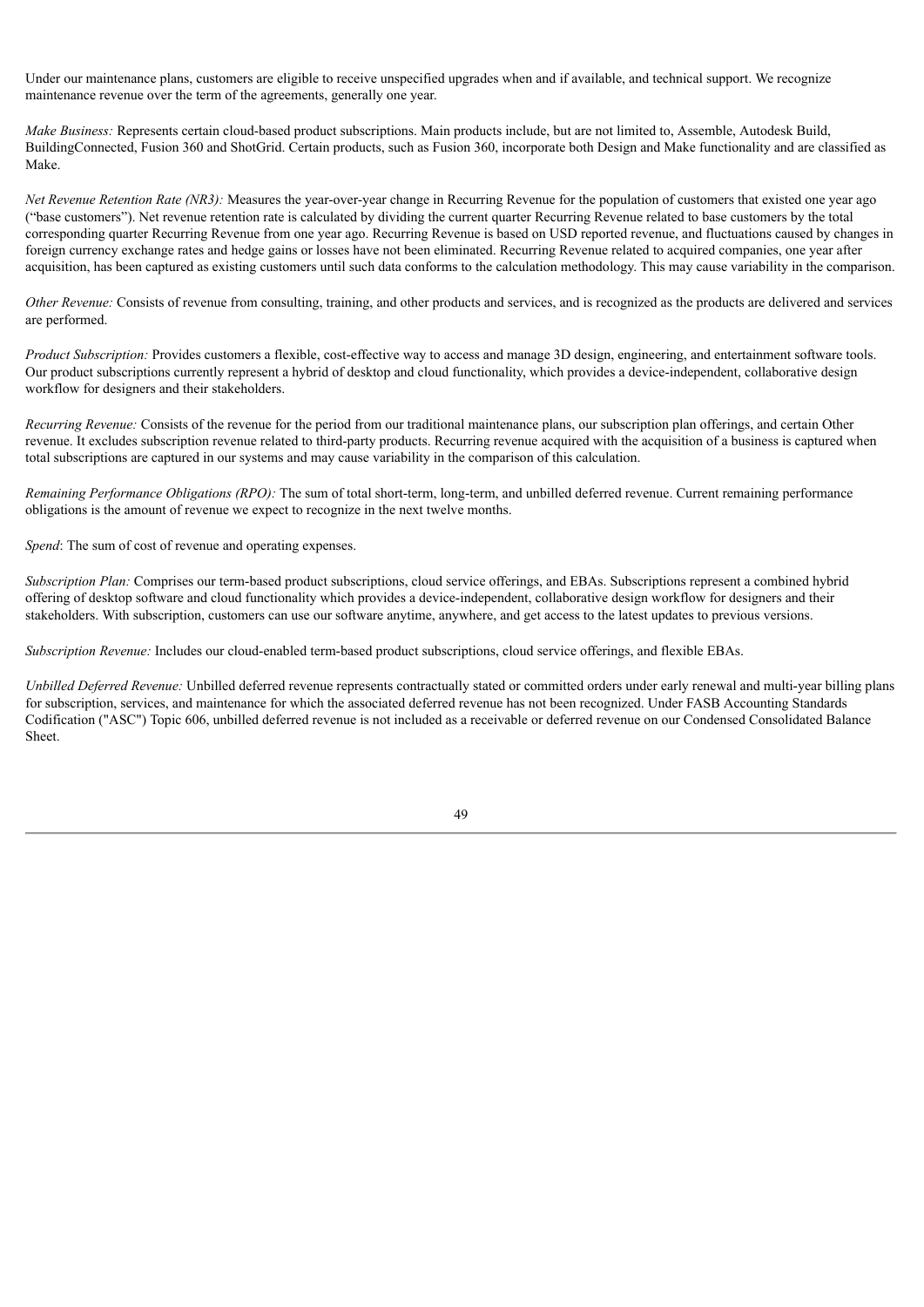Under our maintenance plans, customers are eligible to receive unspecified upgrades when and if available, and technical support. We recognize maintenance revenue over the term of the agreements, generally one year.

*Make Business:* Represents certain cloud-based product subscriptions. Main products include, but are not limited to, Assemble, Autodesk Build, BuildingConnected, Fusion 360 and ShotGrid. Certain products, such as Fusion 360, incorporate both Design and Make functionality and are classified as Make.

*Net Revenue Retention Rate (NR3):* Measures the year-over-year change in Recurring Revenue for the population of customers that existed one year ago ("base customers"). Net revenue retention rate is calculated by dividing the current quarter Recurring Revenue related to base customers by the total corresponding quarter Recurring Revenue from one year ago. Recurring Revenue is based on USD reported revenue, and fluctuations caused by changes in foreign currency exchange rates and hedge gains or losses have not been eliminated. Recurring Revenue related to acquired companies, one year after acquisition, has been captured as existing customers until such data conforms to the calculation methodology. This may cause variability in the comparison.

*Other Revenue:* Consists of revenue from consulting, training, and other products and services, and is recognized as the products are delivered and services are performed.

*Product Subscription:* Provides customers a flexible, cost-effective way to access and manage 3D design, engineering, and entertainment software tools. Our product subscriptions currently represent a hybrid of desktop and cloud functionality, which provides a device-independent, collaborative design workflow for designers and their stakeholders.

*Recurring Revenue:* Consists of the revenue for the period from our traditional maintenance plans, our subscription plan offerings, and certain Other revenue. It excludes subscription revenue related to third-party products. Recurring revenue acquired with the acquisition of a business is captured when total subscriptions are captured in our systems and may cause variability in the comparison of this calculation.

*Remaining Performance Obligations (RPO):* The sum of total short-term, long-term, and unbilled deferred revenue. Current remaining performance obligations is the amount of revenue we expect to recognize in the next twelve months.

*Spend*: The sum of cost of revenue and operating expenses.

*Subscription Plan:* Comprises our term-based product subscriptions, cloud service offerings, and EBAs. Subscriptions represent a combined hybrid offering of desktop software and cloud functionality which provides a device-independent, collaborative design workflow for designers and their stakeholders. With subscription, customers can use our software anytime, anywhere, and get access to the latest updates to previous versions.

*Subscription Revenue:* Includes our cloud-enabled term-based product subscriptions, cloud service offerings, and flexible EBAs.

*Unbilled Deferred Revenue:* Unbilled deferred revenue represents contractually stated or committed orders under early renewal and multi-year billing plans for subscription, services, and maintenance for which the associated deferred revenue has not been recognized. Under FASB Accounting Standards Codification ("ASC") Topic 606, unbilled deferred revenue is not included as a receivable or deferred revenue on our Condensed Consolidated Balance Sheet.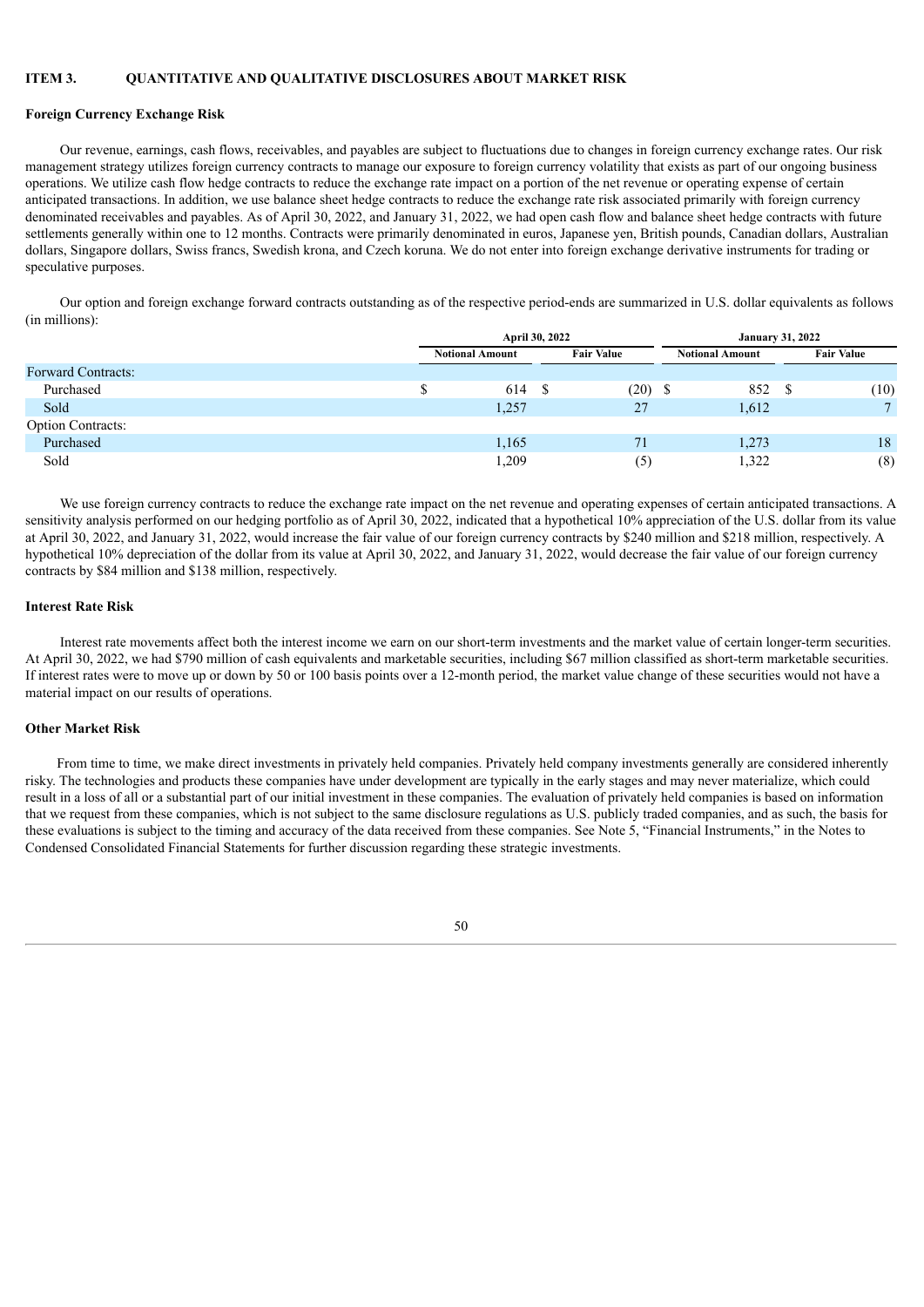## ITEM 3. QUANTITATIVE AND QUALITATIVE DISCLOSURES ABOUT MARKET RISK

**Foreign Currency Exchange Risk**

Our revenue, earnings, cash flows, receivables, and payables are subject to fluctuations due to changes in foreign currency exchange rates. Our risk management strategy utilizes foreign currency contracts to manage our exposure to foreign currency volatility that exists as part of our ongoing business operations. We utilize cash flow hedge contracts to reduce the exchange rate impact on a portion of the net revenue or operating expense of certain anticipated transactions. In addition, we use balance sheet hedge contracts to reduce the exchange rate risk associated primarily with foreign currency denominated receivables and payables. As of April 30, 2022, and January 31, 2022, we had open cash flow and balance sheet hedge contracts with future settlements generally within one to 12 months. Contracts were primarily denominated in euros, Japanese yen, British pounds, Canadian dollars, Australian dollars, Singapore dollars, Swiss francs, Swedish krona, and Czech koruna. We do not enter into foreign exchange derivative instruments for trading or speculative purposes.

Our option and foreign exchange forward contracts outstanding as of the respective period-ends are summarized in U.S. dollar equivalents as follows (in millions):

| | April 30, 2022 | | January 31, 2022 | |
|---|---|---|---|---|
| | Notional Amount | Fair Value | Notional Amount | Fair Value |
| Forward Contracts: | | | | |
| Purchased | $ 614 | $ (20) | $ 852 | $ (10) |
| Sold | 1,257 | 27 | 1,612 | 7 |
| Option Contracts: | | | | |
| Purchased | 1,165 | 71 | 1,273 | 18 |
| Sold | 1,209 | (5) | 1,322 | (8) |

We use foreign currency contracts to reduce the exchange rate impact on the net revenue and operating expenses of certain anticipated transactions. A sensitivity analysis performed on our hedging portfolio as of April 30, 2022, indicated that a hypothetical 10% appreciation of the U.S. dollar from its value at April 30, 2022, and January 31, 2022, would increase the fair value of our foreign currency contracts by $240 million and $218 million, respectively. A hypothetical 10% depreciation of the dollar from its value at April 30, 2022, and January 31, 2022, would decrease the fair value of our foreign currency contracts by $84 million and $138 million, respectively.

**Interest Rate Risk**

Interest rate movements affect both the interest income we earn on our short-term investments and the market value of certain longer-term securities. At April 30, 2022, we had $790 million of cash equivalents and marketable securities, including $67 million classified as short-term marketable securities. If interest rates were to move up or down by 50 or 100 basis points over a 12-month period, the market value change of these securities would not have a material impact on our results of operations.

**Other Market Risk**

From time to time, we make direct investments in privately held companies. Privately held company investments generally are considered inherently risky. The technologies and products these companies have under development are typically in the early stages and may never materialize, which could result in a loss of all or a substantial part of our initial investment in these companies. The evaluation of privately held companies is based on information that we request from these companies, which is not subject to the same disclosure regulations as U.S. publicly traded companies, and as such, the basis for these evaluations is subject to the timing and accuracy of the data received from these companies. See Note 5, "Financial Instruments," in the Notes to Condensed Consolidated Financial Statements for further discussion regarding these strategic investments.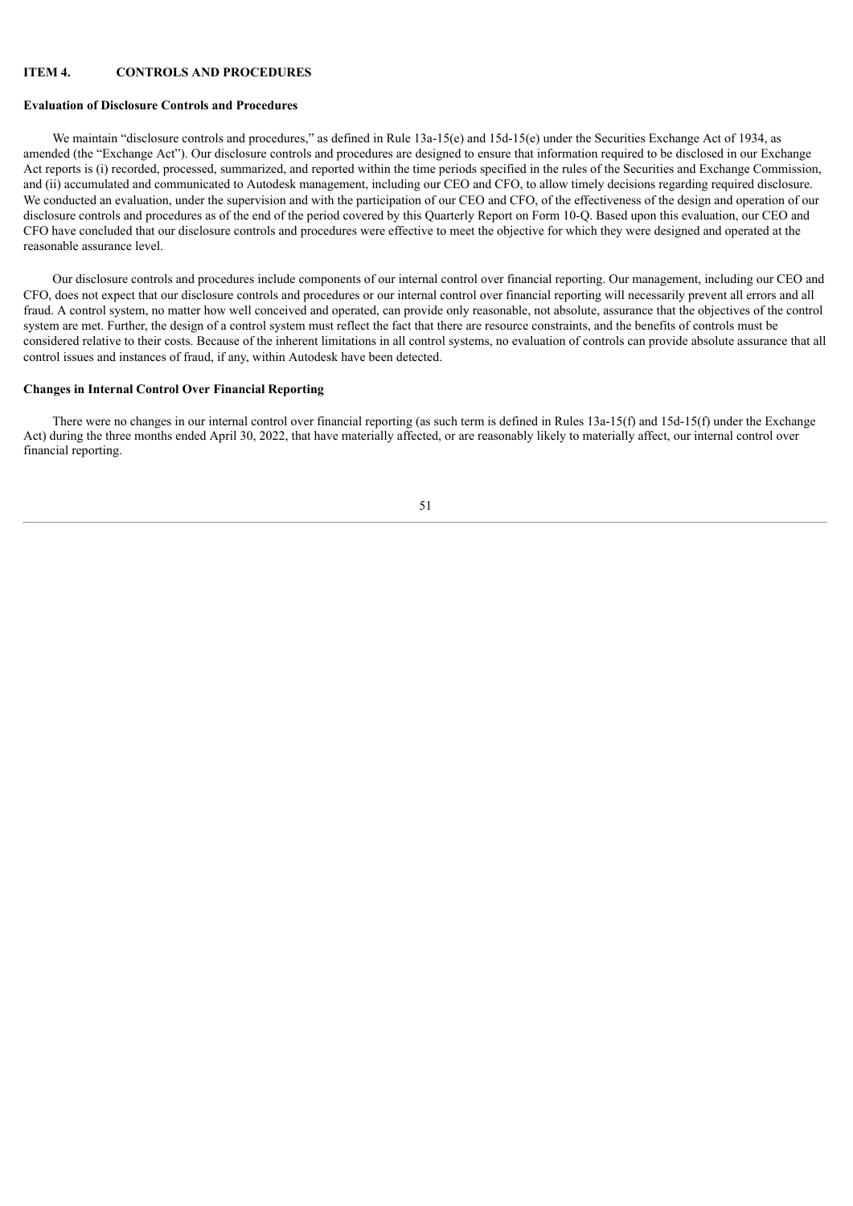## ITEM 4. CONTROLS AND PROCEDURES

### Evaluation of Disclosure Controls and Procedures

We maintain "disclosure controls and procedures," as defined in Rule 13a-15(e) and 15d-15(e) under the Securities Exchange Act of 1934, as amended (the "Exchange Act"). Our disclosure controls and procedures are designed to ensure that information required to be disclosed in our Exchange Act reports is (i) recorded, processed, summarized, and reported within the time periods specified in the rules of the Securities and Exchange Commission, and (ii) accumulated and communicated to Autodesk management, including our CEO and CFO, to allow timely decisions regarding required disclosure. We conducted an evaluation, under the supervision and with the participation of our CEO and CFO, of the effectiveness of the design and operation of our disclosure controls and procedures as of the end of the period covered by this Quarterly Report on Form 10-Q. Based upon this evaluation, our CEO and CFO have concluded that our disclosure controls and procedures were effective to meet the objective for which they were designed and operated at the reasonable assurance level.

Our disclosure controls and procedures include components of our internal control over financial reporting. Our management, including our CEO and CFO, does not expect that our disclosure controls and procedures or our internal control over financial reporting will necessarily prevent all errors and all fraud. A control system, no matter how well conceived and operated, can provide only reasonable, not absolute, assurance that the objectives of the control system are met. Further, the design of a control system must reflect the fact that there are resource constraints, and the benefits of controls must be considered relative to their costs. Because of the inherent limitations in all control systems, no evaluation of controls can provide absolute assurance that all control issues and instances of fraud, if any, within Autodesk have been detected.

### Changes in Internal Control Over Financial Reporting

There were no changes in our internal control over financial reporting (as such term is defined in Rules 13a-15(f) and 15d-15(f) under the Exchange Act) during the three months ended April 30, 2022, that have materially affected, or are reasonably likely to materially affect, our internal control over financial reporting.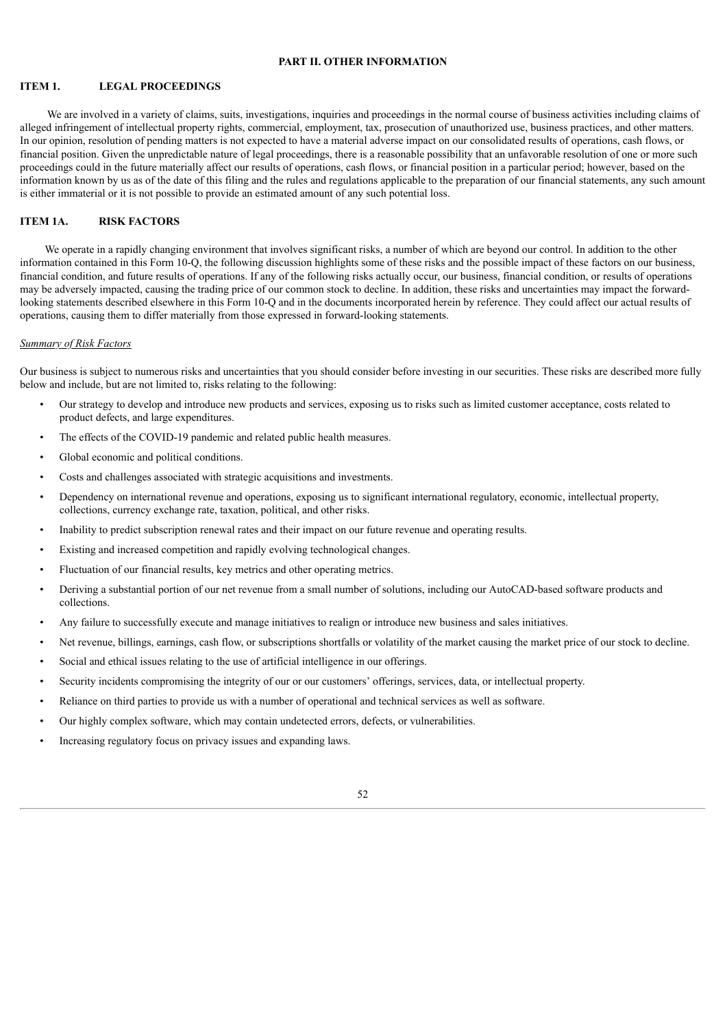## PART II. OTHER INFORMATION

### ITEM 1. LEGAL PROCEEDINGS

We are involved in a variety of claims, suits, investigations, inquiries and proceedings in the normal course of business activities including claims of alleged infringement of intellectual property rights, commercial, employment, tax, prosecution of unauthorized use, business practices, and other matters. In our opinion, resolution of pending matters is not expected to have a material adverse impact on our consolidated results of operations, cash flows, or financial position. Given the unpredictable nature of legal proceedings, there is a reasonable possibility that an unfavorable resolution of one or more such proceedings could in the future materially affect our results of operations, cash flows, or financial position in a particular period; however, based on the information known by us as of the date of this filing and the rules and regulations applicable to the preparation of our financial statements, any such amount is either immaterial or it is not possible to provide an estimated amount of any such potential loss.

### ITEM 1A. RISK FACTORS

We operate in a rapidly changing environment that involves significant risks, a number of which are beyond our control. In addition to the other information contained in this Form 10-Q, the following discussion highlights some of these risks and the possible impact of these factors on our business, financial condition, and future results of operations. If any of the following risks actually occur, our business, financial condition, or results of operations may be adversely impacted, causing the trading price of our common stock to decline. In addition, these risks and uncertainties may impact the forward-looking statements described elsewhere in this Form 10-Q and in the documents incorporated herein by reference. They could affect our actual results of operations, causing them to differ materially from those expressed in forward-looking statements.

*Summary of Risk Factors*

Our business is subject to numerous risks and uncertainties that you should consider before investing in our securities. These risks are described more fully below and include, but are not limited to, risks relating to the following:

- Our strategy to develop and introduce new products and services, exposing us to risks such as limited customer acceptance, costs related to product defects, and large expenditures.
- The effects of the COVID-19 pandemic and related public health measures.
- Global economic and political conditions.
- Costs and challenges associated with strategic acquisitions and investments.
- Dependency on international revenue and operations, exposing us to significant international regulatory, economic, intellectual property, collections, currency exchange rate, taxation, political, and other risks.
- Inability to predict subscription renewal rates and their impact on our future revenue and operating results.
- Existing and increased competition and rapidly evolving technological changes.
- Fluctuation of our financial results, key metrics and other operating metrics.
- Deriving a substantial portion of our net revenue from a small number of solutions, including our AutoCAD-based software products and collections.
- Any failure to successfully execute and manage initiatives to realign or introduce new business and sales initiatives.
- Net revenue, billings, earnings, cash flow, or subscriptions shortfalls or volatility of the market causing the market price of our stock to decline.
- Social and ethical issues relating to the use of artificial intelligence in our offerings.
- Security incidents compromising the integrity of our or our customers' offerings, services, data, or intellectual property.
- Reliance on third parties to provide us with a number of operational and technical services as well as software.
- Our highly complex software, which may contain undetected errors, defects, or vulnerabilities.
- Increasing regulatory focus on privacy issues and expanding laws.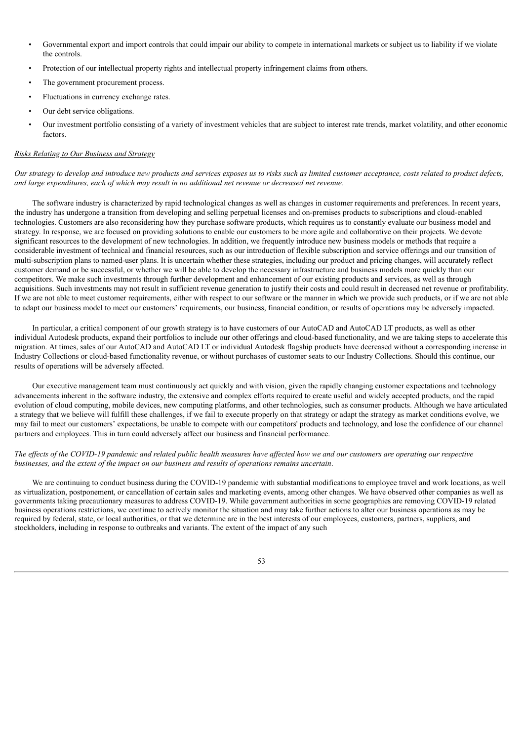- Governmental export and import controls that could impair our ability to compete in international markets or subject us to liability if we violate the controls.
- Protection of our intellectual property rights and intellectual property infringement claims from others.
- The government procurement process.
- Fluctuations in currency exchange rates.
- Our debt service obligations.
- Our investment portfolio consisting of a variety of investment vehicles that are subject to interest rate trends, market volatility, and other economic factors.

*Risks Relating to Our Business and Strategy*

*Our strategy to develop and introduce new products and services exposes us to risks such as limited customer acceptance, costs related to product defects, and large expenditures, each of which may result in no additional net revenue or decreased net revenue.*

The software industry is characterized by rapid technological changes as well as changes in customer requirements and preferences. In recent years, the industry has undergone a transition from developing and selling perpetual licenses and on-premises products to subscriptions and cloud-enabled technologies. Customers are also reconsidering how they purchase software products, which requires us to constantly evaluate our business model and strategy. In response, we are focused on providing solutions to enable our customers to be more agile and collaborative on their projects. We devote significant resources to the development of new technologies. In addition, we frequently introduce new business models or methods that require a considerable investment of technical and financial resources, such as our introduction of flexible subscription and service offerings and our transition of multi-subscription plans to named-user plans. It is uncertain whether these strategies, including our product and pricing changes, will accurately reflect customer demand or be successful, or whether we will be able to develop the necessary infrastructure and business models more quickly than our competitors. We make such investments through further development and enhancement of our existing products and services, as well as through acquisitions. Such investments may not result in sufficient revenue generation to justify their costs and could result in decreased net revenue or profitability. If we are not able to meet customer requirements, either with respect to our software or the manner in which we provide such products, or if we are not able to adapt our business model to meet our customers' requirements, our business, financial condition, or results of operations may be adversely impacted.

In particular, a critical component of our growth strategy is to have customers of our AutoCAD and AutoCAD LT products, as well as other individual Autodesk products, expand their portfolios to include our other offerings and cloud-based functionality, and we are taking steps to accelerate this migration. At times, sales of our AutoCAD and AutoCAD LT or individual Autodesk flagship products have decreased without a corresponding increase in Industry Collections or cloud-based functionality revenue, or without purchases of customer seats to our Industry Collections. Should this continue, our results of operations will be adversely affected.

Our executive management team must continuously act quickly and with vision, given the rapidly changing customer expectations and technology advancements inherent in the software industry, the extensive and complex efforts required to create useful and widely accepted products, and the rapid evolution of cloud computing, mobile devices, new computing platforms, and other technologies, such as consumer products. Although we have articulated a strategy that we believe will fulfill these challenges, if we fail to execute properly on that strategy or adapt the strategy as market conditions evolve, we may fail to meet our customers' expectations, be unable to compete with our competitors' products and technology, and lose the confidence of our channel partners and employees. This in turn could adversely affect our business and financial performance.

*The effects of the COVID-19 pandemic and related public health measures have affected how we and our customers are operating our respective businesses, and the extent of the impact on our business and results of operations remains uncertain.*

We are continuing to conduct business during the COVID-19 pandemic with substantial modifications to employee travel and work locations, as well as virtualization, postponement, or cancellation of certain sales and marketing events, among other changes. We have observed other companies as well as governments taking precautionary measures to address COVID-19. While government authorities in some geographies are removing COVID-19 related business operations restrictions, we continue to actively monitor the situation and may take further actions to alter our business operations as may be required by federal, state, or local authorities, or that we determine are in the best interests of our employees, customers, partners, suppliers, and stockholders, including in response to outbreaks and variants. The extent of the impact of any such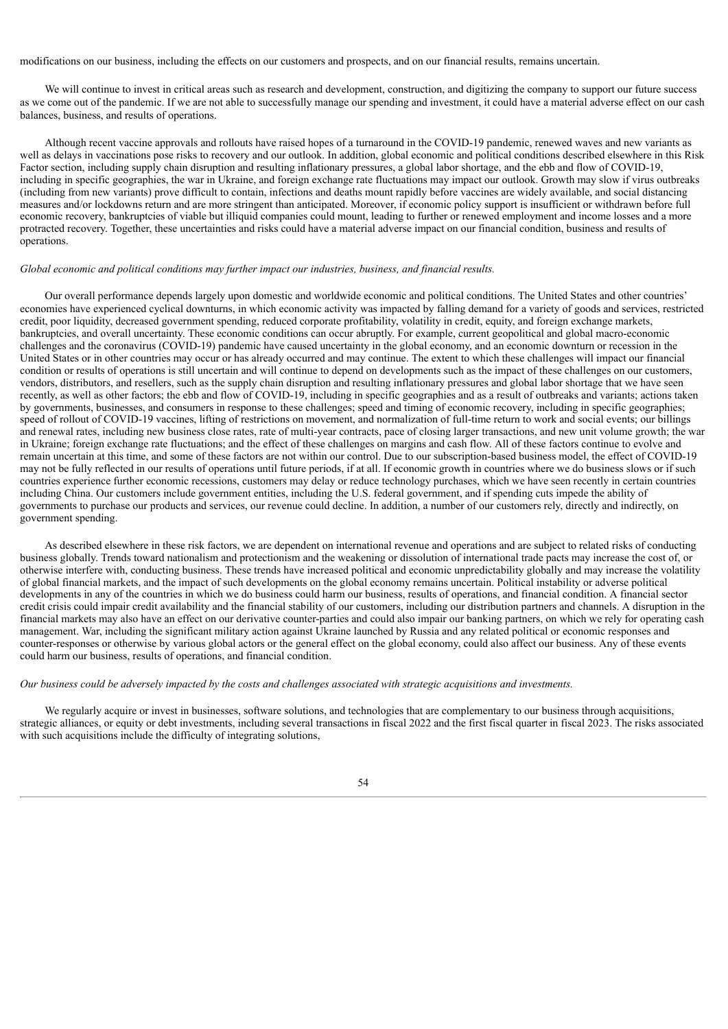modifications on our business, including the effects on our customers and prospects, and on our financial results, remains uncertain.

We will continue to invest in critical areas such as research and development, construction, and digitizing the company to support our future success as we come out of the pandemic. If we are not able to successfully manage our spending and investment, it could have a material adverse effect on our cash balances, business, and results of operations.

Although recent vaccine approvals and rollouts have raised hopes of a turnaround in the COVID-19 pandemic, renewed waves and new variants as well as delays in vaccinations pose risks to recovery and our outlook. In addition, global economic and political conditions described elsewhere in this Risk Factor section, including supply chain disruption and resulting inflationary pressures, a global labor shortage, and the ebb and flow of COVID-19, including in specific geographies, the war in Ukraine, and foreign exchange rate fluctuations may impact our outlook. Growth may slow if virus outbreaks (including from new variants) prove difficult to contain, infections and deaths mount rapidly before vaccines are widely available, and social distancing measures and/or lockdowns return and are more stringent than anticipated. Moreover, if economic policy support is insufficient or withdrawn before full economic recovery, bankruptcies of viable but illiquid companies could mount, leading to further or renewed employment and income losses and a more protracted recovery. Together, these uncertainties and risks could have a material adverse impact on our financial condition, business and results of operations.

*Global economic and political conditions may further impact our industries, business, and financial results.*

Our overall performance depends largely upon domestic and worldwide economic and political conditions. The United States and other countries' economies have experienced cyclical downturns, in which economic activity was impacted by falling demand for a variety of goods and services, restricted credit, poor liquidity, decreased government spending, reduced corporate profitability, volatility in credit, equity, and foreign exchange markets, bankruptcies, and overall uncertainty. These economic conditions can occur abruptly. For example, current geopolitical and global macro-economic challenges and the coronavirus (COVID-19) pandemic have caused uncertainty in the global economy, and an economic downturn or recession in the United States or in other countries may occur or has already occurred and may continue. The extent to which these challenges will impact our financial condition or results of operations is still uncertain and will continue to depend on developments such as the impact of these challenges on our customers, vendors, distributors, and resellers, such as the supply chain disruption and resulting inflationary pressures and global labor shortage that we have seen recently, as well as other factors; the ebb and flow of COVID-19, including in specific geographies and as a result of outbreaks and variants; actions taken by governments, businesses, and consumers in response to these challenges; speed and timing of economic recovery, including in specific geographies; speed of rollout of COVID-19 vaccines, lifting of restrictions on movement, and normalization of full-time return to work and social events; our billings and renewal rates, including new business close rates, rate of multi-year contracts, pace of closing larger transactions, and new unit volume growth; the war in Ukraine; foreign exchange rate fluctuations; and the effect of these challenges on margins and cash flow. All of these factors continue to evolve and remain uncertain at this time, and some of these factors are not within our control. Due to our subscription-based business model, the effect of COVID-19 may not be fully reflected in our results of operations until future periods, if at all. If economic growth in countries where we do business slows or if such countries experience further economic recessions, customers may delay or reduce technology purchases, which we have seen recently in certain countries including China. Our customers include government entities, including the U.S. federal government, and if spending cuts impede the ability of governments to purchase our products and services, our revenue could decline. In addition, a number of our customers rely, directly and indirectly, on government spending.

As described elsewhere in these risk factors, we are dependent on international revenue and operations and are subject to related risks of conducting business globally. Trends toward nationalism and protectionism and the weakening or dissolution of international trade pacts may increase the cost of, or otherwise interfere with, conducting business. These trends have increased political and economic unpredictability globally and may increase the volatility of global financial markets, and the impact of such developments on the global economy remains uncertain. Political instability or adverse political developments in any of the countries in which we do business could harm our business, results of operations, and financial condition. A financial sector credit crisis could impair credit availability and the financial stability of our customers, including our distribution partners and channels. A disruption in the financial markets may also have an effect on our derivative counter-parties and could also impair our banking partners, on which we rely for operating cash management. War, including the significant military action against Ukraine launched by Russia and any related political or economic responses and counter-responses or otherwise by various global actors or the general effect on the global economy, could also affect our business. Any of these events could harm our business, results of operations, and financial condition.

*Our business could be adversely impacted by the costs and challenges associated with strategic acquisitions and investments.*

We regularly acquire or invest in businesses, software solutions, and technologies that are complementary to our business through acquisitions, strategic alliances, or equity or debt investments, including several transactions in fiscal 2022 and the first fiscal quarter in fiscal 2023. The risks associated with such acquisitions include the difficulty of integrating solutions,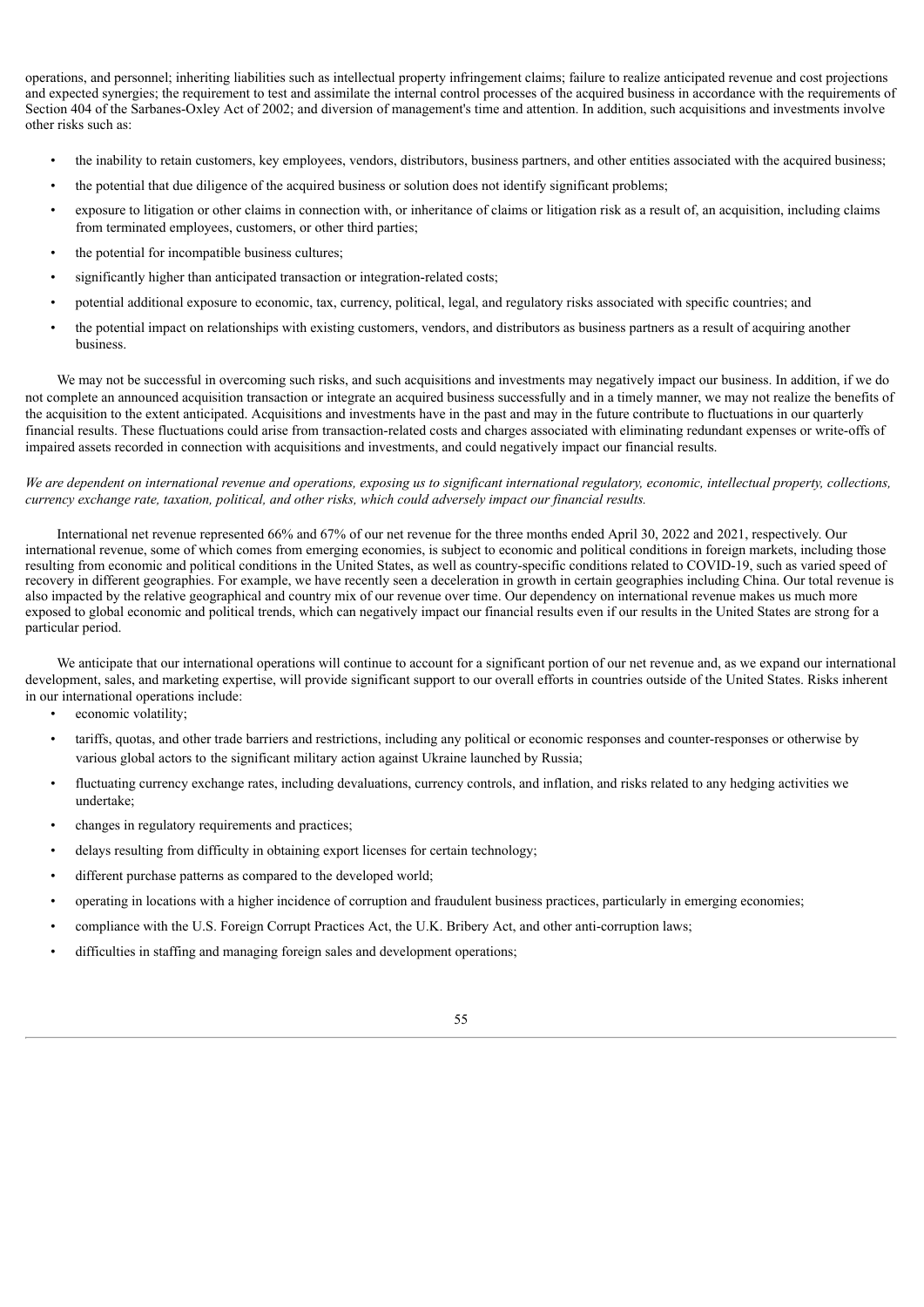operations, and personnel; inheriting liabilities such as intellectual property infringement claims; failure to realize anticipated revenue and cost projections and expected synergies; the requirement to test and assimilate the internal control processes of the acquired business in accordance with the requirements of Section 404 of the Sarbanes-Oxley Act of 2002; and diversion of management's time and attention. In addition, such acquisitions and investments involve other risks such as:

- the inability to retain customers, key employees, vendors, distributors, business partners, and other entities associated with the acquired business;
- the potential that due diligence of the acquired business or solution does not identify significant problems;
- exposure to litigation or other claims in connection with, or inheritance of claims or litigation risk as a result of, an acquisition, including claims from terminated employees, customers, or other third parties;
- the potential for incompatible business cultures;
- significantly higher than anticipated transaction or integration-related costs;
- potential additional exposure to economic, tax, currency, political, legal, and regulatory risks associated with specific countries; and
- the potential impact on relationships with existing customers, vendors, and distributors as business partners as a result of acquiring another business.

We may not be successful in overcoming such risks, and such acquisitions and investments may negatively impact our business. In addition, if we do not complete an announced acquisition transaction or integrate an acquired business successfully and in a timely manner, we may not realize the benefits of the acquisition to the extent anticipated. Acquisitions and investments have in the past and may in the future contribute to fluctuations in our quarterly financial results. These fluctuations could arise from transaction-related costs and charges associated with eliminating redundant expenses or write-offs of impaired assets recorded in connection with acquisitions and investments, and could negatively impact our financial results.

*We are dependent on international revenue and operations, exposing us to significant international regulatory, economic, intellectual property, collections, currency exchange rate, taxation, political, and other risks, which could adversely impact our financial results.*

International net revenue represented 66% and 67% of our net revenue for the three months ended April 30, 2022 and 2021, respectively. Our international revenue, some of which comes from emerging economies, is subject to economic and political conditions in foreign markets, including those resulting from economic and political conditions in the United States, as well as country-specific conditions related to COVID-19, such as varied speed of recovery in different geographies. For example, we have recently seen a deceleration in growth in certain geographies including China. Our total revenue is also impacted by the relative geographical and country mix of our revenue over time. Our dependency on international revenue makes us much more exposed to global economic and political trends, which can negatively impact our financial results even if our results in the United States are strong for a particular period.

We anticipate that our international operations will continue to account for a significant portion of our net revenue and, as we expand our international development, sales, and marketing expertise, will provide significant support to our overall efforts in countries outside of the United States. Risks inherent in our international operations include:

- economic volatility;
- tariffs, quotas, and other trade barriers and restrictions, including any political or economic responses and counter-responses or otherwise by various global actors to the significant military action against Ukraine launched by Russia;
- fluctuating currency exchange rates, including devaluations, currency controls, and inflation, and risks related to any hedging activities we undertake;
- changes in regulatory requirements and practices;
- delays resulting from difficulty in obtaining export licenses for certain technology;
- different purchase patterns as compared to the developed world;
- operating in locations with a higher incidence of corruption and fraudulent business practices, particularly in emerging economies;
- compliance with the U.S. Foreign Corrupt Practices Act, the U.K. Bribery Act, and other anti-corruption laws;
- difficulties in staffing and managing foreign sales and development operations;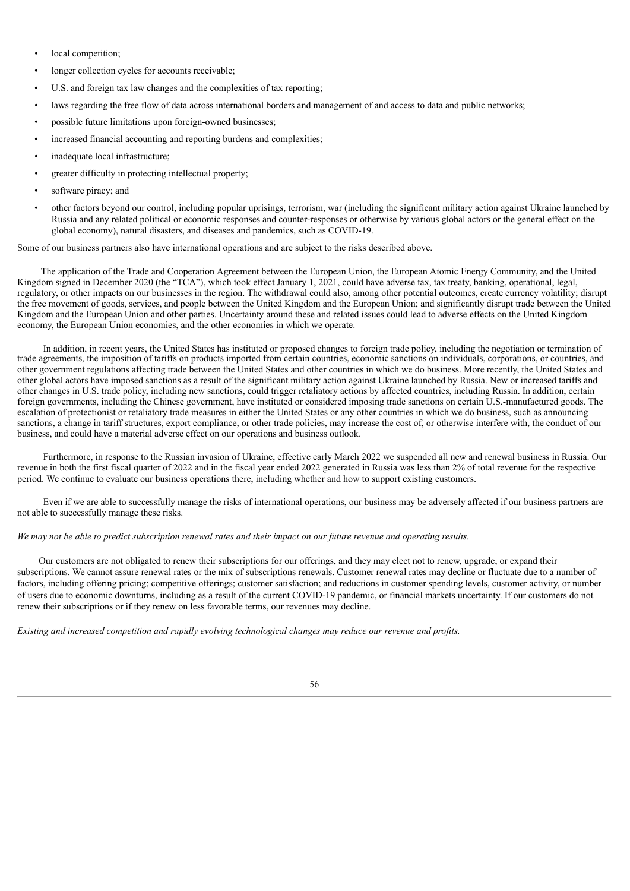- local competition;
- longer collection cycles for accounts receivable;
- U.S. and foreign tax law changes and the complexities of tax reporting;
- laws regarding the free flow of data across international borders and management of and access to data and public networks;
- possible future limitations upon foreign-owned businesses;
- increased financial accounting and reporting burdens and complexities;
- inadequate local infrastructure;
- greater difficulty in protecting intellectual property;
- software piracy; and
- other factors beyond our control, including popular uprisings, terrorism, war (including the significant military action against Ukraine launched by Russia and any related political or economic responses and counter-responses or otherwise by various global actors or the general effect on the global economy), natural disasters, and diseases and pandemics, such as COVID-19.

Some of our business partners also have international operations and are subject to the risks described above.

The application of the Trade and Cooperation Agreement between the European Union, the European Atomic Energy Community, and the United Kingdom signed in December 2020 (the "TCA"), which took effect January 1, 2021, could have adverse tax, tax treaty, banking, operational, legal, regulatory, or other impacts on our businesses in the region. The withdrawal could also, among other potential outcomes, create currency volatility; disrupt the free movement of goods, services, and people between the United Kingdom and the European Union; and significantly disrupt trade between the United Kingdom and the European Union and other parties. Uncertainty around these and related issues could lead to adverse effects on the United Kingdom economy, the European Union economies, and the other economies in which we operate.

In addition, in recent years, the United States has instituted or proposed changes to foreign trade policy, including the negotiation or termination of trade agreements, the imposition of tariffs on products imported from certain countries, economic sanctions on individuals, corporations, or countries, and other government regulations affecting trade between the United States and other countries in which we do business. More recently, the United States and other global actors have imposed sanctions as a result of the significant military action against Ukraine launched by Russia. New or increased tariffs and other changes in U.S. trade policy, including new sanctions, could trigger retaliatory actions by affected countries, including Russia. In addition, certain foreign governments, including the Chinese government, have instituted or considered imposing trade sanctions on certain U.S.-manufactured goods. The escalation of protectionist or retaliatory trade measures in either the United States or any other countries in which we do business, such as announcing sanctions, a change in tariff structures, export compliance, or other trade policies, may increase the cost of, or otherwise interfere with, the conduct of our business, and could have a material adverse effect on our operations and business outlook.

Furthermore, in response to the Russian invasion of Ukraine, effective early March 2022 we suspended all new and renewal business in Russia. Our revenue in both the first fiscal quarter of 2022 and in the fiscal year ended 2022 generated in Russia was less than 2% of total revenue for the respective period. We continue to evaluate our business operations there, including whether and how to support existing customers.

Even if we are able to successfully manage the risks of international operations, our business may be adversely affected if our business partners are not able to successfully manage these risks.

*We may not be able to predict subscription renewal rates and their impact on our future revenue and operating results.*

Our customers are not obligated to renew their subscriptions for our offerings, and they may elect not to renew, upgrade, or expand their subscriptions. We cannot assure renewal rates or the mix of subscriptions renewals. Customer renewal rates may decline or fluctuate due to a number of factors, including offering pricing; competitive offerings; customer satisfaction; and reductions in customer spending levels, customer activity, or number of users due to economic downturns, including as a result of the current COVID-19 pandemic, or financial markets uncertainty. If our customers do not renew their subscriptions or if they renew on less favorable terms, our revenues may decline.

*Existing and increased competition and rapidly evolving technological changes may reduce our revenue and profits.*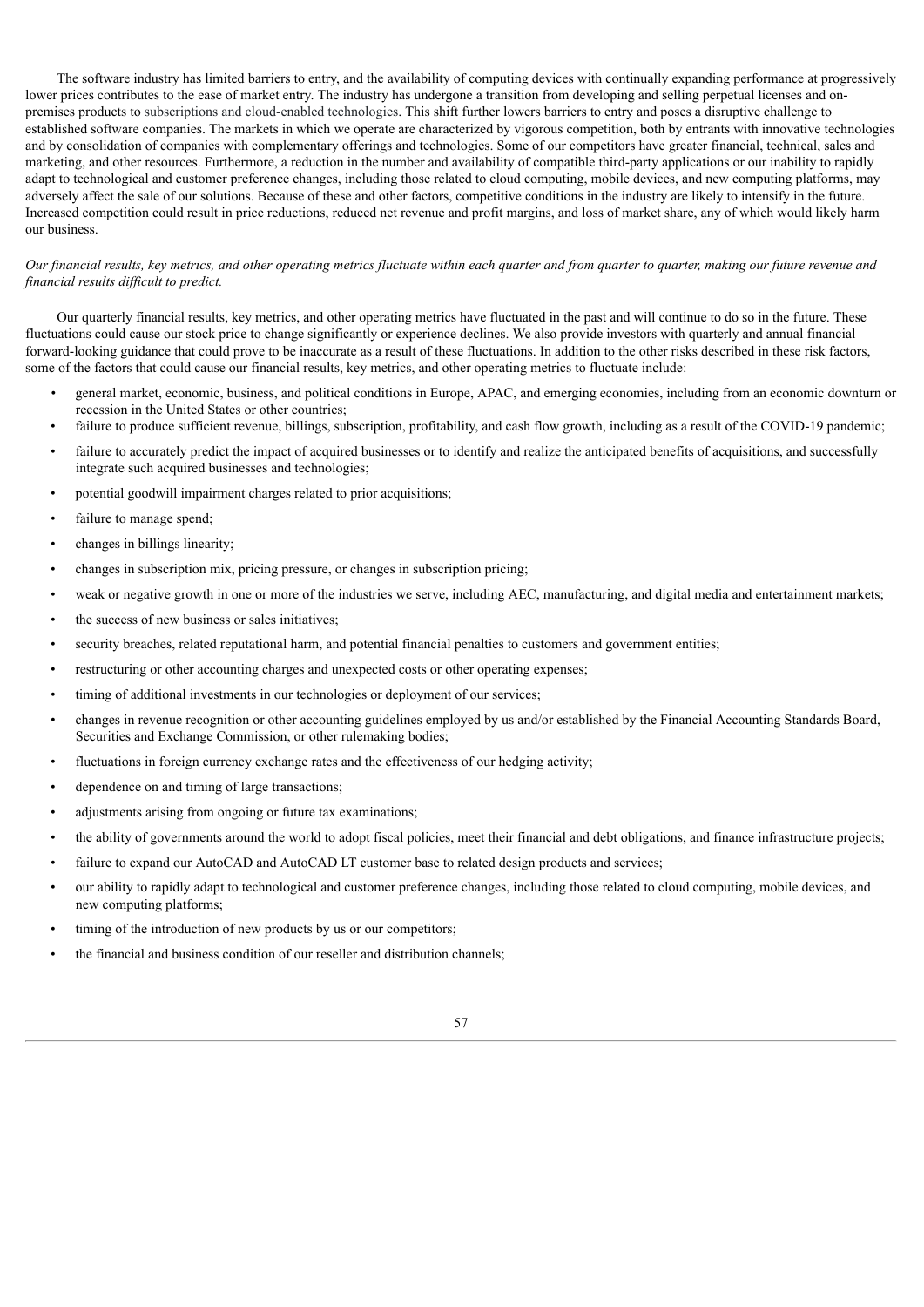The software industry has limited barriers to entry, and the availability of computing devices with continually expanding performance at progressively lower prices contributes to the ease of market entry. The industry has undergone a transition from developing and selling perpetual licenses and on-premises products to subscriptions and cloud-enabled technologies. This shift further lowers barriers to entry and poses a disruptive challenge to established software companies. The markets in which we operate are characterized by vigorous competition, both by entrants with innovative technologies and by consolidation of companies with complementary offerings and technologies. Some of our competitors have greater financial, technical, sales and marketing, and other resources. Furthermore, a reduction in the number and availability of compatible third-party applications or our inability to rapidly adapt to technological and customer preference changes, including those related to cloud computing, mobile devices, and new computing platforms, may adversely affect the sale of our solutions. Because of these and other factors, competitive conditions in the industry are likely to intensify in the future. Increased competition could result in price reductions, reduced net revenue and profit margins, and loss of market share, any of which would likely harm our business.

*Our financial results, key metrics, and other operating metrics fluctuate within each quarter and from quarter to quarter, making our future revenue and financial results difficult to predict.*

Our quarterly financial results, key metrics, and other operating metrics have fluctuated in the past and will continue to do so in the future. These fluctuations could cause our stock price to change significantly or experience declines. We also provide investors with quarterly and annual financial forward-looking guidance that could prove to be inaccurate as a result of these fluctuations. In addition to the other risks described in these risk factors, some of the factors that could cause our financial results, key metrics, and other operating metrics to fluctuate include:

- general market, economic, business, and political conditions in Europe, APAC, and emerging economies, including from an economic downturn or recession in the United States or other countries;
- failure to produce sufficient revenue, billings, subscription, profitability, and cash flow growth, including as a result of the COVID-19 pandemic;
- failure to accurately predict the impact of acquired businesses or to identify and realize the anticipated benefits of acquisitions, and successfully integrate such acquired businesses and technologies;
- potential goodwill impairment charges related to prior acquisitions;
- failure to manage spend;
- changes in billings linearity;
- changes in subscription mix, pricing pressure, or changes in subscription pricing;
- weak or negative growth in one or more of the industries we serve, including AEC, manufacturing, and digital media and entertainment markets;
- the success of new business or sales initiatives;
- security breaches, related reputational harm, and potential financial penalties to customers and government entities;
- restructuring or other accounting charges and unexpected costs or other operating expenses;
- timing of additional investments in our technologies or deployment of our services;
- changes in revenue recognition or other accounting guidelines employed by us and/or established by the Financial Accounting Standards Board, Securities and Exchange Commission, or other rulemaking bodies;
- fluctuations in foreign currency exchange rates and the effectiveness of our hedging activity;
- dependence on and timing of large transactions;
- adjustments arising from ongoing or future tax examinations;
- the ability of governments around the world to adopt fiscal policies, meet their financial and debt obligations, and finance infrastructure projects;
- failure to expand our AutoCAD and AutoCAD LT customer base to related design products and services;
- our ability to rapidly adapt to technological and customer preference changes, including those related to cloud computing, mobile devices, and new computing platforms;
- timing of the introduction of new products by us or our competitors;
- the financial and business condition of our reseller and distribution channels;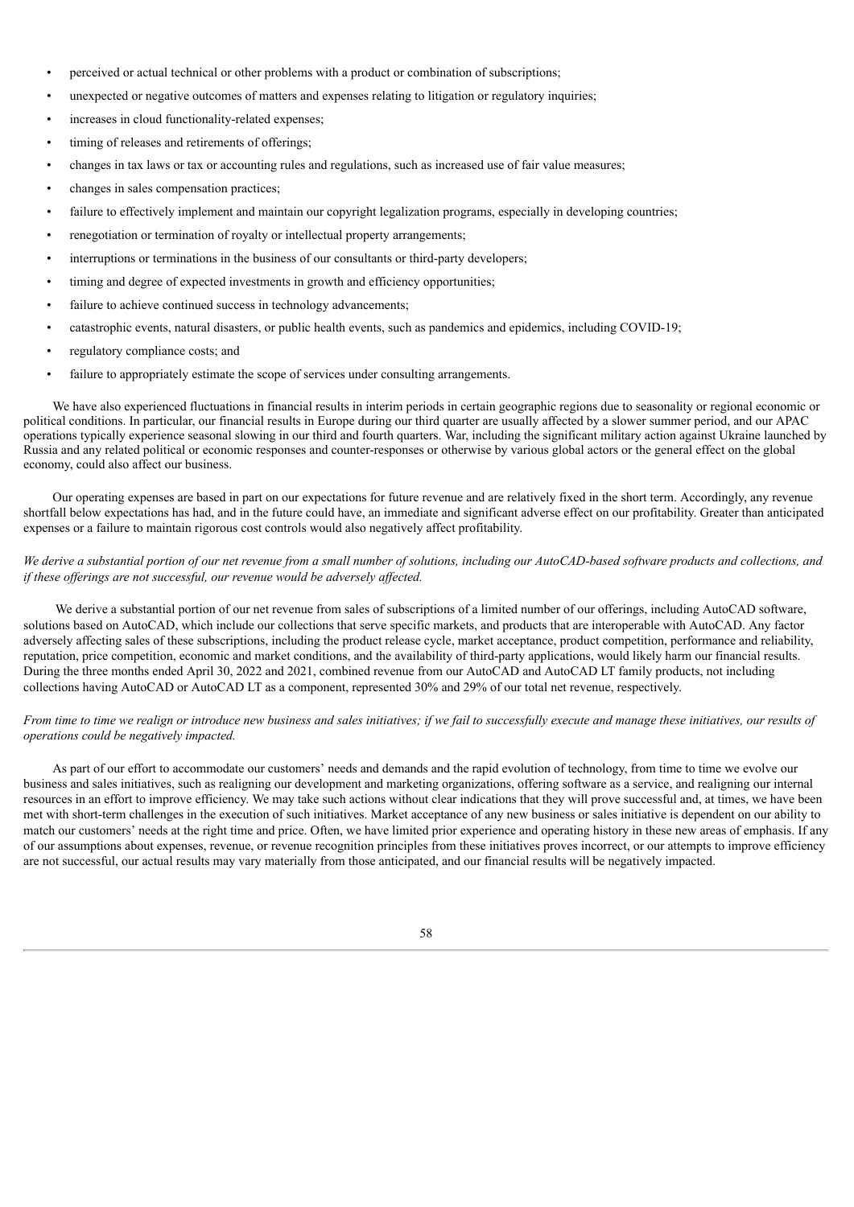- perceived or actual technical or other problems with a product or combination of subscriptions;
- unexpected or negative outcomes of matters and expenses relating to litigation or regulatory inquiries;
- increases in cloud functionality-related expenses;
- timing of releases and retirements of offerings;
- changes in tax laws or tax or accounting rules and regulations, such as increased use of fair value measures;
- changes in sales compensation practices;
- failure to effectively implement and maintain our copyright legalization programs, especially in developing countries;
- renegotiation or termination of royalty or intellectual property arrangements;
- interruptions or terminations in the business of our consultants or third-party developers;
- timing and degree of expected investments in growth and efficiency opportunities;
- failure to achieve continued success in technology advancements;
- catastrophic events, natural disasters, or public health events, such as pandemics and epidemics, including COVID-19;
- regulatory compliance costs; and
- failure to appropriately estimate the scope of services under consulting arrangements.

We have also experienced fluctuations in financial results in interim periods in certain geographic regions due to seasonality or regional economic or political conditions. In particular, our financial results in Europe during our third quarter are usually affected by a slower summer period, and our APAC operations typically experience seasonal slowing in our third and fourth quarters. War, including the significant military action against Ukraine launched by Russia and any related political or economic responses and counter-responses or otherwise by various global actors or the general effect on the global economy, could also affect our business.

Our operating expenses are based in part on our expectations for future revenue and are relatively fixed in the short term. Accordingly, any revenue shortfall below expectations has had, and in the future could have, an immediate and significant adverse effect on our profitability. Greater than anticipated expenses or a failure to maintain rigorous cost controls would also negatively affect profitability.

*We derive a substantial portion of our net revenue from a small number of solutions, including our AutoCAD-based software products and collections, and if these offerings are not successful, our revenue would be adversely affected.*

We derive a substantial portion of our net revenue from sales of subscriptions of a limited number of our offerings, including AutoCAD software, solutions based on AutoCAD, which include our collections that serve specific markets, and products that are interoperable with AutoCAD. Any factor adversely affecting sales of these subscriptions, including the product release cycle, market acceptance, product competition, performance and reliability, reputation, price competition, economic and market conditions, and the availability of third-party applications, would likely harm our financial results. During the three months ended April 30, 2022 and 2021, combined revenue from our AutoCAD and AutoCAD LT family products, not including collections having AutoCAD or AutoCAD LT as a component, represented 30% and 29% of our total net revenue, respectively.

*From time to time we realign or introduce new business and sales initiatives; if we fail to successfully execute and manage these initiatives, our results of operations could be negatively impacted.*

As part of our effort to accommodate our customers' needs and demands and the rapid evolution of technology, from time to time we evolve our business and sales initiatives, such as realigning our development and marketing organizations, offering software as a service, and realigning our internal resources in an effort to improve efficiency. We may take such actions without clear indications that they will prove successful and, at times, we have been met with short-term challenges in the execution of such initiatives. Market acceptance of any new business or sales initiative is dependent on our ability to match our customers' needs at the right time and price. Often, we have limited prior experience and operating history in these new areas of emphasis. If any of our assumptions about expenses, revenue, or revenue recognition principles from these initiatives proves incorrect, or our attempts to improve efficiency are not successful, our actual results may vary materially from those anticipated, and our financial results will be negatively impacted.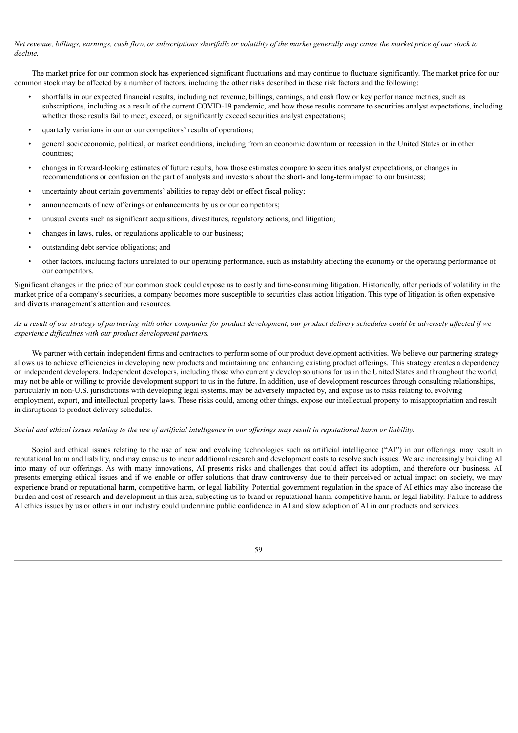*Net revenue, billings, earnings, cash flow, or subscriptions shortfalls or volatility of the market generally may cause the market price of our stock to decline.*

The market price for our common stock has experienced significant fluctuations and may continue to fluctuate significantly. The market price for our common stock may be affected by a number of factors, including the other risks described in these risk factors and the following:

- shortfalls in our expected financial results, including net revenue, billings, earnings, and cash flow or key performance metrics, such as subscriptions, including as a result of the current COVID-19 pandemic, and how those results compare to securities analyst expectations, including whether those results fail to meet, exceed, or significantly exceed securities analyst expectations;
- quarterly variations in our or our competitors' results of operations;
- general socioeconomic, political, or market conditions, including from an economic downturn or recession in the United States or in other countries;
- changes in forward-looking estimates of future results, how those estimates compare to securities analyst expectations, or changes in recommendations or confusion on the part of analysts and investors about the short- and long-term impact to our business;
- uncertainty about certain governments' abilities to repay debt or effect fiscal policy;
- announcements of new offerings or enhancements by us or our competitors;
- unusual events such as significant acquisitions, divestitures, regulatory actions, and litigation;
- changes in laws, rules, or regulations applicable to our business;
- outstanding debt service obligations; and
- other factors, including factors unrelated to our operating performance, such as instability affecting the economy or the operating performance of our competitors.

Significant changes in the price of our common stock could expose us to costly and time-consuming litigation. Historically, after periods of volatility in the market price of a company's securities, a company becomes more susceptible to securities class action litigation. This type of litigation is often expensive and diverts management's attention and resources.

*As a result of our strategy of partnering with other companies for product development, our product delivery schedules could be adversely affected if we experience difficulties with our product development partners.*

We partner with certain independent firms and contractors to perform some of our product development activities. We believe our partnering strategy allows us to achieve efficiencies in developing new products and maintaining and enhancing existing product offerings. This strategy creates a dependency on independent developers. Independent developers, including those who currently develop solutions for us in the United States and throughout the world, may not be able or willing to provide development support to us in the future. In addition, use of development resources through consulting relationships, particularly in non-U.S. jurisdictions with developing legal systems, may be adversely impacted by, and expose us to risks relating to, evolving employment, export, and intellectual property laws. These risks could, among other things, expose our intellectual property to misappropriation and result in disruptions to product delivery schedules.

*Social and ethical issues relating to the use of artificial intelligence in our offerings may result in reputational harm or liability.*

Social and ethical issues relating to the use of new and evolving technologies such as artificial intelligence ("AI") in our offerings, may result in reputational harm and liability, and may cause us to incur additional research and development costs to resolve such issues. We are increasingly building AI into many of our offerings. As with many innovations, AI presents risks and challenges that could affect its adoption, and therefore our business. AI presents emerging ethical issues and if we enable or offer solutions that draw controversy due to their perceived or actual impact on society, we may experience brand or reputational harm, competitive harm, or legal liability. Potential government regulation in the space of AI ethics may also increase the burden and cost of research and development in this area, subjecting us to brand or reputational harm, competitive harm, or legal liability. Failure to address AI ethics issues by us or others in our industry could undermine public confidence in AI and slow adoption of AI in our products and services.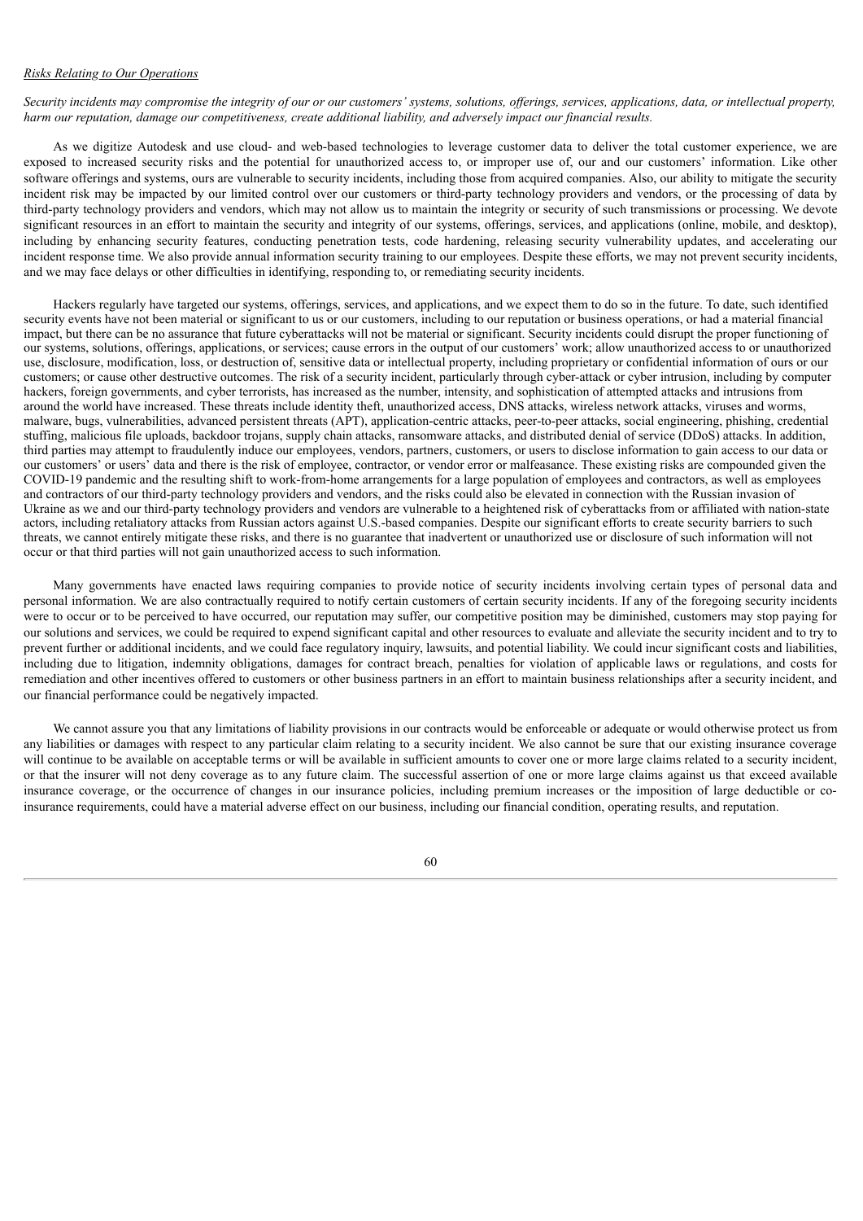*Risks Relating to Our Operations*

*Security incidents may compromise the integrity of our or our customers' systems, solutions, offerings, services, applications, data, or intellectual property, harm our reputation, damage our competitiveness, create additional liability, and adversely impact our financial results.*

As we digitize Autodesk and use cloud- and web-based technologies to leverage customer data to deliver the total customer experience, we are exposed to increased security risks and the potential for unauthorized access to, or improper use of, our and our customers' information. Like other software offerings and systems, ours are vulnerable to security incidents, including those from acquired companies. Also, our ability to mitigate the security incident risk may be impacted by our limited control over our customers or third-party technology providers and vendors, or the processing of data by third-party technology providers and vendors, which may not allow us to maintain the integrity or security of such transmissions or processing. We devote significant resources in an effort to maintain the security and integrity of our systems, offerings, services, and applications (online, mobile, and desktop), including by enhancing security features, conducting penetration tests, code hardening, releasing security vulnerability updates, and accelerating our incident response time. We also provide annual information security training to our employees. Despite these efforts, we may not prevent security incidents, and we may face delays or other difficulties in identifying, responding to, or remediating security incidents.

Hackers regularly have targeted our systems, offerings, services, and applications, and we expect them to do so in the future. To date, such identified security events have not been material or significant to us or our customers, including to our reputation or business operations, or had a material financial impact, but there can be no assurance that future cyberattacks will not be material or significant. Security incidents could disrupt the proper functioning of our systems, solutions, offerings, applications, or services; cause errors in the output of our customers' work; allow unauthorized access to or unauthorized use, disclosure, modification, loss, or destruction of, sensitive data or intellectual property, including proprietary or confidential information of ours or our customers; or cause other destructive outcomes. The risk of a security incident, particularly through cyber-attack or cyber intrusion, including by computer hackers, foreign governments, and cyber terrorists, has increased as the number, intensity, and sophistication of attempted attacks and intrusions from around the world have increased. These threats include identity theft, unauthorized access, DNS attacks, wireless network attacks, viruses and worms, malware, bugs, vulnerabilities, advanced persistent threats (APT), application-centric attacks, peer-to-peer attacks, social engineering, phishing, credential stuffing, malicious file uploads, backdoor trojans, supply chain attacks, ransomware attacks, and distributed denial of service (DDoS) attacks. In addition, third parties may attempt to fraudulently induce our employees, vendors, partners, customers, or users to disclose information to gain access to our data or our customers' or users' data and there is the risk of employee, contractor, or vendor error or malfeasance. These existing risks are compounded given the COVID-19 pandemic and the resulting shift to work-from-home arrangements for a large population of employees and contractors, as well as employees and contractors of our third-party technology providers and vendors, and the risks could also be elevated in connection with the Russian invasion of Ukraine as we and our third-party technology providers and vendors are vulnerable to a heightened risk of cyberattacks from or affiliated with nation-state actors, including retaliatory attacks from Russian actors against U.S.-based companies. Despite our significant efforts to create security barriers to such threats, we cannot entirely mitigate these risks, and there is no guarantee that inadvertent or unauthorized use or disclosure of such information will not occur or that third parties will not gain unauthorized access to such information.

Many governments have enacted laws requiring companies to provide notice of security incidents involving certain types of personal data and personal information. We are also contractually required to notify certain customers of certain security incidents. If any of the foregoing security incidents were to occur or to be perceived to have occurred, our reputation may suffer, our competitive position may be diminished, customers may stop paying for our solutions and services, we could be required to expend significant capital and other resources to evaluate and alleviate the security incident and to try to prevent further or additional incidents, and we could face regulatory inquiry, lawsuits, and potential liability. We could incur significant costs and liabilities, including due to litigation, indemnity obligations, damages for contract breach, penalties for violation of applicable laws or regulations, and costs for remediation and other incentives offered to customers or other business partners in an effort to maintain business relationships after a security incident, and our financial performance could be negatively impacted.

We cannot assure you that any limitations of liability provisions in our contracts would be enforceable or adequate or would otherwise protect us from any liabilities or damages with respect to any particular claim relating to a security incident. We also cannot be sure that our existing insurance coverage will continue to be available on acceptable terms or will be available in sufficient amounts to cover one or more large claims related to a security incident, or that the insurer will not deny coverage as to any future claim. The successful assertion of one or more large claims against us that exceed available insurance coverage, or the occurrence of changes in our insurance policies, including premium increases or the imposition of large deductible or co-insurance requirements, could have a material adverse effect on our business, including our financial condition, operating results, and reputation.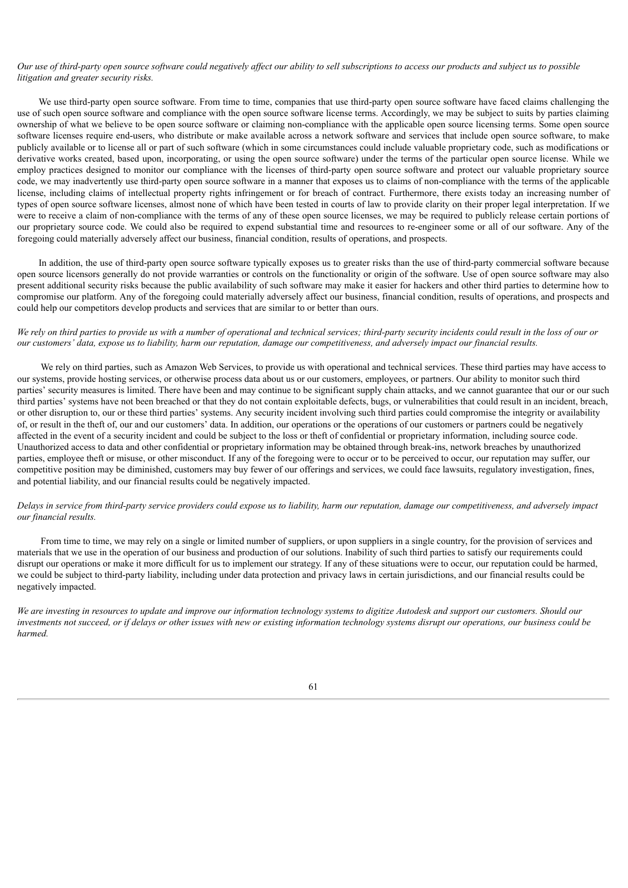*Our use of third-party open source software could negatively affect our ability to sell subscriptions to access our products and subject us to possible litigation and greater security risks.*

We use third-party open source software. From time to time, companies that use third-party open source software have faced claims challenging the use of such open source software and compliance with the open source software license terms. Accordingly, we may be subject to suits by parties claiming ownership of what we believe to be open source software or claiming non-compliance with the applicable open source licensing terms. Some open source software licenses require end-users, who distribute or make available across a network software and services that include open source software, to make publicly available or to license all or part of such software (which in some circumstances could include valuable proprietary code, such as modifications or derivative works created, based upon, incorporating, or using the open source software) under the terms of the particular open source license. While we employ practices designed to monitor our compliance with the licenses of third-party open source software and protect our valuable proprietary source code, we may inadvertently use third-party open source software in a manner that exposes us to claims of non-compliance with the terms of the applicable license, including claims of intellectual property rights infringement or for breach of contract. Furthermore, there exists today an increasing number of types of open source software licenses, almost none of which have been tested in courts of law to provide clarity on their proper legal interpretation. If we were to receive a claim of non-compliance with the terms of any of these open source licenses, we may be required to publicly release certain portions of our proprietary source code. We could also be required to expend substantial time and resources to re-engineer some or all of our software. Any of the foregoing could materially adversely affect our business, financial condition, results of operations, and prospects.

In addition, the use of third-party open source software typically exposes us to greater risks than the use of third-party commercial software because open source licensors generally do not provide warranties or controls on the functionality or origin of the software. Use of open source software may also present additional security risks because the public availability of such software may make it easier for hackers and other third parties to determine how to compromise our platform. Any of the foregoing could materially adversely affect our business, financial condition, results of operations, and prospects and could help our competitors develop products and services that are similar to or better than ours.

*We rely on third parties to provide us with a number of operational and technical services; third-party security incidents could result in the loss of our or our customers' data, expose us to liability, harm our reputation, damage our competitiveness, and adversely impact our financial results.*

We rely on third parties, such as Amazon Web Services, to provide us with operational and technical services. These third parties may have access to our systems, provide hosting services, or otherwise process data about us or our customers, employees, or partners. Our ability to monitor such third parties' security measures is limited. There have been and may continue to be significant supply chain attacks, and we cannot guarantee that our or our such third parties' systems have not been breached or that they do not contain exploitable defects, bugs, or vulnerabilities that could result in an incident, breach, or other disruption to, our or these third parties' systems. Any security incident involving such third parties could compromise the integrity or availability of, or result in the theft of, our and our customers' data. In addition, our operations or the operations of our customers or partners could be negatively affected in the event of a security incident and could be subject to the loss or theft of confidential or proprietary information, including source code. Unauthorized access to data and other confidential or proprietary information may be obtained through break-ins, network breaches by unauthorized parties, employee theft or misuse, or other misconduct. If any of the foregoing were to occur or to be perceived to occur, our reputation may suffer, our competitive position may be diminished, customers may buy fewer of our offerings and services, we could face lawsuits, regulatory investigation, fines, and potential liability, and our financial results could be negatively impacted.

*Delays in service from third-party service providers could expose us to liability, harm our reputation, damage our competitiveness, and adversely impact our financial results.*

From time to time, we may rely on a single or limited number of suppliers, or upon suppliers in a single country, for the provision of services and materials that we use in the operation of our business and production of our solutions. Inability of such third parties to satisfy our requirements could disrupt our operations or make it more difficult for us to implement our strategy. If any of these situations were to occur, our reputation could be harmed, we could be subject to third-party liability, including under data protection and privacy laws in certain jurisdictions, and our financial results could be negatively impacted.

*We are investing in resources to update and improve our information technology systems to digitize Autodesk and support our customers. Should our investments not succeed, or if delays or other issues with new or existing information technology systems disrupt our operations, our business could be harmed.*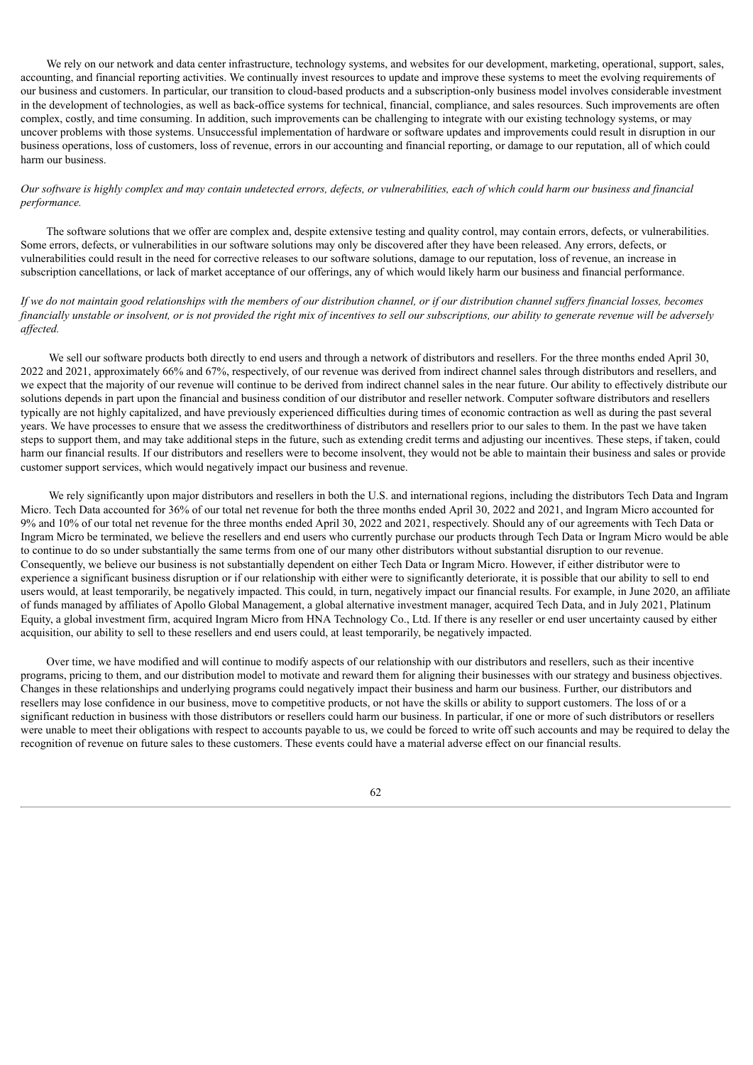We rely on our network and data center infrastructure, technology systems, and websites for our development, marketing, operational, support, sales, accounting, and financial reporting activities. We continually invest resources to update and improve these systems to meet the evolving requirements of our business and customers. In particular, our transition to cloud-based products and a subscription-only business model involves considerable investment in the development of technologies, as well as back-office systems for technical, financial, compliance, and sales resources. Such improvements are often complex, costly, and time consuming. In addition, such improvements can be challenging to integrate with our existing technology systems, or may uncover problems with those systems. Unsuccessful implementation of hardware or software updates and improvements could result in disruption in our business operations, loss of customers, loss of revenue, errors in our accounting and financial reporting, or damage to our reputation, all of which could harm our business.

*Our software is highly complex and may contain undetected errors, defects, or vulnerabilities, each of which could harm our business and financial performance.*

The software solutions that we offer are complex and, despite extensive testing and quality control, may contain errors, defects, or vulnerabilities. Some errors, defects, or vulnerabilities in our software solutions may only be discovered after they have been released. Any errors, defects, or vulnerabilities could result in the need for corrective releases to our software solutions, damage to our reputation, loss of revenue, an increase in subscription cancellations, or lack of market acceptance of our offerings, any of which would likely harm our business and financial performance.

*If we do not maintain good relationships with the members of our distribution channel, or if our distribution channel suffers financial losses, becomes financially unstable or insolvent, or is not provided the right mix of incentives to sell our subscriptions, our ability to generate revenue will be adversely affected.*

We sell our software products both directly to end users and through a network of distributors and resellers. For the three months ended April 30, 2022 and 2021, approximately 66% and 67%, respectively, of our revenue was derived from indirect channel sales through distributors and resellers, and we expect that the majority of our revenue will continue to be derived from indirect channel sales in the near future. Our ability to effectively distribute our solutions depends in part upon the financial and business condition of our distributor and reseller network. Computer software distributors and resellers typically are not highly capitalized, and have previously experienced difficulties during times of economic contraction as well as during the past several years. We have processes to ensure that we assess the creditworthiness of distributors and resellers prior to our sales to them. In the past we have taken steps to support them, and may take additional steps in the future, such as extending credit terms and adjusting our incentives. These steps, if taken, could harm our financial results. If our distributors and resellers were to become insolvent, they would not be able to maintain their business and sales or provide customer support services, which would negatively impact our business and revenue.

We rely significantly upon major distributors and resellers in both the U.S. and international regions, including the distributors Tech Data and Ingram Micro. Tech Data accounted for 36% of our total net revenue for both the three months ended April 30, 2022 and 2021, and Ingram Micro accounted for 9% and 10% of our total net revenue for the three months ended April 30, 2022 and 2021, respectively. Should any of our agreements with Tech Data or Ingram Micro be terminated, we believe the resellers and end users who currently purchase our products through Tech Data or Ingram Micro would be able to continue to do so under substantially the same terms from one of our many other distributors without substantial disruption to our revenue. Consequently, we believe our business is not substantially dependent on either Tech Data or Ingram Micro. However, if either distributor were to experience a significant business disruption or if our relationship with either were to significantly deteriorate, it is possible that our ability to sell to end users would, at least temporarily, be negatively impacted. This could, in turn, negatively impact our financial results. For example, in June 2020, an affiliate of funds managed by affiliates of Apollo Global Management, a global alternative investment manager, acquired Tech Data, and in July 2021, Platinum Equity, a global investment firm, acquired Ingram Micro from HNA Technology Co., Ltd. If there is any reseller or end user uncertainty caused by either acquisition, our ability to sell to these resellers and end users could, at least temporarily, be negatively impacted.

Over time, we have modified and will continue to modify aspects of our relationship with our distributors and resellers, such as their incentive programs, pricing to them, and our distribution model to motivate and reward them for aligning their businesses with our strategy and business objectives. Changes in these relationships and underlying programs could negatively impact their business and harm our business. Further, our distributors and resellers may lose confidence in our business, move to competitive products, or not have the skills or ability to support customers. The loss of or a significant reduction in business with those distributors or resellers could harm our business. In particular, if one or more of such distributors or resellers were unable to meet their obligations with respect to accounts payable to us, we could be forced to write off such accounts and may be required to delay the recognition of revenue on future sales to these customers. These events could have a material adverse effect on our financial results.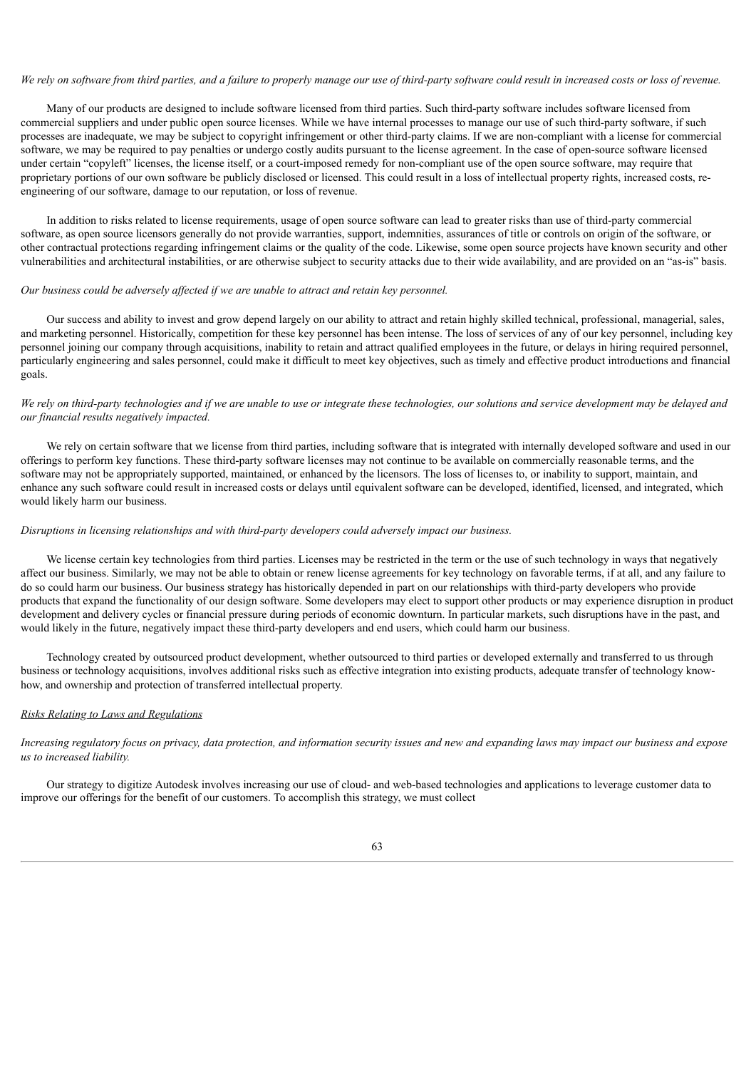*We rely on software from third parties, and a failure to properly manage our use of third-party software could result in increased costs or loss of revenue.*

Many of our products are designed to include software licensed from third parties. Such third-party software includes software licensed from commercial suppliers and under public open source licenses. While we have internal processes to manage our use of such third-party software, if such processes are inadequate, we may be subject to copyright infringement or other third-party claims. If we are non-compliant with a license for commercial software, we may be required to pay penalties or undergo costly audits pursuant to the license agreement. In the case of open-source software licensed under certain "copyleft" licenses, the license itself, or a court-imposed remedy for non-compliant use of the open source software, may require that proprietary portions of our own software be publicly disclosed or licensed. This could result in a loss of intellectual property rights, increased costs, re-engineering of our software, damage to our reputation, or loss of revenue.

In addition to risks related to license requirements, usage of open source software can lead to greater risks than use of third-party commercial software, as open source licensors generally do not provide warranties, support, indemnities, assurances of title or controls on origin of the software, or other contractual protections regarding infringement claims or the quality of the code. Likewise, some open source projects have known security and other vulnerabilities and architectural instabilities, or are otherwise subject to security attacks due to their wide availability, and are provided on an "as-is" basis.

*Our business could be adversely affected if we are unable to attract and retain key personnel.*

Our success and ability to invest and grow depend largely on our ability to attract and retain highly skilled technical, professional, managerial, sales, and marketing personnel. Historically, competition for these key personnel has been intense. The loss of services of any of our key personnel, including key personnel joining our company through acquisitions, inability to retain and attract qualified employees in the future, or delays in hiring required personnel, particularly engineering and sales personnel, could make it difficult to meet key objectives, such as timely and effective product introductions and financial goals.

*We rely on third-party technologies and if we are unable to use or integrate these technologies, our solutions and service development may be delayed and our financial results negatively impacted.*

We rely on certain software that we license from third parties, including software that is integrated with internally developed software and used in our offerings to perform key functions. These third-party software licenses may not continue to be available on commercially reasonable terms, and the software may not be appropriately supported, maintained, or enhanced by the licensors. The loss of licenses to, or inability to support, maintain, and enhance any such software could result in increased costs or delays until equivalent software can be developed, identified, licensed, and integrated, which would likely harm our business.

*Disruptions in licensing relationships and with third-party developers could adversely impact our business.*

We license certain key technologies from third parties. Licenses may be restricted in the term or the use of such technology in ways that negatively affect our business. Similarly, we may not be able to obtain or renew license agreements for key technology on favorable terms, if at all, and any failure to do so could harm our business. Our business strategy has historically depended in part on our relationships with third-party developers who provide products that expand the functionality of our design software. Some developers may elect to support other products or may experience disruption in product development and delivery cycles or financial pressure during periods of economic downturn. In particular markets, such disruptions have in the past, and would likely in the future, negatively impact these third-party developers and end users, which could harm our business.

Technology created by outsourced product development, whether outsourced to third parties or developed externally and transferred to us through business or technology acquisitions, involves additional risks such as effective integration into existing products, adequate transfer of technology know-how, and ownership and protection of transferred intellectual property.

*Risks Relating to Laws and Regulations*

*Increasing regulatory focus on privacy, data protection, and information security issues and new and expanding laws may impact our business and expose us to increased liability.*

Our strategy to digitize Autodesk involves increasing our use of cloud- and web-based technologies and applications to leverage customer data to improve our offerings for the benefit of our customers. To accomplish this strategy, we must collect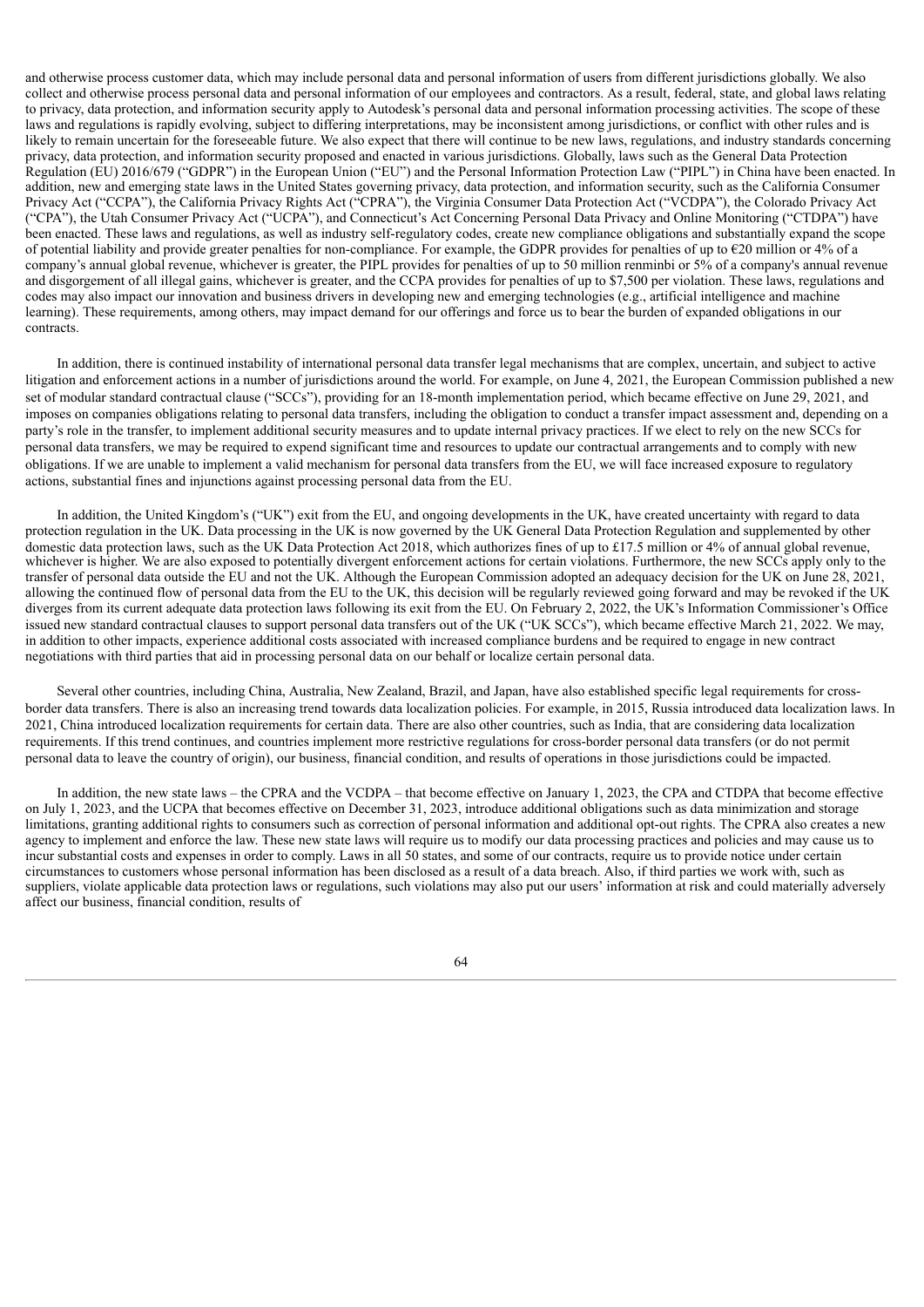and otherwise process customer data, which may include personal data and personal information of users from different jurisdictions globally. We also collect and otherwise process personal data and personal information of our employees and contractors. As a result, federal, state, and global laws relating to privacy, data protection, and information security apply to Autodesk's personal data and personal information processing activities. The scope of these laws and regulations is rapidly evolving, subject to differing interpretations, may be inconsistent among jurisdictions, or conflict with other rules and is likely to remain uncertain for the foreseeable future. We also expect that there will continue to be new laws, regulations, and industry standards concerning privacy, data protection, and information security proposed and enacted in various jurisdictions. Globally, laws such as the General Data Protection Regulation (EU) 2016/679 ("GDPR") in the European Union ("EU") and the Personal Information Protection Law ("PIPL") in China have been enacted. In addition, new and emerging state laws in the United States governing privacy, data protection, and information security, such as the California Consumer Privacy Act ("CCPA"), the California Privacy Rights Act ("CPRA"), the Virginia Consumer Data Protection Act ("VCDPA"), the Colorado Privacy Act ("CPA"), the Utah Consumer Privacy Act ("UCPA"), and Connecticut's Act Concerning Personal Data Privacy and Online Monitoring ("CTDPA") have been enacted. These laws and regulations, as well as industry self-regulatory codes, create new compliance obligations and substantially expand the scope of potential liability and provide greater penalties for non-compliance. For example, the GDPR provides for penalties of up to €20 million or 4% of a company's annual global revenue, whichever is greater, the PIPL provides for penalties of up to 50 million renminbi or 5% of a company's annual revenue and disgorgement of all illegal gains, whichever is greater, and the CCPA provides for penalties of up to $7,500 per violation. These laws, regulations and codes may also impact our innovation and business drivers in developing new and emerging technologies (e.g., artificial intelligence and machine learning). These requirements, among others, may impact demand for our offerings and force us to bear the burden of expanded obligations in our contracts.

In addition, there is continued instability of international personal data transfer legal mechanisms that are complex, uncertain, and subject to active litigation and enforcement actions in a number of jurisdictions around the world. For example, on June 4, 2021, the European Commission published a new set of modular standard contractual clause ("SCCs"), providing for an 18-month implementation period, which became effective on June 29, 2021, and imposes on companies obligations relating to personal data transfers, including the obligation to conduct a transfer impact assessment and, depending on a party's role in the transfer, to implement additional security measures and to update internal privacy practices. If we elect to rely on the new SCCs for personal data transfers, we may be required to expend significant time and resources to update our contractual arrangements and to comply with new obligations. If we are unable to implement a valid mechanism for personal data transfers from the EU, we will face increased exposure to regulatory actions, substantial fines and injunctions against processing personal data from the EU.

In addition, the United Kingdom's ("UK") exit from the EU, and ongoing developments in the UK, have created uncertainty with regard to data protection regulation in the UK. Data processing in the UK is now governed by the UK General Data Protection Regulation and supplemented by other domestic data protection laws, such as the UK Data Protection Act 2018, which authorizes fines of up to £17.5 million or 4% of annual global revenue, whichever is higher. We are also exposed to potentially divergent enforcement actions for certain violations. Furthermore, the new SCCs apply only to the transfer of personal data outside the EU and not the UK. Although the European Commission adopted an adequacy decision for the UK on June 28, 2021, allowing the continued flow of personal data from the EU to the UK, this decision will be regularly reviewed going forward and may be revoked if the UK diverges from its current adequate data protection laws following its exit from the EU. On February 2, 2022, the UK's Information Commissioner's Office issued new standard contractual clauses to support personal data transfers out of the UK ("UK SCCs"), which became effective March 21, 2022. We may, in addition to other impacts, experience additional costs associated with increased compliance burdens and be required to engage in new contract negotiations with third parties that aid in processing personal data on our behalf or localize certain personal data.

Several other countries, including China, Australia, New Zealand, Brazil, and Japan, have also established specific legal requirements for cross-border data transfers. There is also an increasing trend towards data localization policies. For example, in 2015, Russia introduced data localization laws. In 2021, China introduced localization requirements for certain data. There are also other countries, such as India, that are considering data localization requirements. If this trend continues, and countries implement more restrictive regulations for cross-border personal data transfers (or do not permit personal data to leave the country of origin), our business, financial condition, and results of operations in those jurisdictions could be impacted.

In addition, the new state laws – the CPRA and the VCDPA – that become effective on January 1, 2023, the CPA and CTDPA that become effective on July 1, 2023, and the UCPA that becomes effective on December 31, 2023, introduce additional obligations such as data minimization and storage limitations, granting additional rights to consumers such as correction of personal information and additional opt-out rights. The CPRA also creates a new agency to implement and enforce the law. These new state laws will require us to modify our data processing practices and policies and may cause us to incur substantial costs and expenses in order to comply. Laws in all 50 states, and some of our contracts, require us to provide notice under certain circumstances to customers whose personal information has been disclosed as a result of a data breach. Also, if third parties we work with, such as suppliers, violate applicable data protection laws or regulations, such violations may also put our users' information at risk and could materially adversely affect our business, financial condition, results of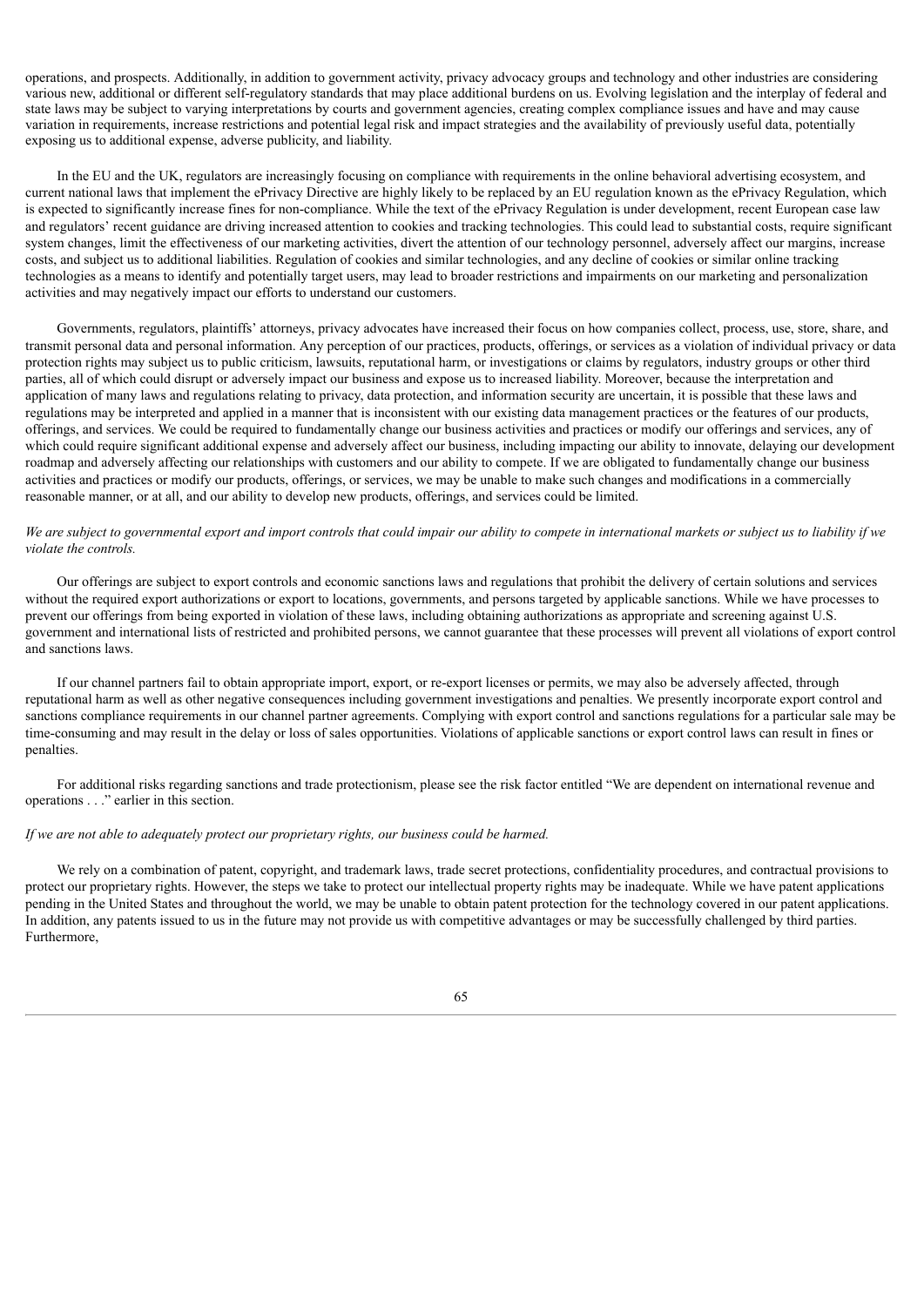operations, and prospects. Additionally, in addition to government activity, privacy advocacy groups and technology and other industries are considering various new, additional or different self-regulatory standards that may place additional burdens on us. Evolving legislation and the interplay of federal and state laws may be subject to varying interpretations by courts and government agencies, creating complex compliance issues and have and may cause variation in requirements, increase restrictions and potential legal risk and impact strategies and the availability of previously useful data, potentially exposing us to additional expense, adverse publicity, and liability.

In the EU and the UK, regulators are increasingly focusing on compliance with requirements in the online behavioral advertising ecosystem, and current national laws that implement the ePrivacy Directive are highly likely to be replaced by an EU regulation known as the ePrivacy Regulation, which is expected to significantly increase fines for non-compliance. While the text of the ePrivacy Regulation is under development, recent European case law and regulators' recent guidance are driving increased attention to cookies and tracking technologies. This could lead to substantial costs, require significant system changes, limit the effectiveness of our marketing activities, divert the attention of our technology personnel, adversely affect our margins, increase costs, and subject us to additional liabilities. Regulation of cookies and similar technologies, and any decline of cookies or similar online tracking technologies as a means to identify and potentially target users, may lead to broader restrictions and impairments on our marketing and personalization activities and may negatively impact our efforts to understand our customers.

Governments, regulators, plaintiffs' attorneys, privacy advocates have increased their focus on how companies collect, process, use, store, share, and transmit personal data and personal information. Any perception of our practices, products, offerings, or services as a violation of individual privacy or data protection rights may subject us to public criticism, lawsuits, reputational harm, or investigations or claims by regulators, industry groups or other third parties, all of which could disrupt or adversely impact our business and expose us to increased liability. Moreover, because the interpretation and application of many laws and regulations relating to privacy, data protection, and information security are uncertain, it is possible that these laws and regulations may be interpreted and applied in a manner that is inconsistent with our existing data management practices or the features of our products, offerings, and services. We could be required to fundamentally change our business activities and practices or modify our offerings and services, any of which could require significant additional expense and adversely affect our business, including impacting our ability to innovate, delaying our development roadmap and adversely affecting our relationships with customers and our ability to compete. If we are obligated to fundamentally change our business activities and practices or modify our products, offerings, or services, we may be unable to make such changes and modifications in a commercially reasonable manner, or at all, and our ability to develop new products, offerings, and services could be limited.

*We are subject to governmental export and import controls that could impair our ability to compete in international markets or subject us to liability if we violate the controls.*

Our offerings are subject to export controls and economic sanctions laws and regulations that prohibit the delivery of certain solutions and services without the required export authorizations or export to locations, governments, and persons targeted by applicable sanctions. While we have processes to prevent our offerings from being exported in violation of these laws, including obtaining authorizations as appropriate and screening against U.S. government and international lists of restricted and prohibited persons, we cannot guarantee that these processes will prevent all violations of export control and sanctions laws.

If our channel partners fail to obtain appropriate import, export, or re-export licenses or permits, we may also be adversely affected, through reputational harm as well as other negative consequences including government investigations and penalties. We presently incorporate export control and sanctions compliance requirements in our channel partner agreements. Complying with export control and sanctions regulations for a particular sale may be time-consuming and may result in the delay or loss of sales opportunities. Violations of applicable sanctions or export control laws can result in fines or penalties.

For additional risks regarding sanctions and trade protectionism, please see the risk factor entitled "We are dependent on international revenue and operations . . ." earlier in this section.

*If we are not able to adequately protect our proprietary rights, our business could be harmed.*

We rely on a combination of patent, copyright, and trademark laws, trade secret protections, confidentiality procedures, and contractual provisions to protect our proprietary rights. However, the steps we take to protect our intellectual property rights may be inadequate. While we have patent applications pending in the United States and throughout the world, we may be unable to obtain patent protection for the technology covered in our patent applications. In addition, any patents issued to us in the future may not provide us with competitive advantages or may be successfully challenged by third parties. Furthermore,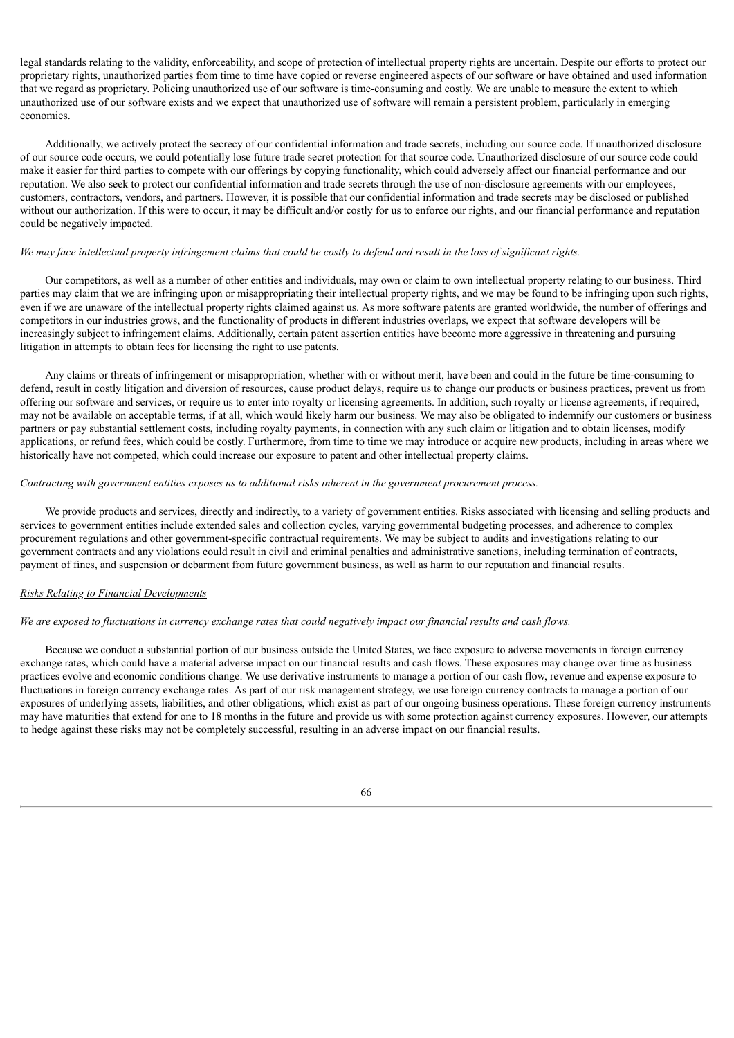legal standards relating to the validity, enforceability, and scope of protection of intellectual property rights are uncertain. Despite our efforts to protect our proprietary rights, unauthorized parties from time to time have copied or reverse engineered aspects of our software or have obtained and used information that we regard as proprietary. Policing unauthorized use of our software is time-consuming and costly. We are unable to measure the extent to which unauthorized use of our software exists and we expect that unauthorized use of software will remain a persistent problem, particularly in emerging economies.

Additionally, we actively protect the secrecy of our confidential information and trade secrets, including our source code. If unauthorized disclosure of our source code occurs, we could potentially lose future trade secret protection for that source code. Unauthorized disclosure of our source code could make it easier for third parties to compete with our offerings by copying functionality, which could adversely affect our financial performance and our reputation. We also seek to protect our confidential information and trade secrets through the use of non-disclosure agreements with our employees, customers, contractors, vendors, and partners. However, it is possible that our confidential information and trade secrets may be disclosed or published without our authorization. If this were to occur, it may be difficult and/or costly for us to enforce our rights, and our financial performance and reputation could be negatively impacted.

*We may face intellectual property infringement claims that could be costly to defend and result in the loss of significant rights.*

Our competitors, as well as a number of other entities and individuals, may own or claim to own intellectual property relating to our business. Third parties may claim that we are infringing upon or misappropriating their intellectual property rights, and we may be found to be infringing upon such rights, even if we are unaware of the intellectual property rights claimed against us. As more software patents are granted worldwide, the number of offerings and competitors in our industries grows, and the functionality of products in different industries overlaps, we expect that software developers will be increasingly subject to infringement claims. Additionally, certain patent assertion entities have become more aggressive in threatening and pursuing litigation in attempts to obtain fees for licensing the right to use patents.

Any claims or threats of infringement or misappropriation, whether with or without merit, have been and could in the future be time-consuming to defend, result in costly litigation and diversion of resources, cause product delays, require us to change our products or business practices, prevent us from offering our software and services, or require us to enter into royalty or licensing agreements. In addition, such royalty or license agreements, if required, may not be available on acceptable terms, if at all, which would likely harm our business. We may also be obligated to indemnify our customers or business partners or pay substantial settlement costs, including royalty payments, in connection with any such claim or litigation and to obtain licenses, modify applications, or refund fees, which could be costly. Furthermore, from time to time we may introduce or acquire new products, including in areas where we historically have not competed, which could increase our exposure to patent and other intellectual property claims.

*Contracting with government entities exposes us to additional risks inherent in the government procurement process.*

We provide products and services, directly and indirectly, to a variety of government entities. Risks associated with licensing and selling products and services to government entities include extended sales and collection cycles, varying governmental budgeting processes, and adherence to complex procurement regulations and other government-specific contractual requirements. We may be subject to audits and investigations relating to our government contracts and any violations could result in civil and criminal penalties and administrative sanctions, including termination of contracts, payment of fines, and suspension or debarment from future government business, as well as harm to our reputation and financial results.

*Risks Relating to Financial Developments*

*We are exposed to fluctuations in currency exchange rates that could negatively impact our financial results and cash flows.*

Because we conduct a substantial portion of our business outside the United States, we face exposure to adverse movements in foreign currency exchange rates, which could have a material adverse impact on our financial results and cash flows. These exposures may change over time as business practices evolve and economic conditions change. We use derivative instruments to manage a portion of our cash flow, revenue and expense exposure to fluctuations in foreign currency exchange rates. As part of our risk management strategy, we use foreign currency contracts to manage a portion of our exposures of underlying assets, liabilities, and other obligations, which exist as part of our ongoing business operations. These foreign currency instruments may have maturities that extend for one to 18 months in the future and provide us with some protection against currency exposures. However, our attempts to hedge against these risks may not be completely successful, resulting in an adverse impact on our financial results.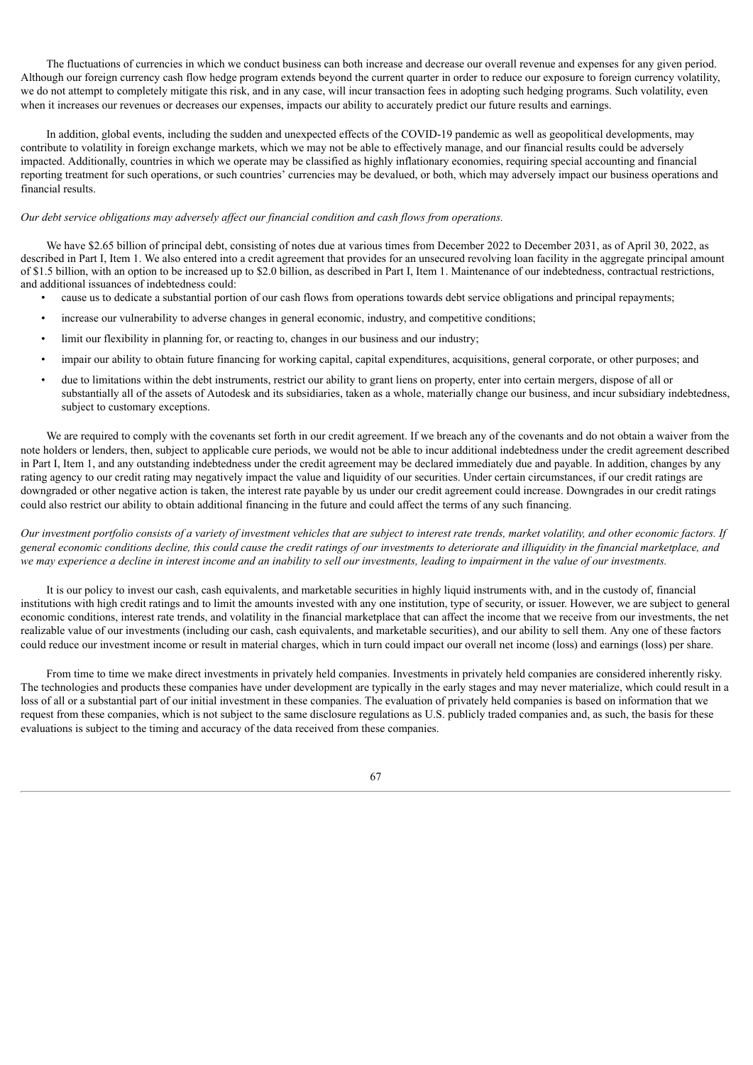The fluctuations of currencies in which we conduct business can both increase and decrease our overall revenue and expenses for any given period. Although our foreign currency cash flow hedge program extends beyond the current quarter in order to reduce our exposure to foreign currency volatility, we do not attempt to completely mitigate this risk, and in any case, will incur transaction fees in adopting such hedging programs. Such volatility, even when it increases our revenues or decreases our expenses, impacts our ability to accurately predict our future results and earnings.

In addition, global events, including the sudden and unexpected effects of the COVID-19 pandemic as well as geopolitical developments, may contribute to volatility in foreign exchange markets, which we may not be able to effectively manage, and our financial results could be adversely impacted. Additionally, countries in which we operate may be classified as highly inflationary economies, requiring special accounting and financial reporting treatment for such operations, or such countries' currencies may be devalued, or both, which may adversely impact our business operations and financial results.

*Our debt service obligations may adversely affect our financial condition and cash flows from operations.*

We have $2.65 billion of principal debt, consisting of notes due at various times from December 2022 to December 2031, as of April 30, 2022, as described in Part I, Item 1. We also entered into a credit agreement that provides for an unsecured revolving loan facility in the aggregate principal amount of $1.5 billion, with an option to be increased up to $2.0 billion, as described in Part I, Item 1. Maintenance of our indebtedness, contractual restrictions, and additional issuances of indebtedness could:

- cause us to dedicate a substantial portion of our cash flows from operations towards debt service obligations and principal repayments;
- increase our vulnerability to adverse changes in general economic, industry, and competitive conditions;
- limit our flexibility in planning for, or reacting to, changes in our business and our industry;
- impair our ability to obtain future financing for working capital, capital expenditures, acquisitions, general corporate, or other purposes; and
- due to limitations within the debt instruments, restrict our ability to grant liens on property, enter into certain mergers, dispose of all or substantially all of the assets of Autodesk and its subsidiaries, taken as a whole, materially change our business, and incur subsidiary indebtedness, subject to customary exceptions.

We are required to comply with the covenants set forth in our credit agreement. If we breach any of the covenants and do not obtain a waiver from the note holders or lenders, then, subject to applicable cure periods, we would not be able to incur additional indebtedness under the credit agreement described in Part I, Item 1, and any outstanding indebtedness under the credit agreement may be declared immediately due and payable. In addition, changes by any rating agency to our credit rating may negatively impact the value and liquidity of our securities. Under certain circumstances, if our credit ratings are downgraded or other negative action is taken, the interest rate payable by us under our credit agreement could increase. Downgrades in our credit ratings could also restrict our ability to obtain additional financing in the future and could affect the terms of any such financing.

*Our investment portfolio consists of a variety of investment vehicles that are subject to interest rate trends, market volatility, and other economic factors. If general economic conditions decline, this could cause the credit ratings of our investments to deteriorate and illiquidity in the financial marketplace, and we may experience a decline in interest income and an inability to sell our investments, leading to impairment in the value of our investments.*

It is our policy to invest our cash, cash equivalents, and marketable securities in highly liquid instruments with, and in the custody of, financial institutions with high credit ratings and to limit the amounts invested with any one institution, type of security, or issuer. However, we are subject to general economic conditions, interest rate trends, and volatility in the financial marketplace that can affect the income that we receive from our investments, the net realizable value of our investments (including our cash, cash equivalents, and marketable securities), and our ability to sell them. Any one of these factors could reduce our investment income or result in material charges, which in turn could impact our overall net income (loss) and earnings (loss) per share.

From time to time we make direct investments in privately held companies. Investments in privately held companies are considered inherently risky. The technologies and products these companies have under development are typically in the early stages and may never materialize, which could result in a loss of all or a substantial part of our initial investment in these companies. The evaluation of privately held companies is based on information that we request from these companies, which is not subject to the same disclosure regulations as U.S. publicly traded companies and, as such, the basis for these evaluations is subject to the timing and accuracy of the data received from these companies.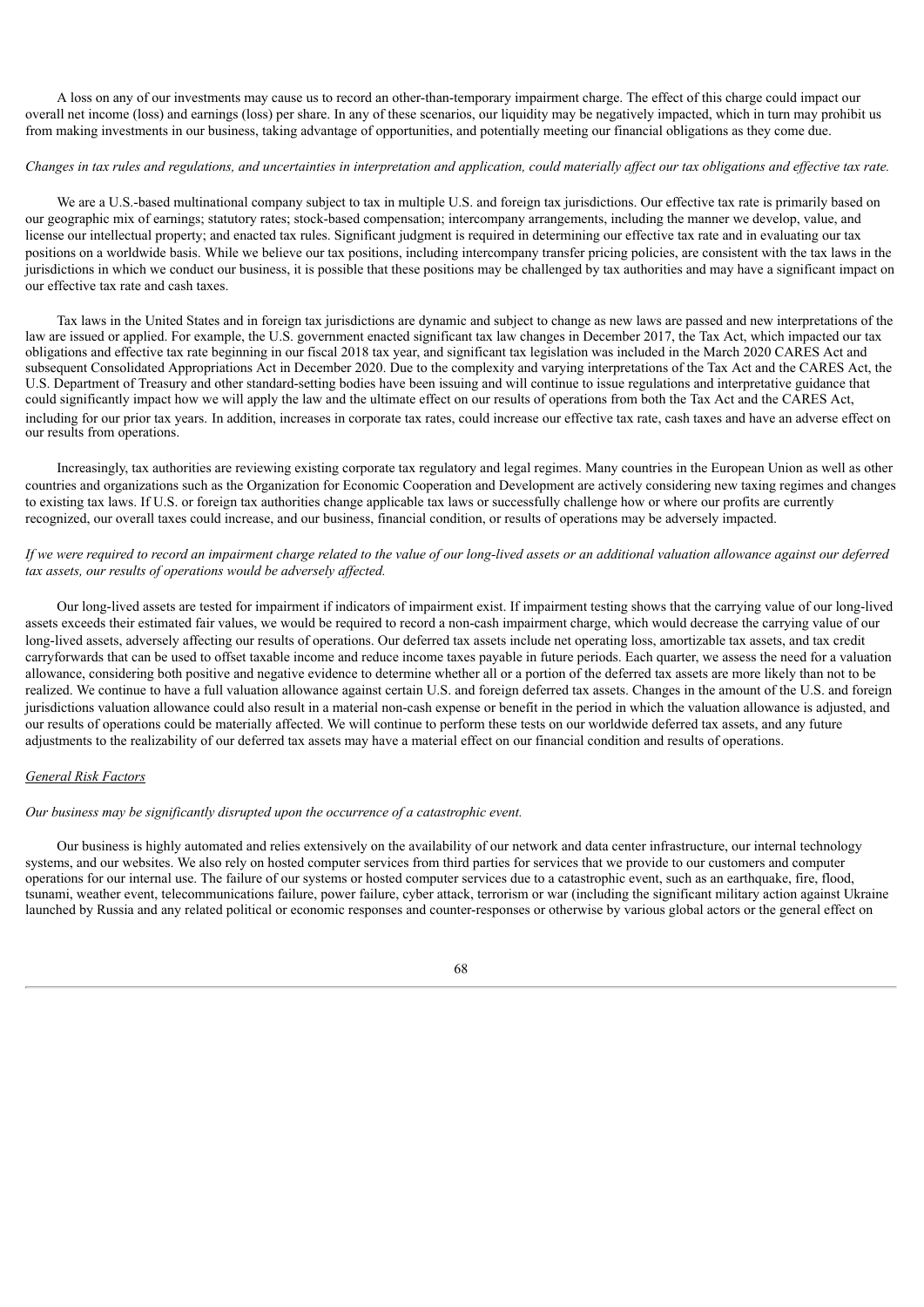A loss on any of our investments may cause us to record an other-than-temporary impairment charge. The effect of this charge could impact our overall net income (loss) and earnings (loss) per share. In any of these scenarios, our liquidity may be negatively impacted, which in turn may prohibit us from making investments in our business, taking advantage of opportunities, and potentially meeting our financial obligations as they come due.

*Changes in tax rules and regulations, and uncertainties in interpretation and application, could materially affect our tax obligations and effective tax rate.*

We are a U.S.-based multinational company subject to tax in multiple U.S. and foreign tax jurisdictions. Our effective tax rate is primarily based on our geographic mix of earnings; statutory rates; stock-based compensation; intercompany arrangements, including the manner we develop, value, and license our intellectual property; and enacted tax rules. Significant judgment is required in determining our effective tax rate and in evaluating our tax positions on a worldwide basis. While we believe our tax positions, including intercompany transfer pricing policies, are consistent with the tax laws in the jurisdictions in which we conduct our business, it is possible that these positions may be challenged by tax authorities and may have a significant impact on our effective tax rate and cash taxes.

Tax laws in the United States and in foreign tax jurisdictions are dynamic and subject to change as new laws are passed and new interpretations of the law are issued or applied. For example, the U.S. government enacted significant tax law changes in December 2017, the Tax Act, which impacted our tax obligations and effective tax rate beginning in our fiscal 2018 tax year, and significant tax legislation was included in the March 2020 CARES Act and subsequent Consolidated Appropriations Act in December 2020. Due to the complexity and varying interpretations of the Tax Act and the CARES Act, the U.S. Department of Treasury and other standard-setting bodies have been issuing and will continue to issue regulations and interpretative guidance that could significantly impact how we will apply the law and the ultimate effect on our results of operations from both the Tax Act and the CARES Act, including for our prior tax years. In addition, increases in corporate tax rates, could increase our effective tax rate, cash taxes and have an adverse effect on our results from operations.

Increasingly, tax authorities are reviewing existing corporate tax regulatory and legal regimes. Many countries in the European Union as well as other countries and organizations such as the Organization for Economic Cooperation and Development are actively considering new taxing regimes and changes to existing tax laws. If U.S. or foreign tax authorities change applicable tax laws or successfully challenge how or where our profits are currently recognized, our overall taxes could increase, and our business, financial condition, or results of operations may be adversely impacted.

*If we were required to record an impairment charge related to the value of our long-lived assets or an additional valuation allowance against our deferred tax assets, our results of operations would be adversely affected.*

Our long-lived assets are tested for impairment if indicators of impairment exist. If impairment testing shows that the carrying value of our long-lived assets exceeds their estimated fair values, we would be required to record a non-cash impairment charge, which would decrease the carrying value of our long-lived assets, adversely affecting our results of operations. Our deferred tax assets include net operating loss, amortizable tax assets, and tax credit carryforwards that can be used to offset taxable income and reduce income taxes payable in future periods. Each quarter, we assess the need for a valuation allowance, considering both positive and negative evidence to determine whether all or a portion of the deferred tax assets are more likely than not to be realized. We continue to have a full valuation allowance against certain U.S. and foreign deferred tax assets. Changes in the amount of the U.S. and foreign jurisdictions valuation allowance could also result in a material non-cash expense or benefit in the period in which the valuation allowance is adjusted, and our results of operations could be materially affected. We will continue to perform these tests on our worldwide deferred tax assets, and any future adjustments to the realizability of our deferred tax assets may have a material effect on our financial condition and results of operations.

## General Risk Factors

*Our business may be significantly disrupted upon the occurrence of a catastrophic event.*

Our business is highly automated and relies extensively on the availability of our network and data center infrastructure, our internal technology systems, and our websites. We also rely on hosted computer services from third parties for services that we provide to our customers and computer operations for our internal use. The failure of our systems or hosted computer services due to a catastrophic event, such as an earthquake, fire, flood, tsunami, weather event, telecommunications failure, power failure, cyber attack, terrorism or war (including the significant military action against Ukraine launched by Russia and any related political or economic responses and counter-responses or otherwise by various global actors or the general effect on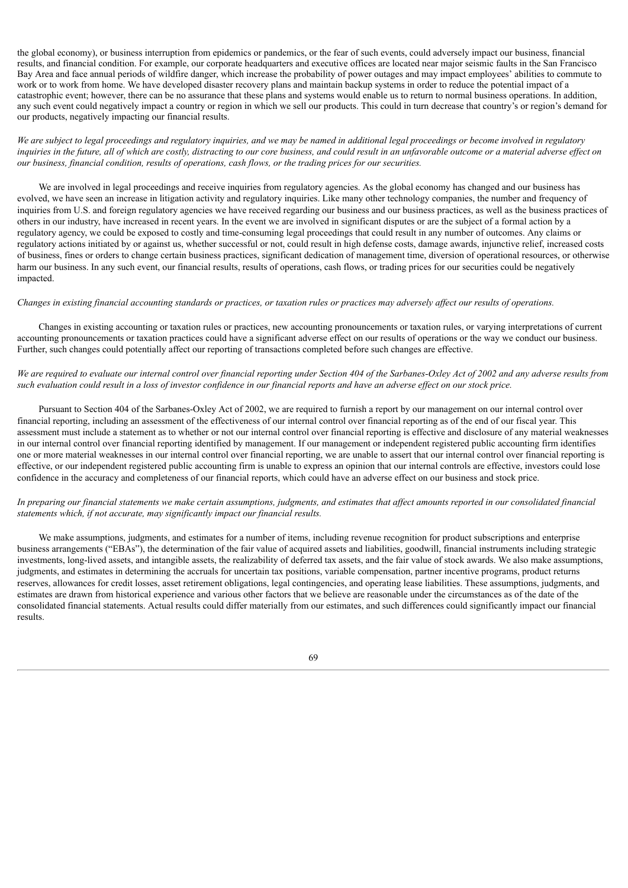the global economy), or business interruption from epidemics or pandemics, or the fear of such events, could adversely impact our business, financial results, and financial condition. For example, our corporate headquarters and executive offices are located near major seismic faults in the San Francisco Bay Area and face annual periods of wildfire danger, which increase the probability of power outages and may impact employees' abilities to commute to work or to work from home. We have developed disaster recovery plans and maintain backup systems in order to reduce the potential impact of a catastrophic event; however, there can be no assurance that these plans and systems would enable us to return to normal business operations. In addition, any such event could negatively impact a country or region in which we sell our products. This could in turn decrease that country's or region's demand for our products, negatively impacting our financial results.

*We are subject to legal proceedings and regulatory inquiries, and we may be named in additional legal proceedings or become involved in regulatory inquiries in the future, all of which are costly, distracting to our core business, and could result in an unfavorable outcome or a material adverse effect on our business, financial condition, results of operations, cash flows, or the trading prices for our securities.*

We are involved in legal proceedings and receive inquiries from regulatory agencies. As the global economy has changed and our business has evolved, we have seen an increase in litigation activity and regulatory inquiries. Like many other technology companies, the number and frequency of inquiries from U.S. and foreign regulatory agencies we have received regarding our business and our business practices, as well as the business practices of others in our industry, have increased in recent years. In the event we are involved in significant disputes or are the subject of a formal action by a regulatory agency, we could be exposed to costly and time-consuming legal proceedings that could result in any number of outcomes. Any claims or regulatory actions initiated by or against us, whether successful or not, could result in high defense costs, damage awards, injunctive relief, increased costs of business, fines or orders to change certain business practices, significant dedication of management time, diversion of operational resources, or otherwise harm our business. In any such event, our financial results, results of operations, cash flows, or trading prices for our securities could be negatively impacted.

*Changes in existing financial accounting standards or practices, or taxation rules or practices may adversely affect our results of operations.*

Changes in existing accounting or taxation rules or practices, new accounting pronouncements or taxation rules, or varying interpretations of current accounting pronouncements or taxation practices could have a significant adverse effect on our results of operations or the way we conduct our business. Further, such changes could potentially affect our reporting of transactions completed before such changes are effective.

*We are required to evaluate our internal control over financial reporting under Section 404 of the Sarbanes-Oxley Act of 2002 and any adverse results from such evaluation could result in a loss of investor confidence in our financial reports and have an adverse effect on our stock price.*

Pursuant to Section 404 of the Sarbanes-Oxley Act of 2002, we are required to furnish a report by our management on our internal control over financial reporting, including an assessment of the effectiveness of our internal control over financial reporting as of the end of our fiscal year. This assessment must include a statement as to whether or not our internal control over financial reporting is effective and disclosure of any material weaknesses in our internal control over financial reporting identified by management. If our management or independent registered public accounting firm identifies one or more material weaknesses in our internal control over financial reporting, we are unable to assert that our internal control over financial reporting is effective, or our independent registered public accounting firm is unable to express an opinion that our internal controls are effective, investors could lose confidence in the accuracy and completeness of our financial reports, which could have an adverse effect on our business and stock price.

*In preparing our financial statements we make certain assumptions, judgments, and estimates that affect amounts reported in our consolidated financial statements which, if not accurate, may significantly impact our financial results.*

We make assumptions, judgments, and estimates for a number of items, including revenue recognition for product subscriptions and enterprise business arrangements ("EBAs"), the determination of the fair value of acquired assets and liabilities, goodwill, financial instruments including strategic investments, long-lived assets, and intangible assets, the realizability of deferred tax assets, and the fair value of stock awards. We also make assumptions, judgments, and estimates in determining the accruals for uncertain tax positions, variable compensation, partner incentive programs, product returns reserves, allowances for credit losses, asset retirement obligations, legal contingencies, and operating lease liabilities. These assumptions, judgments, and estimates are drawn from historical experience and various other factors that we believe are reasonable under the circumstances as of the date of the consolidated financial statements. Actual results could differ materially from our estimates, and such differences could significantly impact our financial results.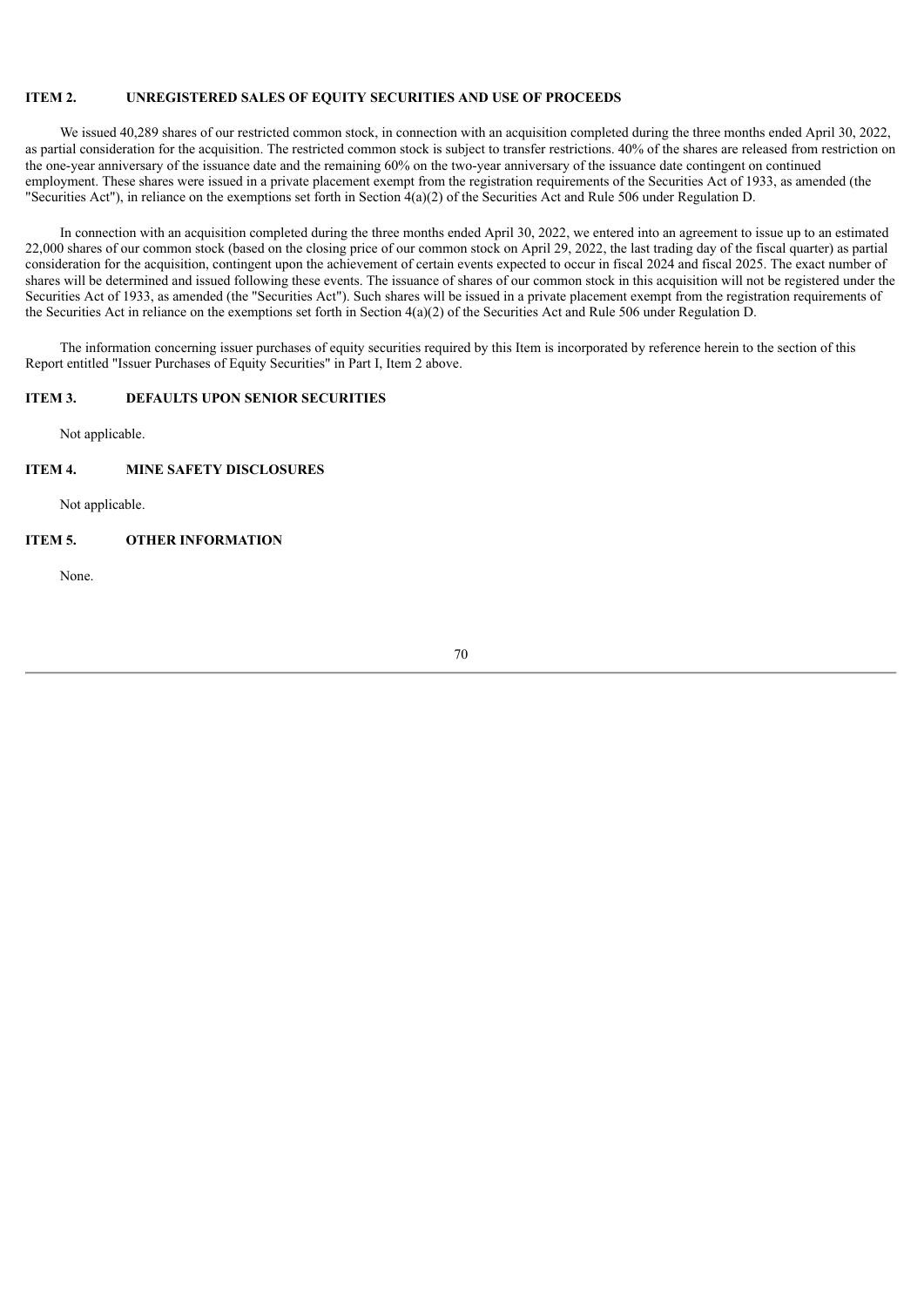## ITEM 2. UNREGISTERED SALES OF EQUITY SECURITIES AND USE OF PROCEEDS

We issued 40,289 shares of our restricted common stock, in connection with an acquisition completed during the three months ended April 30, 2022, as partial consideration for the acquisition. The restricted common stock is subject to transfer restrictions. 40% of the shares are released from restriction on the one-year anniversary of the issuance date and the remaining 60% on the two-year anniversary of the issuance date contingent on continued employment. These shares were issued in a private placement exempt from the registration requirements of the Securities Act of 1933, as amended (the "Securities Act"), in reliance on the exemptions set forth in Section 4(a)(2) of the Securities Act and Rule 506 under Regulation D.

In connection with an acquisition completed during the three months ended April 30, 2022, we entered into an agreement to issue up to an estimated 22,000 shares of our common stock (based on the closing price of our common stock on April 29, 2022, the last trading day of the fiscal quarter) as partial consideration for the acquisition, contingent upon the achievement of certain events expected to occur in fiscal 2024 and fiscal 2025. The exact number of shares will be determined and issued following these events. The issuance of shares of our common stock in this acquisition will not be registered under the Securities Act of 1933, as amended (the "Securities Act"). Such shares will be issued in a private placement exempt from the registration requirements of the Securities Act in reliance on the exemptions set forth in Section 4(a)(2) of the Securities Act and Rule 506 under Regulation D.

The information concerning issuer purchases of equity securities required by this Item is incorporated by reference herein to the section of this Report entitled "Issuer Purchases of Equity Securities" in Part I, Item 2 above.

## ITEM 3. DEFAULTS UPON SENIOR SECURITIES

Not applicable.

## ITEM 4. MINE SAFETY DISCLOSURES

Not applicable.

## ITEM 5. OTHER INFORMATION

None.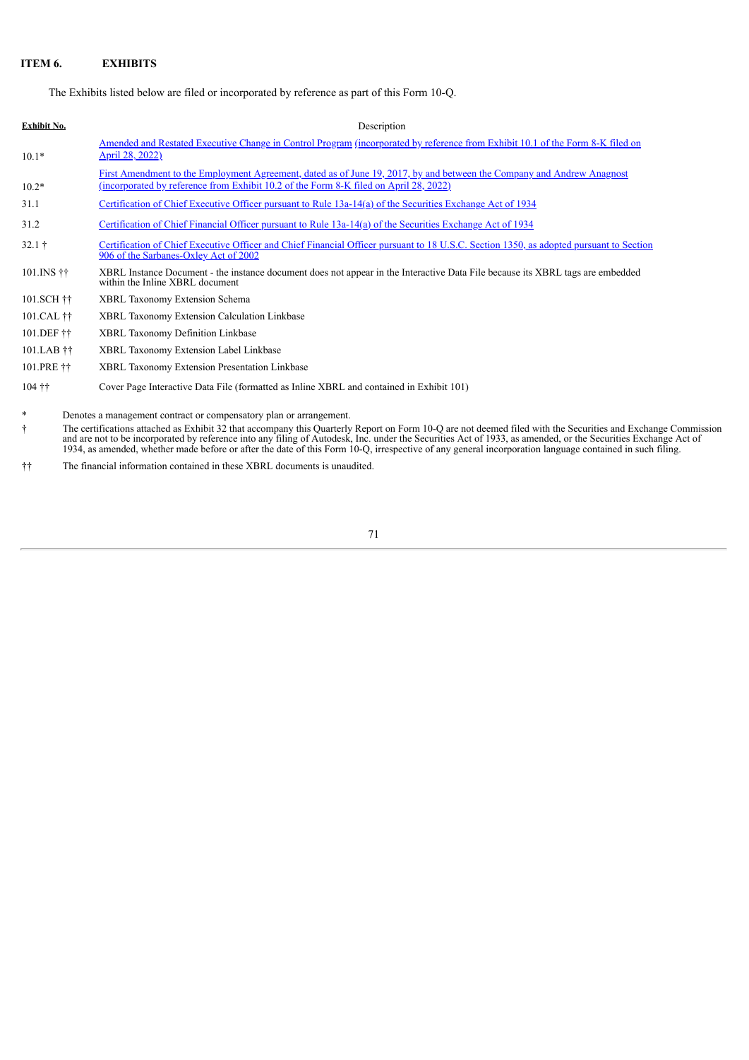## ITEM 6. EXHIBITS

The Exhibits listed below are filed or incorporated by reference as part of this Form 10-Q.

| Exhibit No. | Description |
|---|---|
| 10.1* | Amended and Restated Executive Change in Control Program (incorporated by reference from Exhibit 10.1 of the Form 8-K filed on April 28, 2022) |
| 10.2* | First Amendment to the Employment Agreement, dated as of June 19, 2017, by and between the Company and Andrew Anagnost (incorporated by reference from Exhibit 10.2 of the Form 8-K filed on April 28, 2022) |
| 31.1 | Certification of Chief Executive Officer pursuant to Rule 13a-14(a) of the Securities Exchange Act of 1934 |
| 31.2 | Certification of Chief Financial Officer pursuant to Rule 13a-14(a) of the Securities Exchange Act of 1934 |
| 32.1 † | Certification of Chief Executive Officer and Chief Financial Officer pursuant to 18 U.S.C. Section 1350, as adopted pursuant to Section 906 of the Sarbanes-Oxley Act of 2002 |
| 101.INS †† | XBRL Instance Document - the instance document does not appear in the Interactive Data File because its XBRL tags are embedded within the Inline XBRL document |
| 101.SCH †† | XBRL Taxonomy Extension Schema |
| 101.CAL †† | XBRL Taxonomy Extension Calculation Linkbase |
| 101.DEF †† | XBRL Taxonomy Definition Linkbase |
| 101.LAB †† | XBRL Taxonomy Extension Label Linkbase |
| 101.PRE †† | XBRL Taxonomy Extension Presentation Linkbase |
| 104 †† | Cover Page Interactive Data File (formatted as Inline XBRL and contained in Exhibit 101) |

\* Denotes a management contract or compensatory plan or arrangement.

† The certifications attached as Exhibit 32 that accompany this Quarterly Report on Form 10-Q are not deemed filed with the Securities and Exchange Commission and are not to be incorporated by reference into any filing of Autodesk, Inc. under the Securities Act of 1933, as amended, or the Securities Exchange Act of 1934, as amended, whether made before or after the date of this Form 10-Q, irrespective of any general incorporation language contained in such filing.

†† The financial information contained in these XBRL documents is unaudited.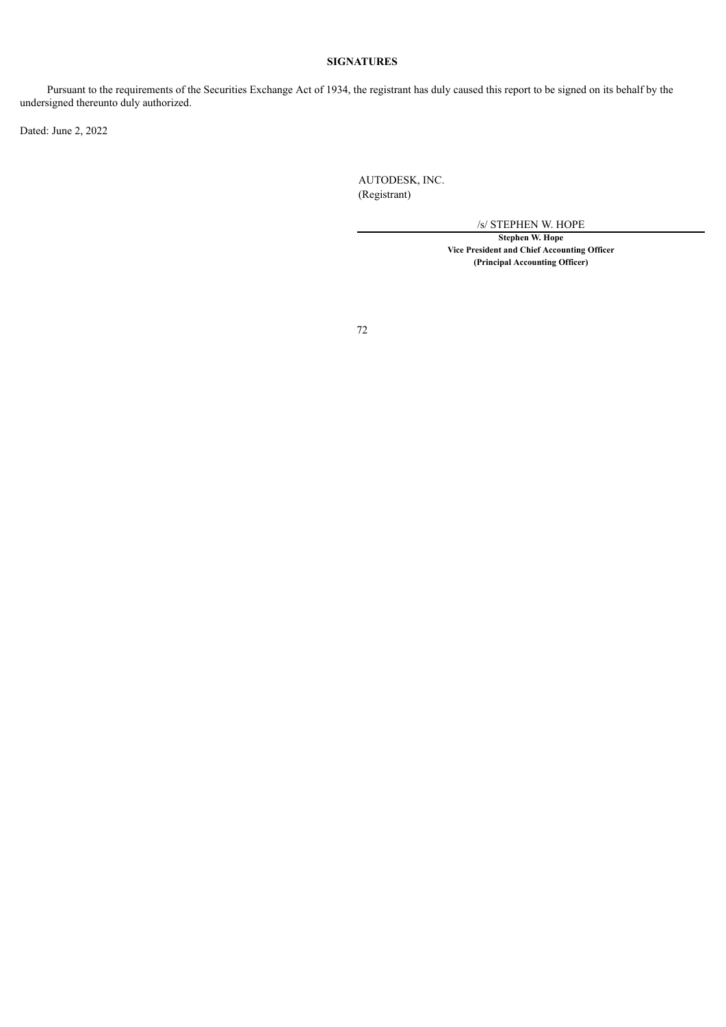## SIGNATURES

Pursuant to the requirements of the Securities Exchange Act of 1934, the registrant has duly caused this report to be signed on its behalf by the undersigned thereunto duly authorized.

Dated: June 2, 2022

AUTODESK, INC.
(Registrant)

/s/ STEPHEN W. HOPE

**Stephen W. Hope**
**Vice President and Chief Accounting Officer**
**(Principal Accounting Officer)**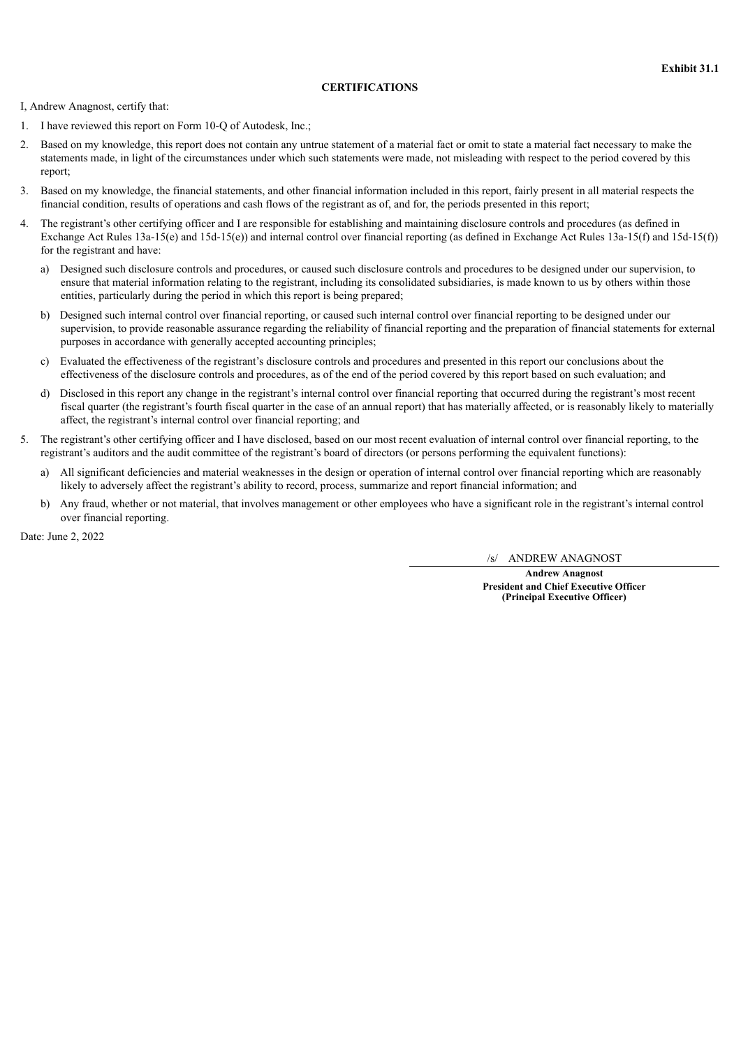**Exhibit 31.1**

## CERTIFICATIONS

I, Andrew Anagnost, certify that:

1. I have reviewed this report on Form 10-Q of Autodesk, Inc.;
2. Based on my knowledge, this report does not contain any untrue statement of a material fact or omit to state a material fact necessary to make the statements made, in light of the circumstances under which such statements were made, not misleading with respect to the period covered by this report;
3. Based on my knowledge, the financial statements, and other financial information included in this report, fairly present in all material respects the financial condition, results of operations and cash flows of the registrant as of, and for, the periods presented in this report;
4. The registrant's other certifying officer and I are responsible for establishing and maintaining disclosure controls and procedures (as defined in Exchange Act Rules 13a-15(e) and 15d-15(e)) and internal control over financial reporting (as defined in Exchange Act Rules 13a-15(f) and 15d-15(f)) for the registrant and have:
   a) Designed such disclosure controls and procedures, or caused such disclosure controls and procedures to be designed under our supervision, to ensure that material information relating to the registrant, including its consolidated subsidiaries, is made known to us by others within those entities, particularly during the period in which this report is being prepared;
   b) Designed such internal control over financial reporting, or caused such internal control over financial reporting to be designed under our supervision, to provide reasonable assurance regarding the reliability of financial reporting and the preparation of financial statements for external purposes in accordance with generally accepted accounting principles;
   c) Evaluated the effectiveness of the registrant's disclosure controls and procedures and presented in this report our conclusions about the effectiveness of the disclosure controls and procedures, as of the end of the period covered by this report based on such evaluation; and
   d) Disclosed in this report any change in the registrant's internal control over financial reporting that occurred during the registrant's most recent fiscal quarter (the registrant's fourth fiscal quarter in the case of an annual report) that has materially affected, or is reasonably likely to materially affect, the registrant's internal control over financial reporting; and
5. The registrant's other certifying officer and I have disclosed, based on our most recent evaluation of internal control over financial reporting, to the registrant's auditors and the audit committee of the registrant's board of directors (or persons performing the equivalent functions):
   a) All significant deficiencies and material weaknesses in the design or operation of internal control over financial reporting which are reasonably likely to adversely affect the registrant's ability to record, process, summarize and report financial information; and
   b) Any fraud, whether or not material, that involves management or other employees who have a significant role in the registrant's internal control over financial reporting.

Date: June 2, 2022

/s/ ANDREW ANAGNOST

**Andrew Anagnost**
**President and Chief Executive Officer**
**(Principal Executive Officer)**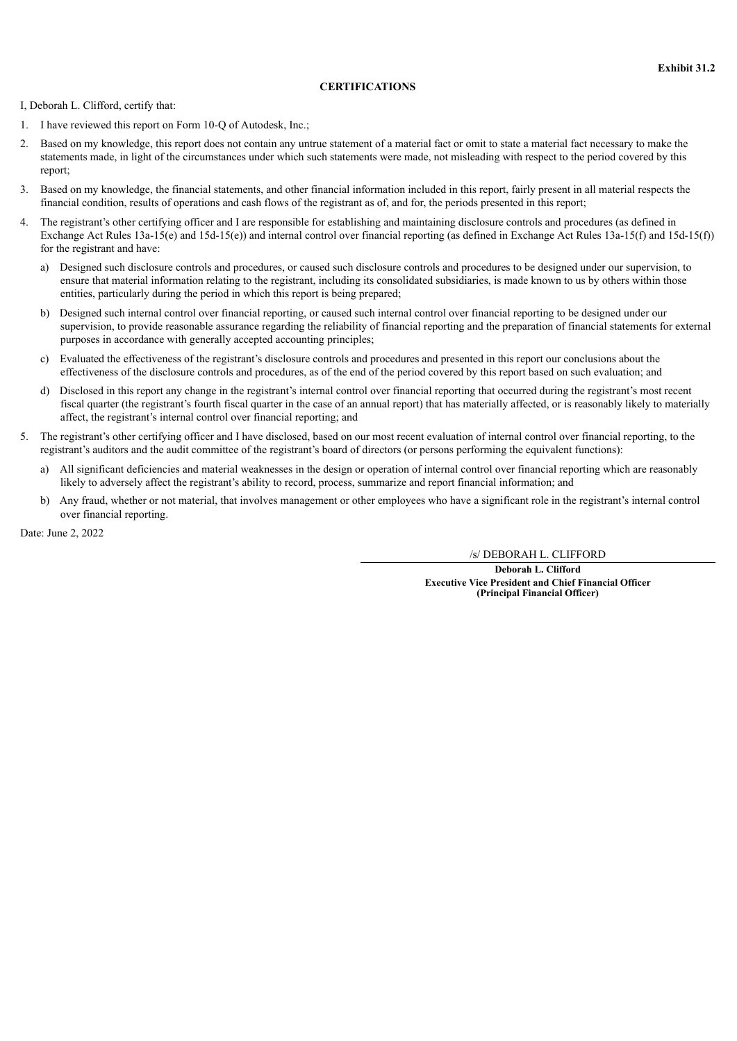**Exhibit 31.2**

**CERTIFICATIONS**

I, Deborah L. Clifford, certify that:

1. I have reviewed this report on Form 10-Q of Autodesk, Inc.;
2. Based on my knowledge, this report does not contain any untrue statement of a material fact or omit to state a material fact necessary to make the statements made, in light of the circumstances under which such statements were made, not misleading with respect to the period covered by this report;
3. Based on my knowledge, the financial statements, and other financial information included in this report, fairly present in all material respects the financial condition, results of operations and cash flows of the registrant as of, and for, the periods presented in this report;
4. The registrant's other certifying officer and I are responsible for establishing and maintaining disclosure controls and procedures (as defined in Exchange Act Rules 13a-15(e) and 15d-15(e)) and internal control over financial reporting (as defined in Exchange Act Rules 13a-15(f) and 15d-15(f)) for the registrant and have:
   a) Designed such disclosure controls and procedures, or caused such disclosure controls and procedures to be designed under our supervision, to ensure that material information relating to the registrant, including its consolidated subsidiaries, is made known to us by others within those entities, particularly during the period in which this report is being prepared;
   b) Designed such internal control over financial reporting, or caused such internal control over financial reporting to be designed under our supervision, to provide reasonable assurance regarding the reliability of financial reporting and the preparation of financial statements for external purposes in accordance with generally accepted accounting principles;
   c) Evaluated the effectiveness of the registrant's disclosure controls and procedures and presented in this report our conclusions about the effectiveness of the disclosure controls and procedures, as of the end of the period covered by this report based on such evaluation; and
   d) Disclosed in this report any change in the registrant's internal control over financial reporting that occurred during the registrant's most recent fiscal quarter (the registrant's fourth fiscal quarter in the case of an annual report) that has materially affected, or is reasonably likely to materially affect, the registrant's internal control over financial reporting; and
5. The registrant's other certifying officer and I have disclosed, based on our most recent evaluation of internal control over financial reporting, to the registrant's auditors and the audit committee of the registrant's board of directors (or persons performing the equivalent functions):
   a) All significant deficiencies and material weaknesses in the design or operation of internal control over financial reporting which are reasonably likely to adversely affect the registrant's ability to record, process, summarize and report financial information; and
   b) Any fraud, whether or not material, that involves management or other employees who have a significant role in the registrant's internal control over financial reporting.

Date: June 2, 2022

/s/ DEBORAH L. CLIFFORD

**Deborah L. Clifford**
**Executive Vice President and Chief Financial Officer**
**(Principal Financial Officer)**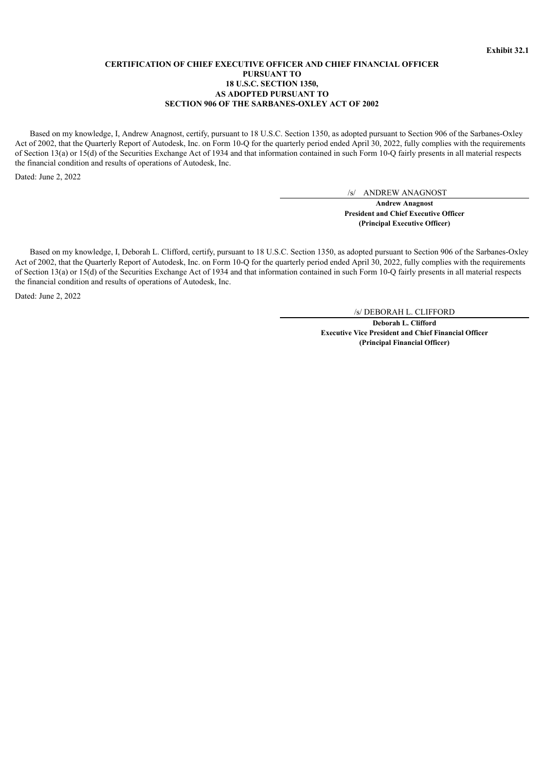**Exhibit 32.1**

**CERTIFICATION OF CHIEF EXECUTIVE OFFICER AND CHIEF FINANCIAL OFFICER PURSUANT TO 18 U.S.C. SECTION 1350, AS ADOPTED PURSUANT TO SECTION 906 OF THE SARBANES-OXLEY ACT OF 2002**

Based on my knowledge, I, Andrew Anagnost, certify, pursuant to 18 U.S.C. Section 1350, as adopted pursuant to Section 906 of the Sarbanes-Oxley Act of 2002, that the Quarterly Report of Autodesk, Inc. on Form 10-Q for the quarterly period ended April 30, 2022, fully complies with the requirements of Section 13(a) or 15(d) of the Securities Exchange Act of 1934 and that information contained in such Form 10-Q fairly presents in all material respects the financial condition and results of operations of Autodesk, Inc.

Dated: June 2, 2022

/s/ ANDREW ANAGNOST

**Andrew Anagnost**
**President and Chief Executive Officer**
**(Principal Executive Officer)**

Based on my knowledge, I, Deborah L. Clifford, certify, pursuant to 18 U.S.C. Section 1350, as adopted pursuant to Section 906 of the Sarbanes-Oxley Act of 2002, that the Quarterly Report of Autodesk, Inc. on Form 10-Q for the quarterly period ended April 30, 2022, fully complies with the requirements of Section 13(a) or 15(d) of the Securities Exchange Act of 1934 and that information contained in such Form 10-Q fairly presents in all material respects the financial condition and results of operations of Autodesk, Inc.

Dated: June 2, 2022

/s/ DEBORAH L. CLIFFORD

**Deborah L. Clifford**
**Executive Vice President and Chief Financial Officer**
**(Principal Financial Officer)**